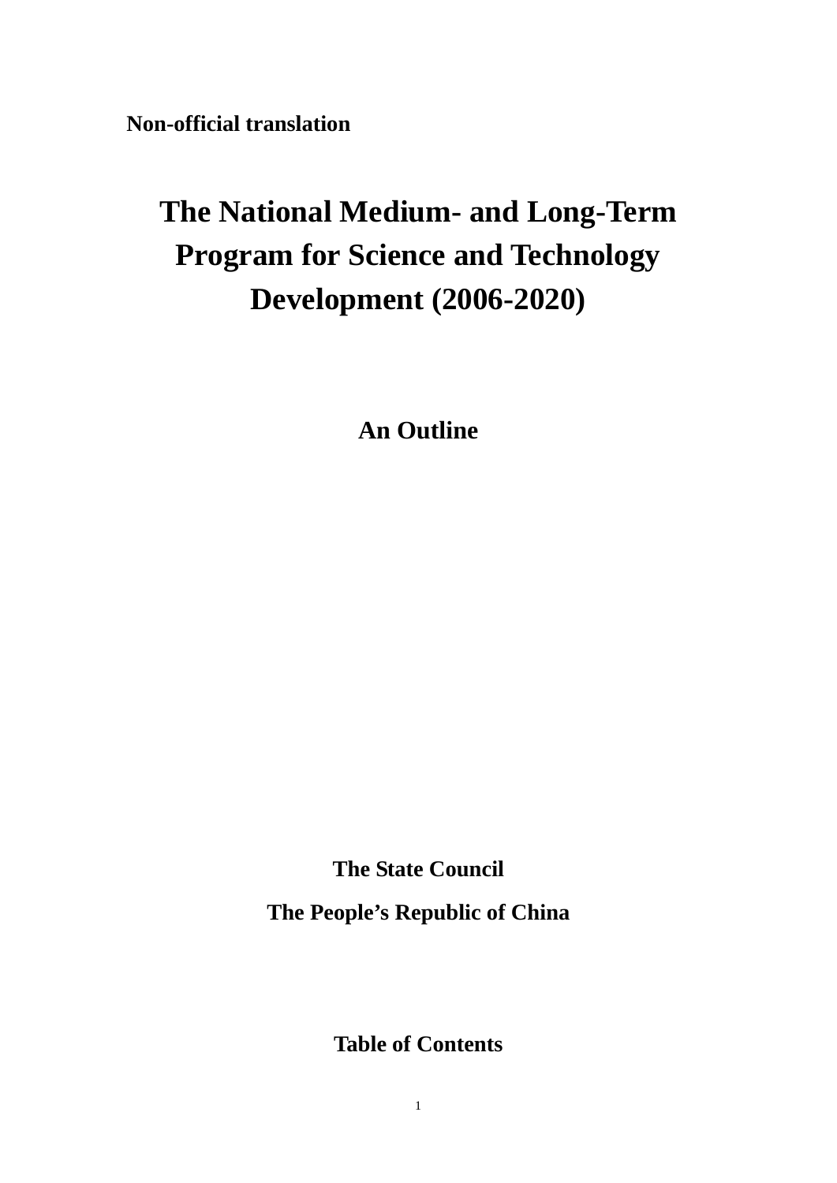**Non-official translation**

# The National Medium- and Long-Term Program for Science and Technology Development (2006-2020)

## An Outline

**The State Council**

**The People's Republic of China**

## Table of Contents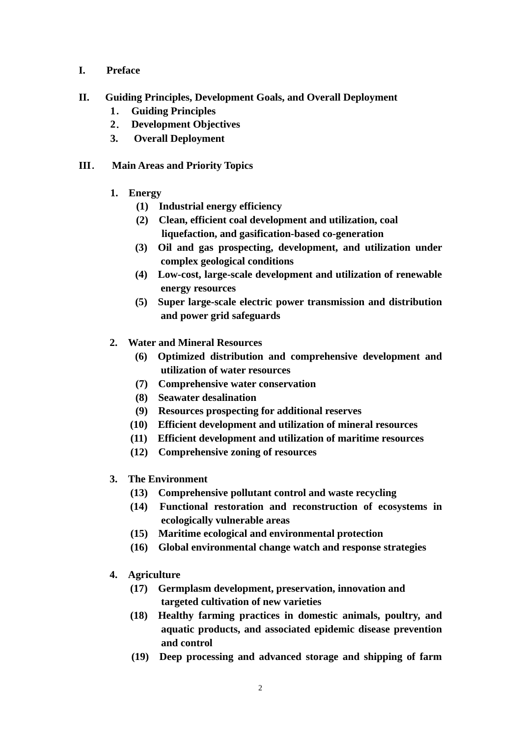**I. Preface**

**II. Guiding Principles, Development Goals, and Overall Deployment**

- **1． Guiding Principles**
- **2． Development Objectives**
- **3. Overall Deployment**

**III． Main Areas and Priority Topics**

**1. Energy**

- **(1) Industrial energy efficiency**
- **(2) Clean, efficient coal development and utilization, coal liquefaction, and gasification-based co-generation**
- **(3) Oil and gas prospecting, development, and utilization under complex geological conditions**
- **(4) Low-cost, large-scale development and utilization of renewable energy resources**
- **(5) Super large-scale electric power transmission and distribution and power grid safeguards**

**2. Water and Mineral Resources**

- **(6) Optimized distribution and comprehensive development and utilization of water resources**
- **(7) Comprehensive water conservation**
- **(8) Seawater desalination**
- **(9) Resources prospecting for additional reserves**
- **(10) Efficient development and utilization of mineral resources**
- **(11) Efficient development and utilization of maritime resources**
- **(12) Comprehensive zoning of resources**

**3. The Environment**

- **(13) Comprehensive pollutant control and waste recycling**
- **(14) Functional restoration and reconstruction of ecosystems in ecologically vulnerable areas**
- **(15) Maritime ecological and environmental protection**
- **(16) Global environmental change watch and response strategies**

**4. Agriculture**

- **(17) Germplasm development, preservation, innovation and targeted cultivation of new varieties**
- **(18) Healthy farming practices in domestic animals, poultry, and aquatic products, and associated epidemic disease prevention and control**
- **(19) Deep processing and advanced storage and shipping of farm**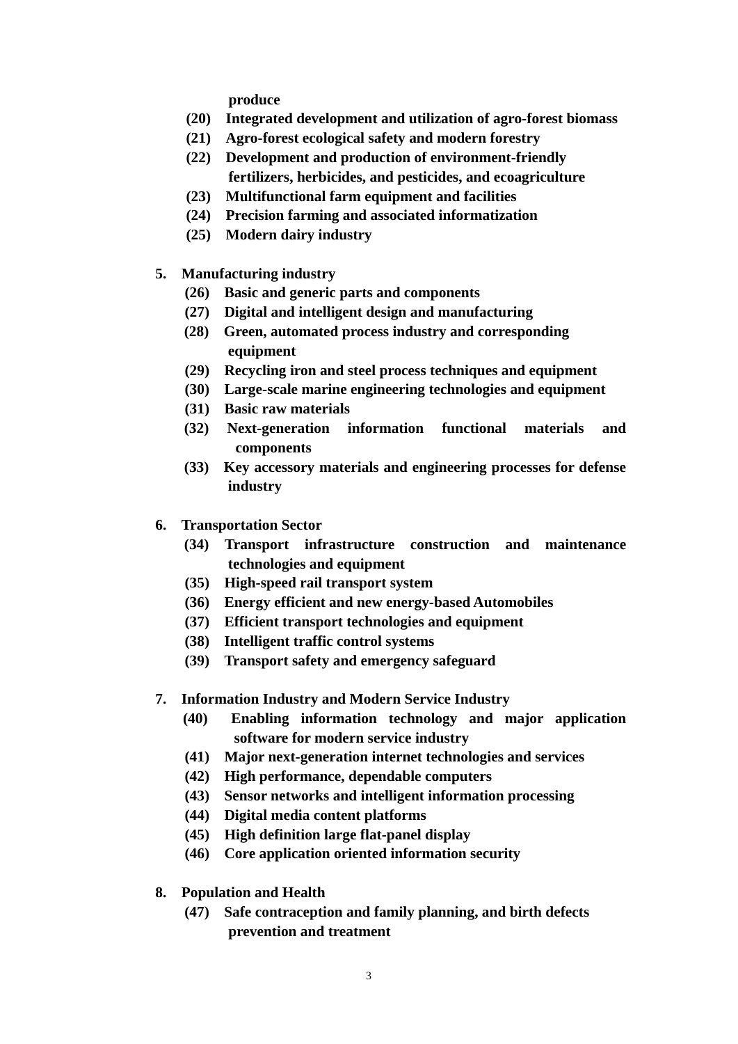**produce**

- **(20) Integrated development and utilization of agro-forest biomass**
- **(21) Agro-forest ecological safety and modern forestry**
- **(22) Development and production of environment-friendly fertilizers, herbicides, and pesticides, and ecoagriculture**
- **(23) Multifunctional farm equipment and facilities**
- **(24) Precision farming and associated informatization**
- **(25) Modern dairy industry**

**5. Manufacturing industry**

- **(26) Basic and generic parts and components**
- **(27) Digital and intelligent design and manufacturing**
- **(28) Green, automated process industry and corresponding equipment**
- **(29) Recycling iron and steel process techniques and equipment**
- **(30) Large-scale marine engineering technologies and equipment**
- **(31) Basic raw materials**
- **(32) Next-generation information functional materials and components**
- **(33) Key accessory materials and engineering processes for defense industry**

**6. Transportation Sector**

- **(34) Transport infrastructure construction and maintenance technologies and equipment**
- **(35) High-speed rail transport system**
- **(36) Energy efficient and new energy-based Automobiles**
- **(37) Efficient transport technologies and equipment**
- **(38) Intelligent traffic control systems**
- **(39) Transport safety and emergency safeguard**

**7. Information Industry and Modern Service Industry**

- **(40) Enabling information technology and major application software for modern service industry**
- **(41) Major next-generation internet technologies and services**
- **(42) High performance, dependable computers**
- **(43) Sensor networks and intelligent information processing**
- **(44) Digital media content platforms**
- **(45) High definition large flat-panel display**
- **(46) Core application oriented information security**

**8. Population and Health**

- **(47) Safe contraception and family planning, and birth defects prevention and treatment**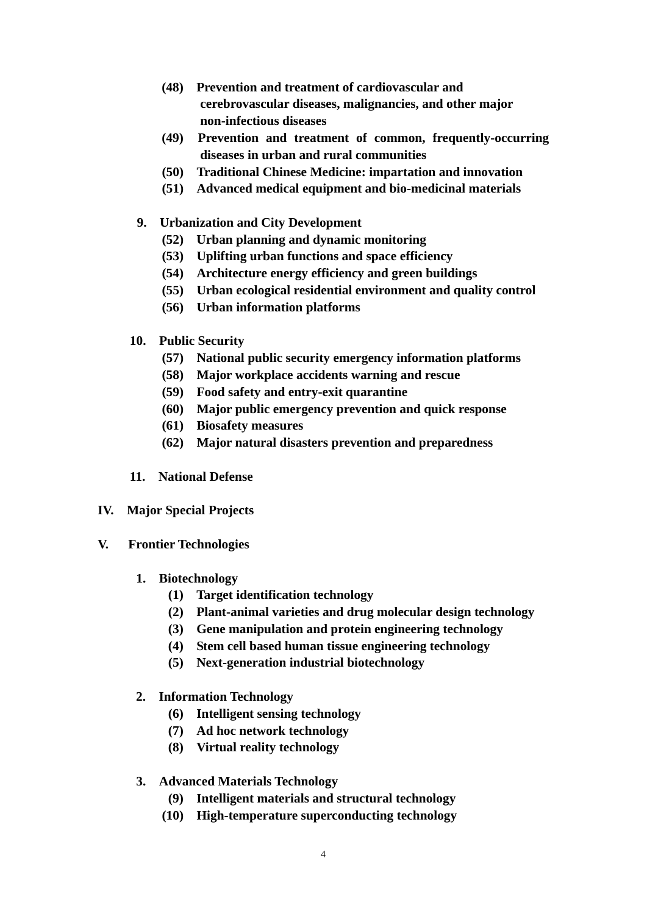- **(48) Prevention and treatment of cardiovascular and cerebrovascular diseases, malignancies, and other major non-infectious diseases**
- **(49) Prevention and treatment of common, frequently-occurring diseases in urban and rural communities**
- **(50) Traditional Chinese Medicine: impartation and innovation**
- **(51) Advanced medical equipment and bio-medicinal materials**

**9. Urbanization and City Development**

- **(52) Urban planning and dynamic monitoring**
- **(53) Uplifting urban functions and space efficiency**
- **(54) Architecture energy efficiency and green buildings**
- **(55) Urban ecological residential environment and quality control**
- **(56) Urban information platforms**

**10. Public Security**

- **(57) National public security emergency information platforms**
- **(58) Major workplace accidents warning and rescue**
- **(59) Food safety and entry-exit quarantine**
- **(60) Major public emergency prevention and quick response**
- **(61) Biosafety measures**
- **(62) Major natural disasters prevention and preparedness**

**11. National Defense**

## IV. Major Special Projects

## V. Frontier Technologies

**1. Biotechnology**

- **(1) Target identification technology**
- **(2) Plant-animal varieties and drug molecular design technology**
- **(3) Gene manipulation and protein engineering technology**
- **(4) Stem cell based human tissue engineering technology**
- **(5) Next-generation industrial biotechnology**

**2. Information Technology**

- **(6) Intelligent sensing technology**
- **(7) Ad hoc network technology**
- **(8) Virtual reality technology**

**3. Advanced Materials Technology**

- **(9) Intelligent materials and structural technology**
- **(10) High-temperature superconducting technology**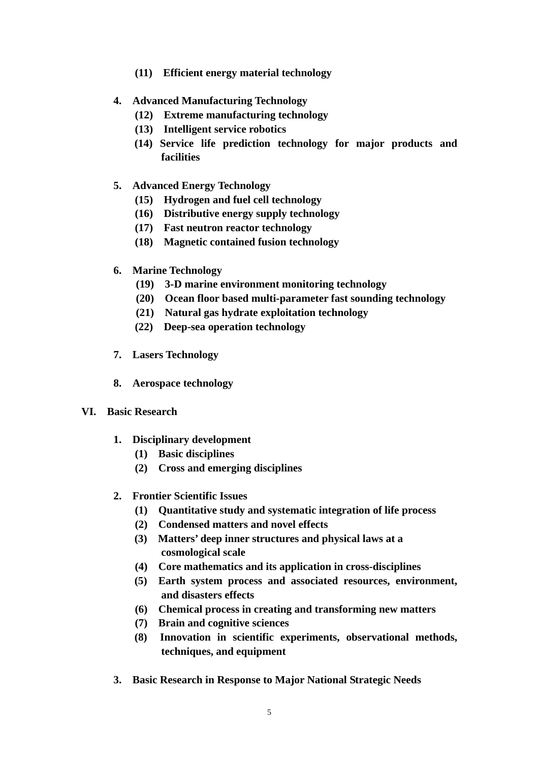**(11) Efficient energy material technology**

**4. Advanced Manufacturing Technology**

**(12) Extreme manufacturing technology**
**(13) Intelligent service robotics**
**(14) Service life prediction technology for major products and facilities**

**5. Advanced Energy Technology**

**(15) Hydrogen and fuel cell technology**
**(16) Distributive energy supply technology**
**(17) Fast neutron reactor technology**
**(18) Magnetic contained fusion technology**

**6. Marine Technology**

**(19) 3-D marine environment monitoring technology**
**(20) Ocean floor based multi-parameter fast sounding technology**
**(21) Natural gas hydrate exploitation technology**
**(22) Deep-sea operation technology**

**7. Lasers Technology**

**8. Aerospace technology**

## VI. Basic Research

**1. Disciplinary development**

**(1) Basic disciplines**
**(2) Cross and emerging disciplines**

**2. Frontier Scientific Issues**

**(1) Quantitative study and systematic integration of life process**
**(2) Condensed matters and novel effects**
**(3) Matters' deep inner structures and physical laws at a cosmological scale**
**(4) Core mathematics and its application in cross-disciplines**
**(5) Earth system process and associated resources, environment, and disasters effects**
**(6) Chemical process in creating and transforming new matters**
**(7) Brain and cognitive sciences**
**(8) Innovation in scientific experiments, observational methods, techniques, and equipment**

**3. Basic Research in Response to Major National Strategic Needs**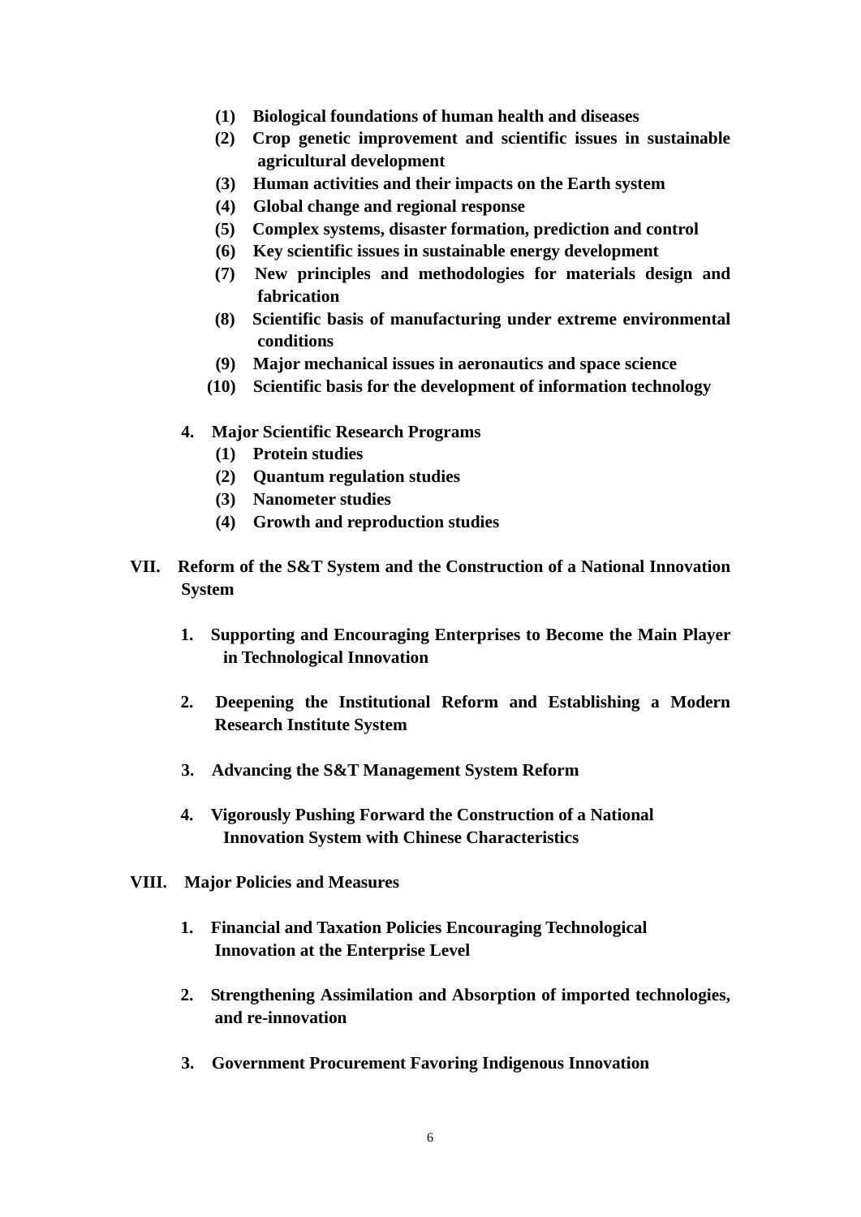**(1) Biological foundations of human health and diseases**

**(2) Crop genetic improvement and scientific issues in sustainable agricultural development**

**(3) Human activities and their impacts on the Earth system**

**(4) Global change and regional response**

**(5) Complex systems, disaster formation, prediction and control**

**(6) Key scientific issues in sustainable energy development**

**(7) New principles and methodologies for materials design and fabrication**

**(8) Scientific basis of manufacturing under extreme environmental conditions**

**(9) Major mechanical issues in aeronautics and space science**

**(10) Scientific basis for the development of information technology**

**4. Major Scientific Research Programs**

**(1) Protein studies**

**(2) Quantum regulation studies**

**(3) Nanometer studies**

**(4) Growth and reproduction studies**

**VII. Reform of the S&T System and the Construction of a National Innovation System**

**1. Supporting and Encouraging Enterprises to Become the Main Player in Technological Innovation**

**2. Deepening the Institutional Reform and Establishing a Modern Research Institute System**

**3. Advancing the S&T Management System Reform**

**4. Vigorously Pushing Forward the Construction of a National Innovation System with Chinese Characteristics**

**VIII. Major Policies and Measures**

**1. Financial and Taxation Policies Encouraging Technological Innovation at the Enterprise Level**

**2. Strengthening Assimilation and Absorption of imported technologies, and re-innovation**

**3. Government Procurement Favoring Indigenous Innovation**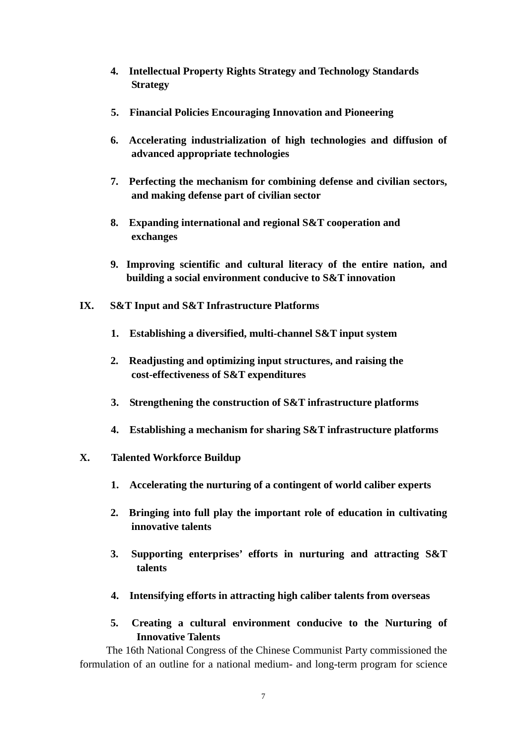4. **Intellectual Property Rights Strategy and Technology Standards Strategy**

5. **Financial Policies Encouraging Innovation and Pioneering**

6. **Accelerating industrialization of high technologies and diffusion of advanced appropriate technologies**

7. **Perfecting the mechanism for combining defense and civilian sectors, and making defense part of civilian sector**

8. **Expanding international and regional S&T cooperation and exchanges**

9. **Improving scientific and cultural literacy of the entire nation, and building a social environment conducive to S&T innovation**

**IX. S&T Input and S&T Infrastructure Platforms**

1. **Establishing a diversified, multi-channel S&T input system**

2. **Readjusting and optimizing input structures, and raising the cost-effectiveness of S&T expenditures**

3. **Strengthening the construction of S&T infrastructure platforms**

4. **Establishing a mechanism for sharing S&T infrastructure platforms**

**X. Talented Workforce Buildup**

1. **Accelerating the nurturing of a contingent of world caliber experts**

2. **Bringing into full play the important role of education in cultivating innovative talents**

3. **Supporting enterprises' efforts in nurturing and attracting S&T talents**

4. **Intensifying efforts in attracting high caliber talents from overseas**

5. **Creating a cultural environment conducive to the Nurturing of Innovative Talents**

The 16th National Congress of the Chinese Communist Party commissioned the formulation of an outline for a national medium- and long-term program for science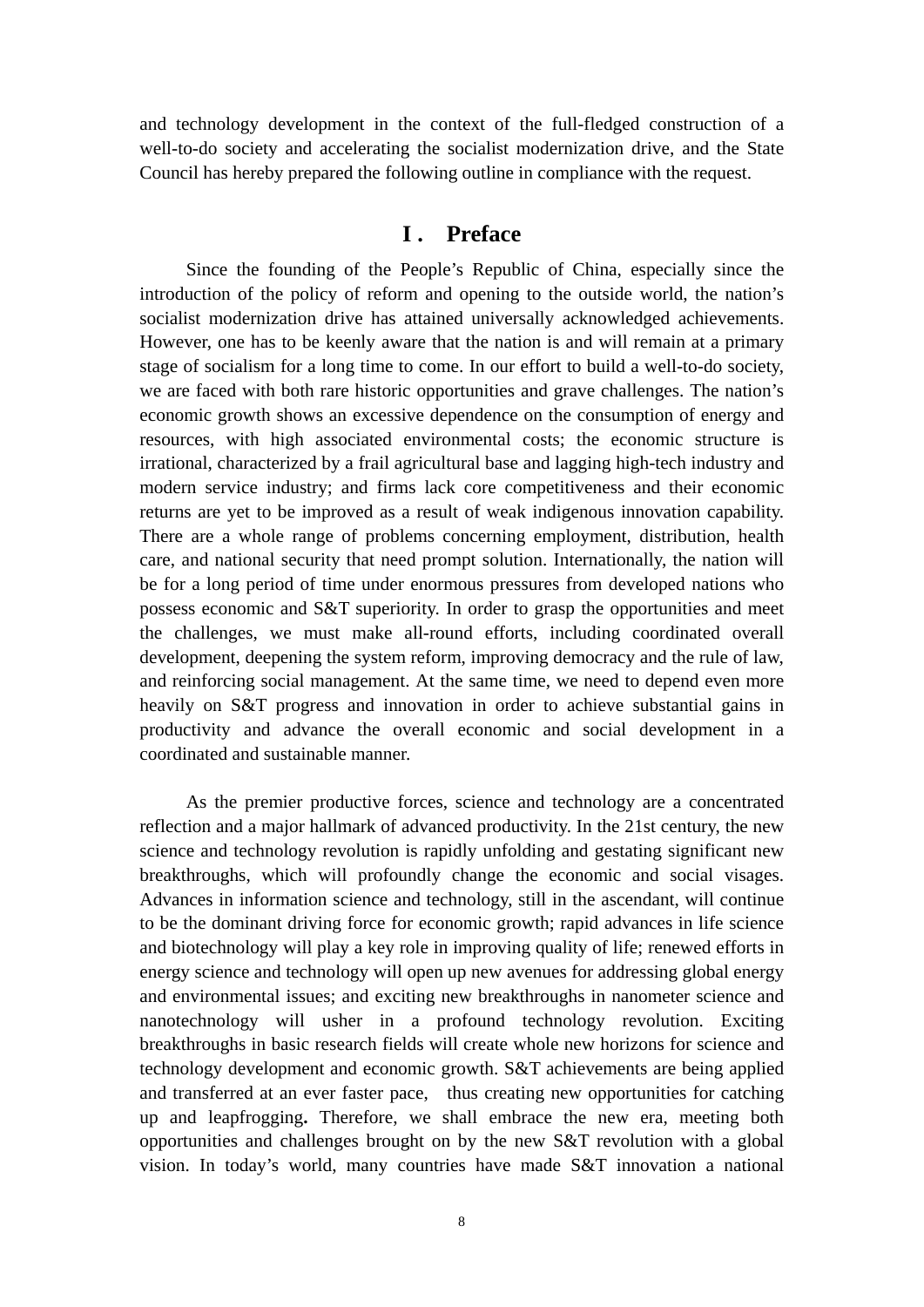and technology development in the context of the full-fledged construction of a well-to-do society and accelerating the socialist modernization drive, and the State Council has hereby prepared the following outline in compliance with the request.

## I . Preface

Since the founding of the People's Republic of China, especially since the introduction of the policy of reform and opening to the outside world, the nation's socialist modernization drive has attained universally acknowledged achievements. However, one has to be keenly aware that the nation is and will remain at a primary stage of socialism for a long time to come. In our effort to build a well-to-do society, we are faced with both rare historic opportunities and grave challenges. The nation's economic growth shows an excessive dependence on the consumption of energy and resources, with high associated environmental costs; the economic structure is irrational, characterized by a frail agricultural base and lagging high-tech industry and modern service industry; and firms lack core competitiveness and their economic returns are yet to be improved as a result of weak indigenous innovation capability. There are a whole range of problems concerning employment, distribution, health care, and national security that need prompt solution. Internationally, the nation will be for a long period of time under enormous pressures from developed nations who possess economic and S&T superiority. In order to grasp the opportunities and meet the challenges, we must make all-round efforts, including coordinated overall development, deepening the system reform, improving democracy and the rule of law, and reinforcing social management. At the same time, we need to depend even more heavily on S&T progress and innovation in order to achieve substantial gains in productivity and advance the overall economic and social development in a coordinated and sustainable manner.

As the premier productive forces, science and technology are a concentrated reflection and a major hallmark of advanced productivity. In the 21st century, the new science and technology revolution is rapidly unfolding and gestating significant new breakthroughs, which will profoundly change the economic and social visages. Advances in information science and technology, still in the ascendant, will continue to be the dominant driving force for economic growth; rapid advances in life science and biotechnology will play a key role in improving quality of life; renewed efforts in energy science and technology will open up new avenues for addressing global energy and environmental issues; and exciting new breakthroughs in nanometer science and nanotechnology will usher in a profound technology revolution. Exciting breakthroughs in basic research fields will create whole new horizons for science and technology development and economic growth. S&T achievements are being applied and transferred at an ever faster pace, thus creating new opportunities for catching up and leapfrogging**.** Therefore, we shall embrace the new era, meeting both opportunities and challenges brought on by the new S&T revolution with a global vision. In today's world, many countries have made S&T innovation a national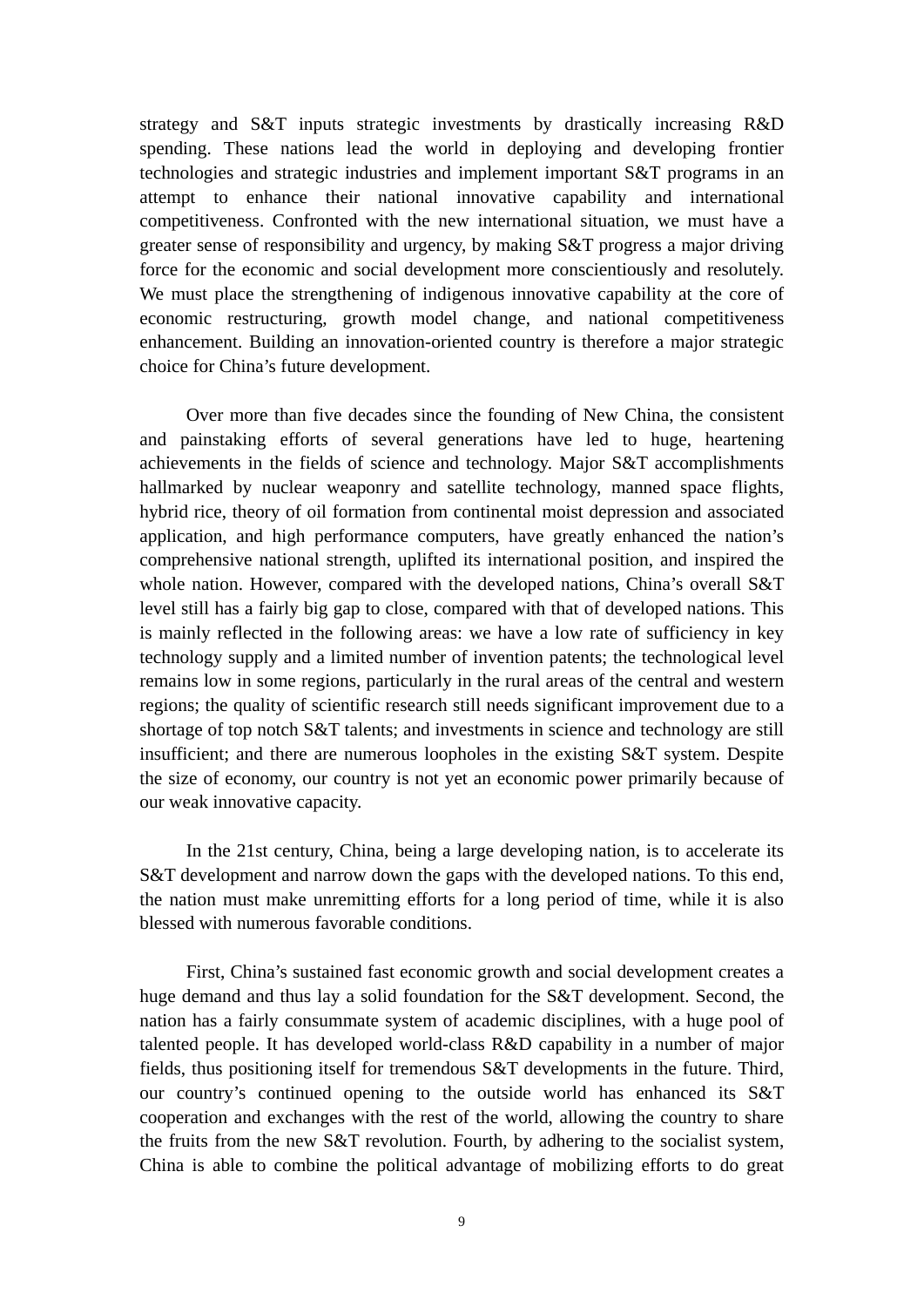strategy and S&T inputs strategic investments by drastically increasing R&D spending. These nations lead the world in deploying and developing frontier technologies and strategic industries and implement important S&T programs in an attempt to enhance their national innovative capability and international competitiveness. Confronted with the new international situation, we must have a greater sense of responsibility and urgency, by making S&T progress a major driving force for the economic and social development more conscientiously and resolutely. We must place the strengthening of indigenous innovative capability at the core of economic restructuring, growth model change, and national competitiveness enhancement. Building an innovation-oriented country is therefore a major strategic choice for China's future development.

Over more than five decades since the founding of New China, the consistent and painstaking efforts of several generations have led to huge, heartening achievements in the fields of science and technology. Major S&T accomplishments hallmarked by nuclear weaponry and satellite technology, manned space flights, hybrid rice, theory of oil formation from continental moist depression and associated application, and high performance computers, have greatly enhanced the nation's comprehensive national strength, uplifted its international position, and inspired the whole nation. However, compared with the developed nations, China's overall S&T level still has a fairly big gap to close, compared with that of developed nations. This is mainly reflected in the following areas: we have a low rate of sufficiency in key technology supply and a limited number of invention patents; the technological level remains low in some regions, particularly in the rural areas of the central and western regions; the quality of scientific research still needs significant improvement due to a shortage of top notch S&T talents; and investments in science and technology are still insufficient; and there are numerous loopholes in the existing S&T system. Despite the size of economy, our country is not yet an economic power primarily because of our weak innovative capacity.

In the 21st century, China, being a large developing nation, is to accelerate its S&T development and narrow down the gaps with the developed nations. To this end, the nation must make unremitting efforts for a long period of time, while it is also blessed with numerous favorable conditions.

First, China's sustained fast economic growth and social development creates a huge demand and thus lay a solid foundation for the S&T development. Second, the nation has a fairly consummate system of academic disciplines, with a huge pool of talented people. It has developed world-class R&D capability in a number of major fields, thus positioning itself for tremendous S&T developments in the future. Third, our country's continued opening to the outside world has enhanced its S&T cooperation and exchanges with the rest of the world, allowing the country to share the fruits from the new S&T revolution. Fourth, by adhering to the socialist system, China is able to combine the political advantage of mobilizing efforts to do great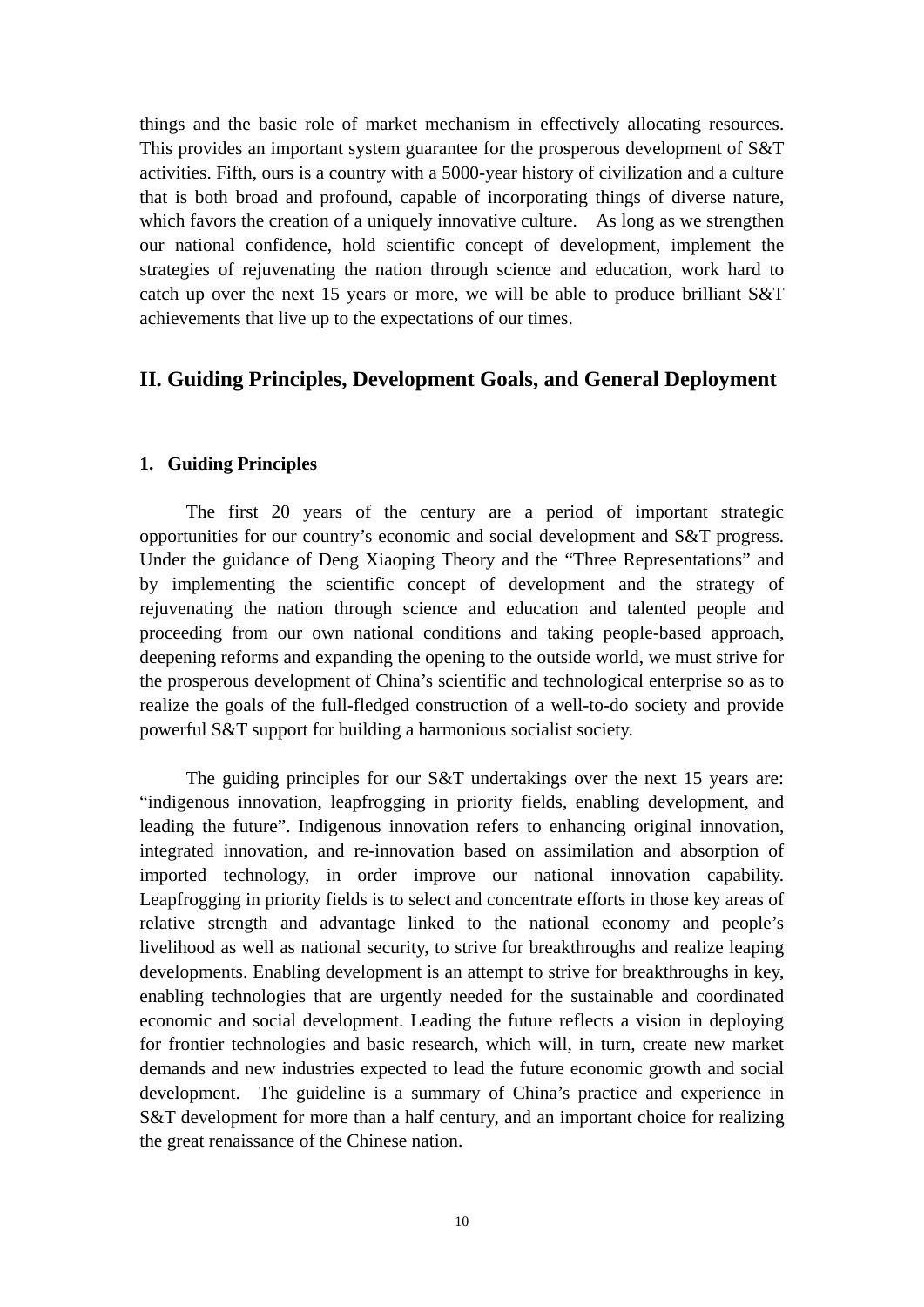things and the basic role of market mechanism in effectively allocating resources. This provides an important system guarantee for the prosperous development of S&T activities. Fifth, ours is a country with a 5000-year history of civilization and a culture that is both broad and profound, capable of incorporating things of diverse nature, which favors the creation of a uniquely innovative culture. As long as we strengthen our national confidence, hold scientific concept of development, implement the strategies of rejuvenating the nation through science and education, work hard to catch up over the next 15 years or more, we will be able to produce brilliant S&T achievements that live up to the expectations of our times.

## II. Guiding Principles, Development Goals, and General Deployment

### 1. Guiding Principles

The first 20 years of the century are a period of important strategic opportunities for our country's economic and social development and S&T progress. Under the guidance of Deng Xiaoping Theory and the "Three Representations" and by implementing the scientific concept of development and the strategy of rejuvenating the nation through science and education and talented people and proceeding from our own national conditions and taking people-based approach, deepening reforms and expanding the opening to the outside world, we must strive for the prosperous development of China's scientific and technological enterprise so as to realize the goals of the full-fledged construction of a well-to-do society and provide powerful S&T support for building a harmonious socialist society.

The guiding principles for our S&T undertakings over the next 15 years are: "indigenous innovation, leapfrogging in priority fields, enabling development, and leading the future". Indigenous innovation refers to enhancing original innovation, integrated innovation, and re-innovation based on assimilation and absorption of imported technology, in order improve our national innovation capability. Leapfrogging in priority fields is to select and concentrate efforts in those key areas of relative strength and advantage linked to the national economy and people's livelihood as well as national security, to strive for breakthroughs and realize leaping developments. Enabling development is an attempt to strive for breakthroughs in key, enabling technologies that are urgently needed for the sustainable and coordinated economic and social development. Leading the future reflects a vision in deploying for frontier technologies and basic research, which will, in turn, create new market demands and new industries expected to lead the future economic growth and social development. The guideline is a summary of China's practice and experience in S&T development for more than a half century, and an important choice for realizing the great renaissance of the Chinese nation.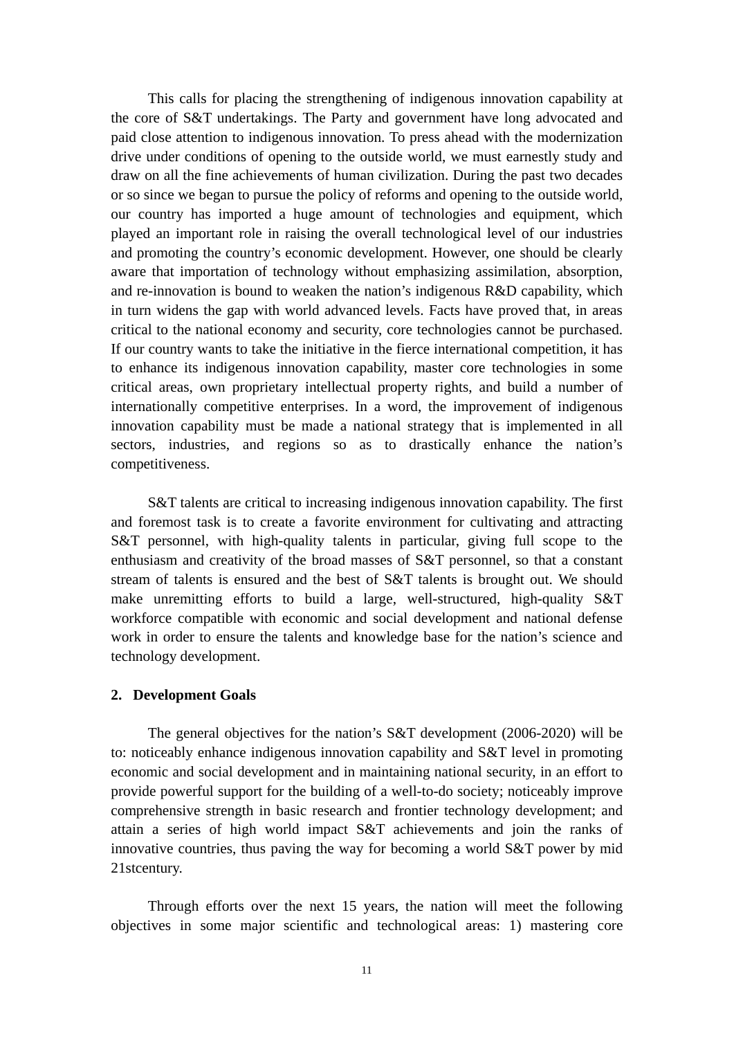This calls for placing the strengthening of indigenous innovation capability at the core of S&T undertakings. The Party and government have long advocated and paid close attention to indigenous innovation. To press ahead with the modernization drive under conditions of opening to the outside world, we must earnestly study and draw on all the fine achievements of human civilization. During the past two decades or so since we began to pursue the policy of reforms and opening to the outside world, our country has imported a huge amount of technologies and equipment, which played an important role in raising the overall technological level of our industries and promoting the country's economic development. However, one should be clearly aware that importation of technology without emphasizing assimilation, absorption, and re-innovation is bound to weaken the nation's indigenous R&D capability, which in turn widens the gap with world advanced levels. Facts have proved that, in areas critical to the national economy and security, core technologies cannot be purchased. If our country wants to take the initiative in the fierce international competition, it has to enhance its indigenous innovation capability, master core technologies in some critical areas, own proprietary intellectual property rights, and build a number of internationally competitive enterprises. In a word, the improvement of indigenous innovation capability must be made a national strategy that is implemented in all sectors, industries, and regions so as to drastically enhance the nation's competitiveness.

S&T talents are critical to increasing indigenous innovation capability. The first and foremost task is to create a favorite environment for cultivating and attracting S&T personnel, with high-quality talents in particular, giving full scope to the enthusiasm and creativity of the broad masses of S&T personnel, so that a constant stream of talents is ensured and the best of S&T talents is brought out. We should make unremitting efforts to build a large, well-structured, high-quality S&T workforce compatible with economic and social development and national defense work in order to ensure the talents and knowledge base for the nation's science and technology development.

## 2. Development Goals

The general objectives for the nation's S&T development (2006-2020) will be to: noticeably enhance indigenous innovation capability and S&T level in promoting economic and social development and in maintaining national security, in an effort to provide powerful support for the building of a well-to-do society; noticeably improve comprehensive strength in basic research and frontier technology development; and attain a series of high world impact S&T achievements and join the ranks of innovative countries, thus paving the way for becoming a world S&T power by mid 21stcentury.

Through efforts over the next 15 years, the nation will meet the following objectives in some major scientific and technological areas: 1) mastering core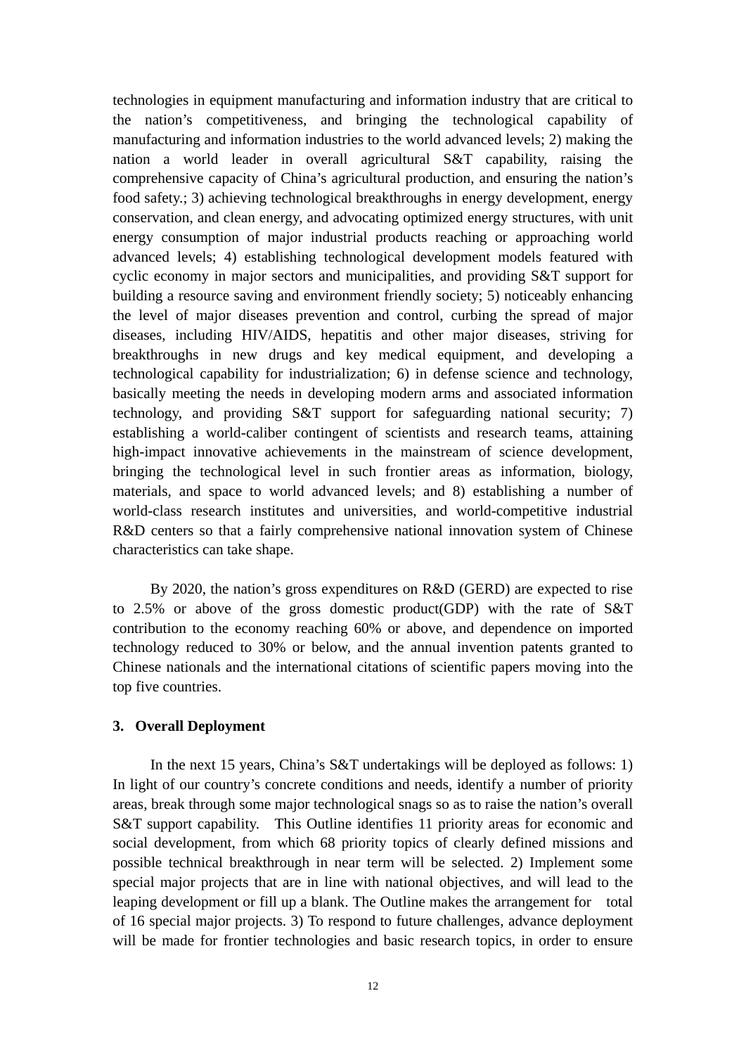technologies in equipment manufacturing and information industry that are critical to the nation's competitiveness, and bringing the technological capability of manufacturing and information industries to the world advanced levels; 2) making the nation a world leader in overall agricultural S&T capability, raising the comprehensive capacity of China's agricultural production, and ensuring the nation's food safety.; 3) achieving technological breakthroughs in energy development, energy conservation, and clean energy, and advocating optimized energy structures, with unit energy consumption of major industrial products reaching or approaching world advanced levels; 4) establishing technological development models featured with cyclic economy in major sectors and municipalities, and providing S&T support for building a resource saving and environment friendly society; 5) noticeably enhancing the level of major diseases prevention and control, curbing the spread of major diseases, including HIV/AIDS, hepatitis and other major diseases, striving for breakthroughs in new drugs and key medical equipment, and developing a technological capability for industrialization; 6) in defense science and technology, basically meeting the needs in developing modern arms and associated information technology, and providing S&T support for safeguarding national security; 7) establishing a world-caliber contingent of scientists and research teams, attaining high-impact innovative achievements in the mainstream of science development, bringing the technological level in such frontier areas as information, biology, materials, and space to world advanced levels; and 8) establishing a number of world-class research institutes and universities, and world-competitive industrial R&D centers so that a fairly comprehensive national innovation system of Chinese characteristics can take shape.

By 2020, the nation's gross expenditures on R&D (GERD) are expected to rise to 2.5% or above of the gross domestic product(GDP) with the rate of S&T contribution to the economy reaching 60% or above, and dependence on imported technology reduced to 30% or below, and the annual invention patents granted to Chinese nationals and the international citations of scientific papers moving into the top five countries.

### 3. Overall Deployment

In the next 15 years, China's S&T undertakings will be deployed as follows: 1) In light of our country's concrete conditions and needs, identify a number of priority areas, break through some major technological snags so as to raise the nation's overall S&T support capability. This Outline identifies 11 priority areas for economic and social development, from which 68 priority topics of clearly defined missions and possible technical breakthrough in near term will be selected. 2) Implement some special major projects that are in line with national objectives, and will lead to the leaping development or fill up a blank. The Outline makes the arrangement for total of 16 special major projects. 3) To respond to future challenges, advance deployment will be made for frontier technologies and basic research topics, in order to ensure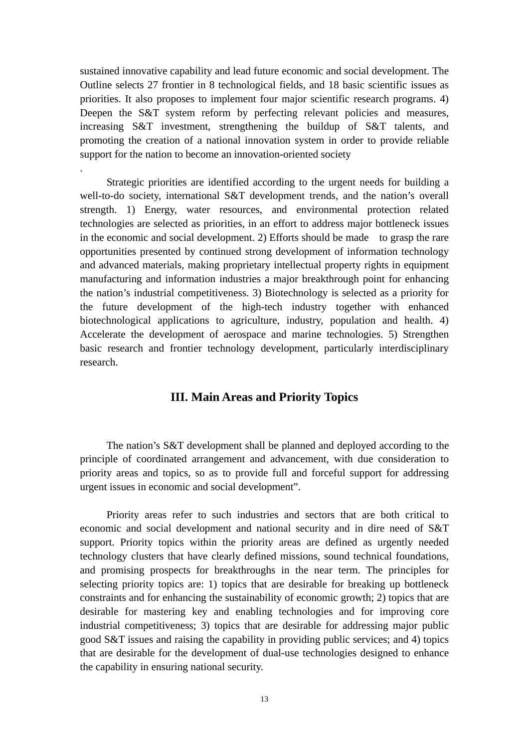sustained innovative capability and lead future economic and social development. The Outline selects 27 frontier in 8 technological fields, and 18 basic scientific issues as priorities. It also proposes to implement four major scientific research programs. 4) Deepen the S&T system reform by perfecting relevant policies and measures, increasing S&T investment, strengthening the buildup of S&T talents, and promoting the creation of a national innovation system in order to provide reliable support for the nation to become an innovation-oriented society

.

Strategic priorities are identified according to the urgent needs for building a well-to-do society, international S&T development trends, and the nation's overall strength. 1) Energy, water resources, and environmental protection related technologies are selected as priorities, in an effort to address major bottleneck issues in the economic and social development. 2) Efforts should be made to grasp the rare opportunities presented by continued strong development of information technology and advanced materials, making proprietary intellectual property rights in equipment manufacturing and information industries a major breakthrough point for enhancing the nation's industrial competitiveness. 3) Biotechnology is selected as a priority for the future development of the high-tech industry together with enhanced biotechnological applications to agriculture, industry, population and health. 4) Accelerate the development of aerospace and marine technologies. 5) Strengthen basic research and frontier technology development, particularly interdisciplinary research.

## III. Main Areas and Priority Topics

The nation's S&T development shall be planned and deployed according to the principle of coordinated arrangement and advancement, with due consideration to priority areas and topics, so as to provide full and forceful support for addressing urgent issues in economic and social development".

Priority areas refer to such industries and sectors that are both critical to economic and social development and national security and in dire need of S&T support. Priority topics within the priority areas are defined as urgently needed technology clusters that have clearly defined missions, sound technical foundations, and promising prospects for breakthroughs in the near term. The principles for selecting priority topics are: 1) topics that are desirable for breaking up bottleneck constraints and for enhancing the sustainability of economic growth; 2) topics that are desirable for mastering key and enabling technologies and for improving core industrial competitiveness; 3) topics that are desirable for addressing major public good S&T issues and raising the capability in providing public services; and 4) topics that are desirable for the development of dual-use technologies designed to enhance the capability in ensuring national security.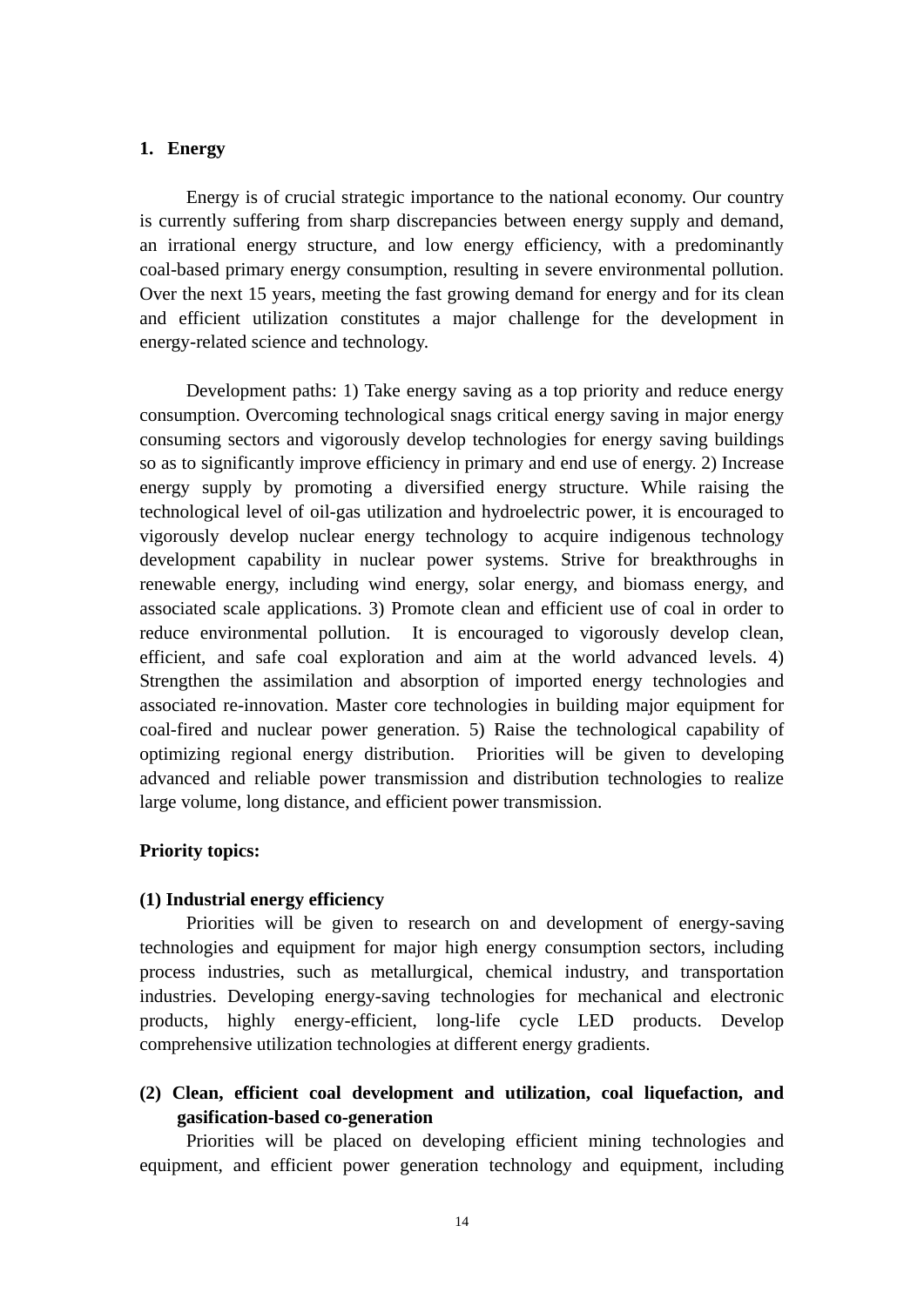## 1. Energy

Energy is of crucial strategic importance to the national economy. Our country is currently suffering from sharp discrepancies between energy supply and demand, an irrational energy structure, and low energy efficiency, with a predominantly coal-based primary energy consumption, resulting in severe environmental pollution. Over the next 15 years, meeting the fast growing demand for energy and for its clean and efficient utilization constitutes a major challenge for the development in energy-related science and technology.

Development paths: 1) Take energy saving as a top priority and reduce energy consumption. Overcoming technological snags critical energy saving in major energy consuming sectors and vigorously develop technologies for energy saving buildings so as to significantly improve efficiency in primary and end use of energy. 2) Increase energy supply by promoting a diversified energy structure. While raising the technological level of oil-gas utilization and hydroelectric power, it is encouraged to vigorously develop nuclear energy technology to acquire indigenous technology development capability in nuclear power systems. Strive for breakthroughs in renewable energy, including wind energy, solar energy, and biomass energy, and associated scale applications. 3) Promote clean and efficient use of coal in order to reduce environmental pollution. It is encouraged to vigorously develop clean, efficient, and safe coal exploration and aim at the world advanced levels. 4) Strengthen the assimilation and absorption of imported energy technologies and associated re-innovation. Master core technologies in building major equipment for coal-fired and nuclear power generation. 5) Raise the technological capability of optimizing regional energy distribution. Priorities will be given to developing advanced and reliable power transmission and distribution technologies to realize large volume, long distance, and efficient power transmission.

**Priority topics:**

**(1) Industrial energy efficiency**

Priorities will be given to research on and development of energy-saving technologies and equipment for major high energy consumption sectors, including process industries, such as metallurgical, chemical industry, and transportation industries. Developing energy-saving technologies for mechanical and electronic products, highly energy-efficient, long-life cycle LED products. Develop comprehensive utilization technologies at different energy gradients.

**(2) Clean, efficient coal development and utilization, coal liquefaction, and gasification-based co-generation**

Priorities will be placed on developing efficient mining technologies and equipment, and efficient power generation technology and equipment, including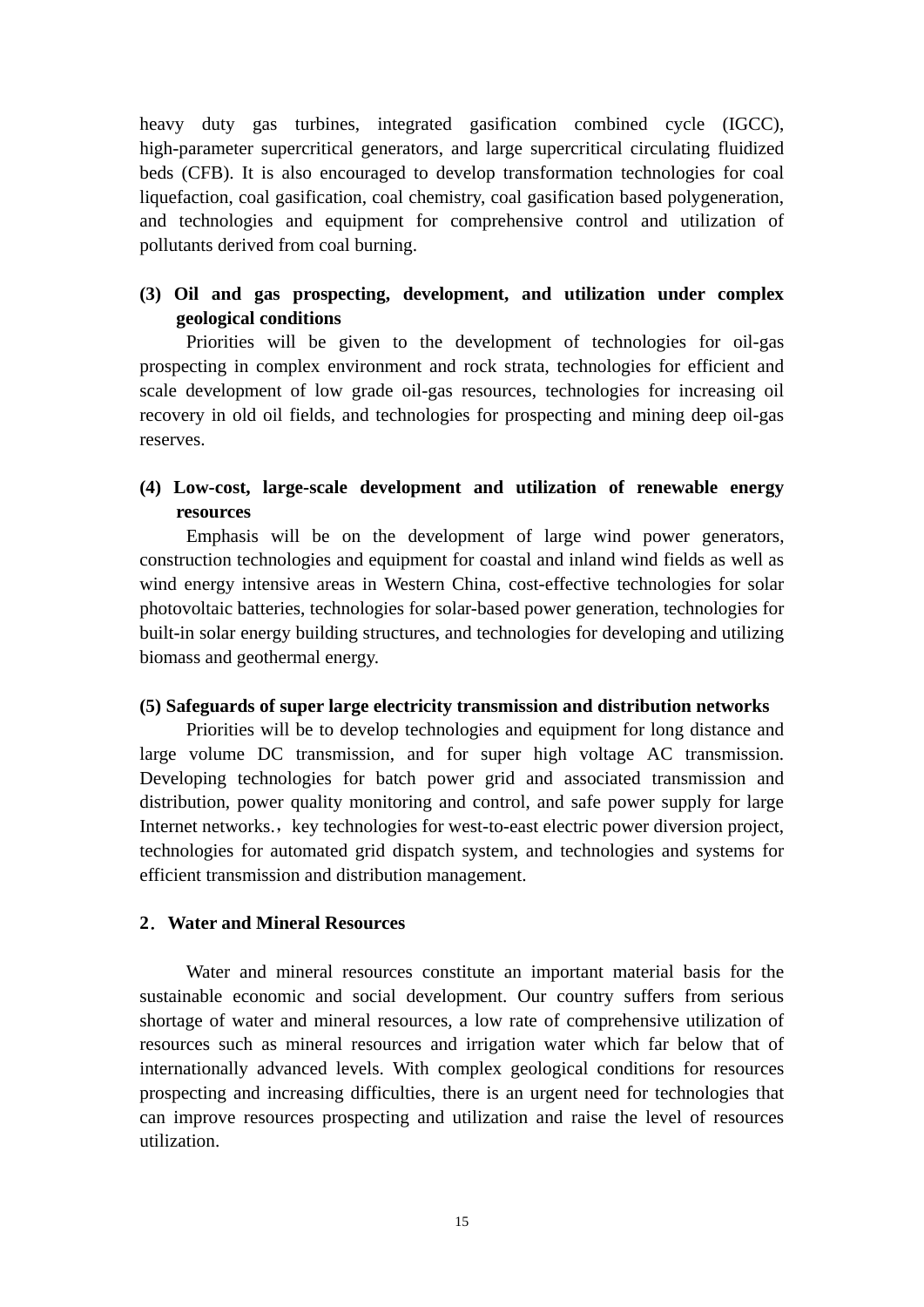heavy duty gas turbines, integrated gasification combined cycle (IGCC), high-parameter supercritical generators, and large supercritical circulating fluidized beds (CFB). It is also encouraged to develop transformation technologies for coal liquefaction, coal gasification, coal chemistry, coal gasification based polygeneration, and technologies and equipment for comprehensive control and utilization of pollutants derived from coal burning.

**(3) Oil and gas prospecting, development, and utilization under complex geological conditions**

Priorities will be given to the development of technologies for oil-gas prospecting in complex environment and rock strata, technologies for efficient and scale development of low grade oil-gas resources, technologies for increasing oil recovery in old oil fields, and technologies for prospecting and mining deep oil-gas reserves.

**(4) Low-cost, large-scale development and utilization of renewable energy resources**

Emphasis will be on the development of large wind power generators, construction technologies and equipment for coastal and inland wind fields as well as wind energy intensive areas in Western China, cost-effective technologies for solar photovoltaic batteries, technologies for solar-based power generation, technologies for built-in solar energy building structures, and technologies for developing and utilizing biomass and geothermal energy.

**(5) Safeguards of super large electricity transmission and distribution networks**

Priorities will be to develop technologies and equipment for long distance and large volume DC transmission, and for super high voltage AC transmission. Developing technologies for batch power grid and associated transmission and distribution, power quality monitoring and control, and safe power supply for large Internet networks.，key technologies for west-to-east electric power diversion project, technologies for automated grid dispatch system, and technologies and systems for efficient transmission and distribution management.

**2．Water and Mineral Resources**

Water and mineral resources constitute an important material basis for the sustainable economic and social development. Our country suffers from serious shortage of water and mineral resources, a low rate of comprehensive utilization of resources such as mineral resources and irrigation water which far below that of internationally advanced levels. With complex geological conditions for resources prospecting and increasing difficulties, there is an urgent need for technologies that can improve resources prospecting and utilization and raise the level of resources utilization.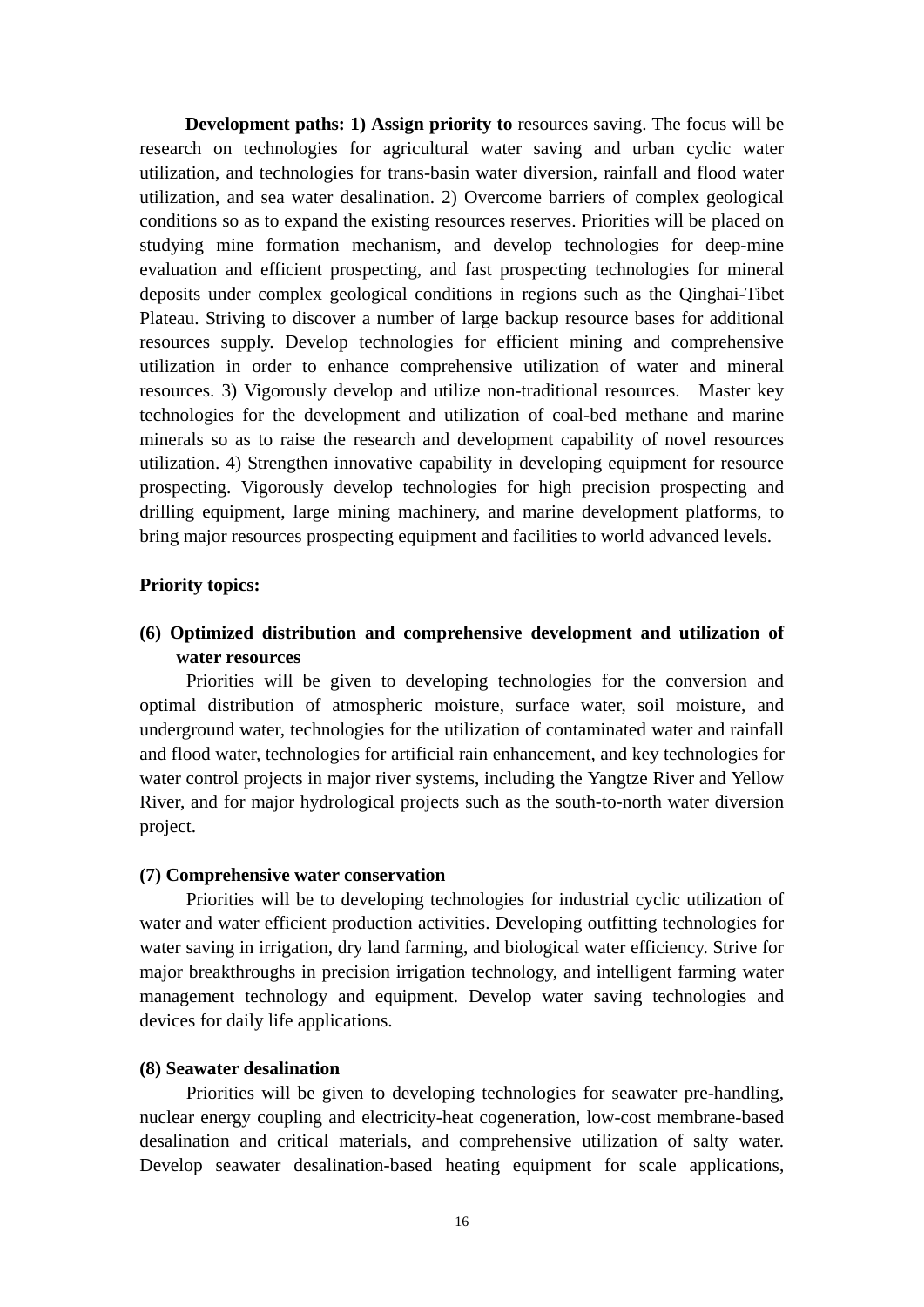**Development paths: 1) Assign priority to** resources saving. The focus will be research on technologies for agricultural water saving and urban cyclic water utilization, and technologies for trans-basin water diversion, rainfall and flood water utilization, and sea water desalination. 2) Overcome barriers of complex geological conditions so as to expand the existing resources reserves. Priorities will be placed on studying mine formation mechanism, and develop technologies for deep-mine evaluation and efficient prospecting, and fast prospecting technologies for mineral deposits under complex geological conditions in regions such as the Qinghai-Tibet Plateau. Striving to discover a number of large backup resource bases for additional resources supply. Develop technologies for efficient mining and comprehensive utilization in order to enhance comprehensive utilization of water and mineral resources. 3) Vigorously develop and utilize non-traditional resources. Master key technologies for the development and utilization of coal-bed methane and marine minerals so as to raise the research and development capability of novel resources utilization. 4) Strengthen innovative capability in developing equipment for resource prospecting. Vigorously develop technologies for high precision prospecting and drilling equipment, large mining machinery, and marine development platforms, to bring major resources prospecting equipment and facilities to world advanced levels.

**Priority topics:**

**(6) Optimized distribution and comprehensive development and utilization of water resources**

Priorities will be given to developing technologies for the conversion and optimal distribution of atmospheric moisture, surface water, soil moisture, and underground water, technologies for the utilization of contaminated water and rainfall and flood water, technologies for artificial rain enhancement, and key technologies for water control projects in major river systems, including the Yangtze River and Yellow River, and for major hydrological projects such as the south-to-north water diversion project.

**(7) Comprehensive water conservation**

Priorities will be to developing technologies for industrial cyclic utilization of water and water efficient production activities. Developing outfitting technologies for water saving in irrigation, dry land farming, and biological water efficiency. Strive for major breakthroughs in precision irrigation technology, and intelligent farming water management technology and equipment. Develop water saving technologies and devices for daily life applications.

**(8) Seawater desalination**

Priorities will be given to developing technologies for seawater pre-handling, nuclear energy coupling and electricity-heat cogeneration, low-cost membrane-based desalination and critical materials, and comprehensive utilization of salty water. Develop seawater desalination-based heating equipment for scale applications,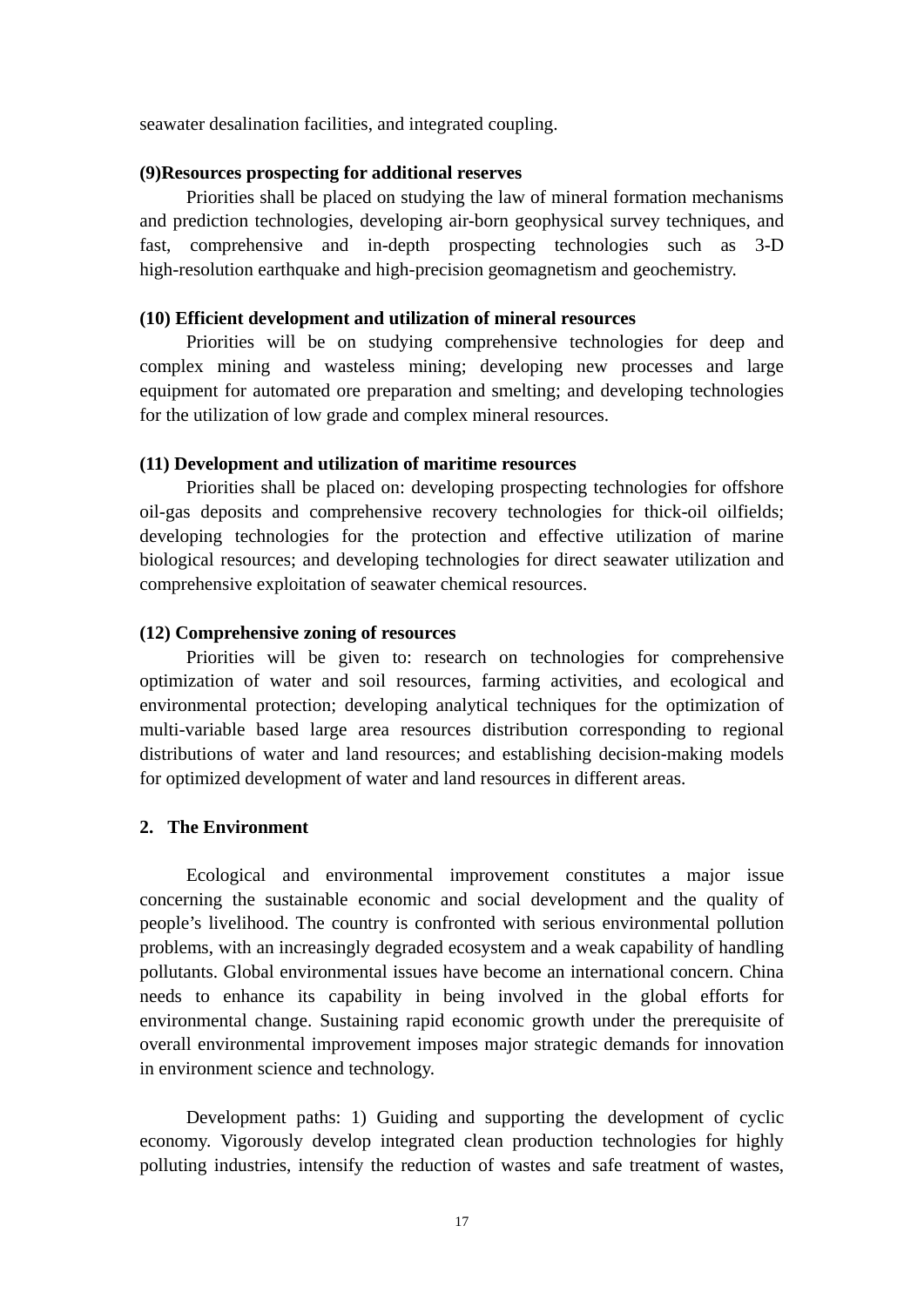seawater desalination facilities, and integrated coupling.

**(9)Resources prospecting for additional reserves**

Priorities shall be placed on studying the law of mineral formation mechanisms and prediction technologies, developing air-born geophysical survey techniques, and fast, comprehensive and in-depth prospecting technologies such as 3-D high-resolution earthquake and high-precision geomagnetism and geochemistry.

**(10) Efficient development and utilization of mineral resources**

Priorities will be on studying comprehensive technologies for deep and complex mining and wasteless mining; developing new processes and large equipment for automated ore preparation and smelting; and developing technologies for the utilization of low grade and complex mineral resources.

**(11) Development and utilization of maritime resources**

Priorities shall be placed on: developing prospecting technologies for offshore oil-gas deposits and comprehensive recovery technologies for thick-oil oilfields; developing technologies for the protection and effective utilization of marine biological resources; and developing technologies for direct seawater utilization and comprehensive exploitation of seawater chemical resources.

**(12) Comprehensive zoning of resources**

Priorities will be given to: research on technologies for comprehensive optimization of water and soil resources, farming activities, and ecological and environmental protection; developing analytical techniques for the optimization of multi-variable based large area resources distribution corresponding to regional distributions of water and land resources; and establishing decision-making models for optimized development of water and land resources in different areas.

## 2. The Environment

Ecological and environmental improvement constitutes a major issue concerning the sustainable economic and social development and the quality of people's livelihood. The country is confronted with serious environmental pollution problems, with an increasingly degraded ecosystem and a weak capability of handling pollutants. Global environmental issues have become an international concern. China needs to enhance its capability in being involved in the global efforts for environmental change. Sustaining rapid economic growth under the prerequisite of overall environmental improvement imposes major strategic demands for innovation in environment science and technology.

Development paths: 1) Guiding and supporting the development of cyclic economy. Vigorously develop integrated clean production technologies for highly polluting industries, intensify the reduction of wastes and safe treatment of wastes,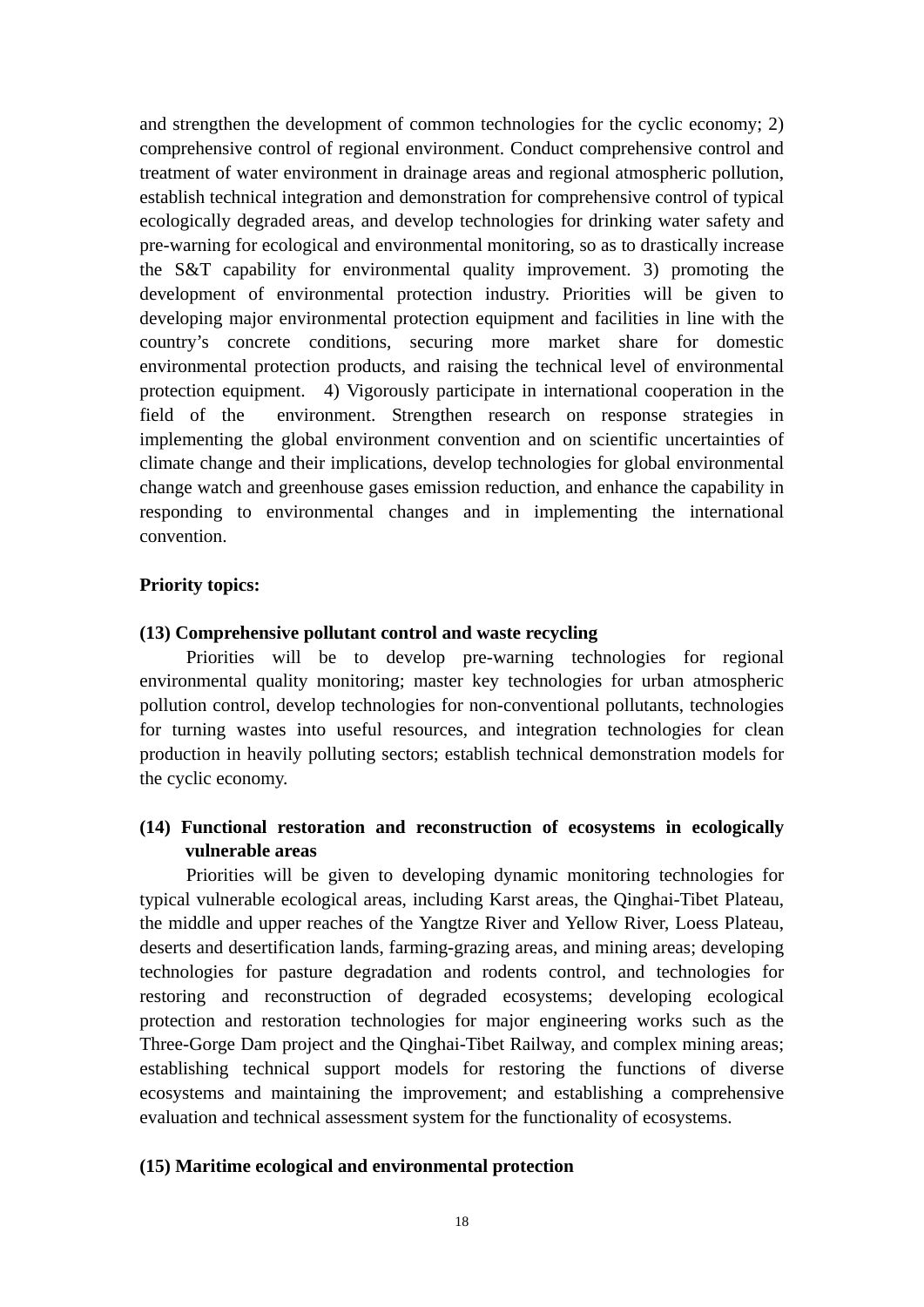and strengthen the development of common technologies for the cyclic economy; 2) comprehensive control of regional environment. Conduct comprehensive control and treatment of water environment in drainage areas and regional atmospheric pollution, establish technical integration and demonstration for comprehensive control of typical ecologically degraded areas, and develop technologies for drinking water safety and pre-warning for ecological and environmental monitoring, so as to drastically increase the S&T capability for environmental quality improvement. 3) promoting the development of environmental protection industry. Priorities will be given to developing major environmental protection equipment and facilities in line with the country's concrete conditions, securing more market share for domestic environmental protection products, and raising the technical level of environmental protection equipment. 4) Vigorously participate in international cooperation in the field of the environment. Strengthen research on response strategies in implementing the global environment convention and on scientific uncertainties of climate change and their implications, develop technologies for global environmental change watch and greenhouse gases emission reduction, and enhance the capability in responding to environmental changes and in implementing the international convention.

**Priority topics:**

**(13) Comprehensive pollutant control and waste recycling**

Priorities will be to develop pre-warning technologies for regional environmental quality monitoring; master key technologies for urban atmospheric pollution control, develop technologies for non-conventional pollutants, technologies for turning wastes into useful resources, and integration technologies for clean production in heavily polluting sectors; establish technical demonstration models for the cyclic economy.

**(14) Functional restoration and reconstruction of ecosystems in ecologically vulnerable areas**

Priorities will be given to developing dynamic monitoring technologies for typical vulnerable ecological areas, including Karst areas, the Qinghai-Tibet Plateau, the middle and upper reaches of the Yangtze River and Yellow River, Loess Plateau, deserts and desertification lands, farming-grazing areas, and mining areas; developing technologies for pasture degradation and rodents control, and technologies for restoring and reconstruction of degraded ecosystems; developing ecological protection and restoration technologies for major engineering works such as the Three-Gorge Dam project and the Qinghai-Tibet Railway, and complex mining areas; establishing technical support models for restoring the functions of diverse ecosystems and maintaining the improvement; and establishing a comprehensive evaluation and technical assessment system for the functionality of ecosystems.

**(15) Maritime ecological and environmental protection**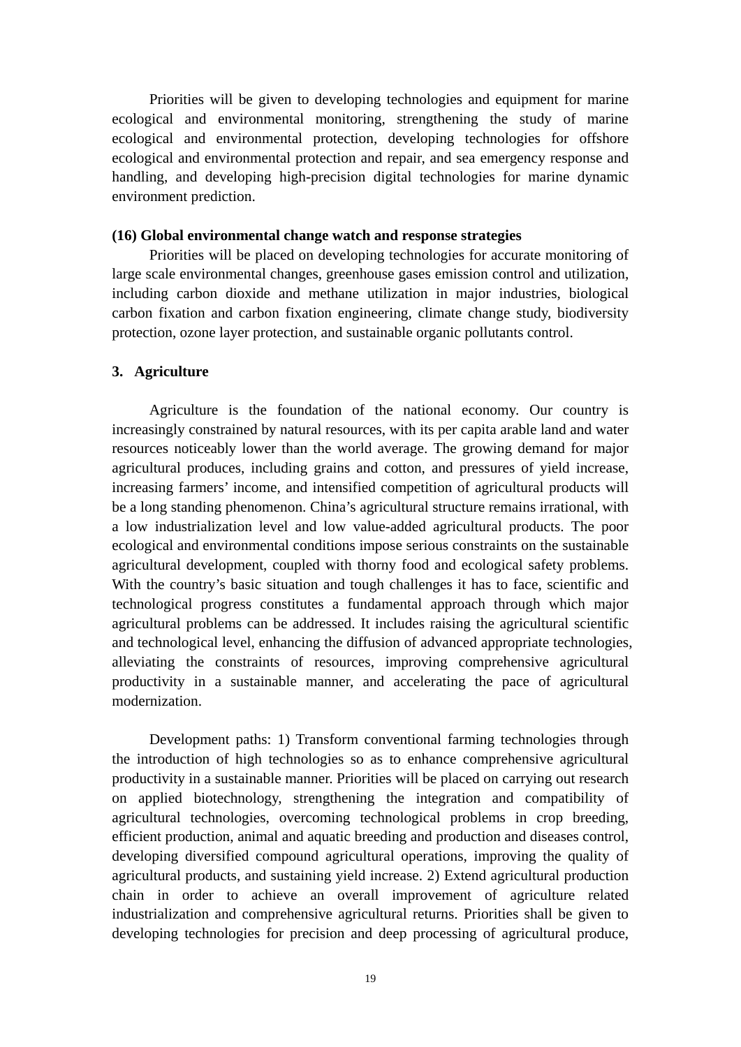Priorities will be given to developing technologies and equipment for marine ecological and environmental monitoring, strengthening the study of marine ecological and environmental protection, developing technologies for offshore ecological and environmental protection and repair, and sea emergency response and handling, and developing high-precision digital technologies for marine dynamic environment prediction.

**(16) Global environmental change watch and response strategies**

Priorities will be placed on developing technologies for accurate monitoring of large scale environmental changes, greenhouse gases emission control and utilization, including carbon dioxide and methane utilization in major industries, biological carbon fixation and carbon fixation engineering, climate change study, biodiversity protection, ozone layer protection, and sustainable organic pollutants control.

### 3. Agriculture

Agriculture is the foundation of the national economy. Our country is increasingly constrained by natural resources, with its per capita arable land and water resources noticeably lower than the world average. The growing demand for major agricultural produces, including grains and cotton, and pressures of yield increase, increasing farmers' income, and intensified competition of agricultural products will be a long standing phenomenon. China's agricultural structure remains irrational, with a low industrialization level and low value-added agricultural products. The poor ecological and environmental conditions impose serious constraints on the sustainable agricultural development, coupled with thorny food and ecological safety problems. With the country's basic situation and tough challenges it has to face, scientific and technological progress constitutes a fundamental approach through which major agricultural problems can be addressed. It includes raising the agricultural scientific and technological level, enhancing the diffusion of advanced appropriate technologies, alleviating the constraints of resources, improving comprehensive agricultural productivity in a sustainable manner, and accelerating the pace of agricultural modernization.

Development paths: 1) Transform conventional farming technologies through the introduction of high technologies so as to enhance comprehensive agricultural productivity in a sustainable manner. Priorities will be placed on carrying out research on applied biotechnology, strengthening the integration and compatibility of agricultural technologies, overcoming technological problems in crop breeding, efficient production, animal and aquatic breeding and production and diseases control, developing diversified compound agricultural operations, improving the quality of agricultural products, and sustaining yield increase. 2) Extend agricultural production chain in order to achieve an overall improvement of agriculture related industrialization and comprehensive agricultural returns. Priorities shall be given to developing technologies for precision and deep processing of agricultural produce,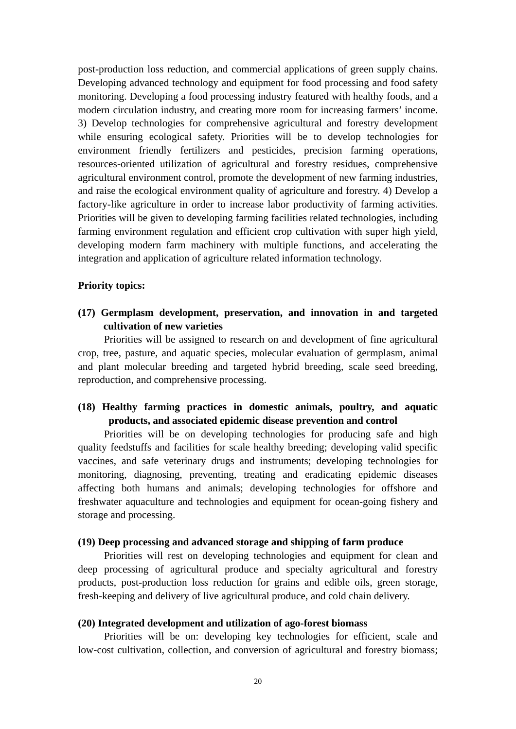post-production loss reduction, and commercial applications of green supply chains. Developing advanced technology and equipment for food processing and food safety monitoring. Developing a food processing industry featured with healthy foods, and a modern circulation industry, and creating more room for increasing farmers' income. 3) Develop technologies for comprehensive agricultural and forestry development while ensuring ecological safety. Priorities will be to develop technologies for environment friendly fertilizers and pesticides, precision farming operations, resources-oriented utilization of agricultural and forestry residues, comprehensive agricultural environment control, promote the development of new farming industries, and raise the ecological environment quality of agriculture and forestry. 4) Develop a factory-like agriculture in order to increase labor productivity of farming activities. Priorities will be given to developing farming facilities related technologies, including farming environment regulation and efficient crop cultivation with super high yield, developing modern farm machinery with multiple functions, and accelerating the integration and application of agriculture related information technology.

**Priority topics:**

**(17) Germplasm development, preservation, and innovation in and targeted cultivation of new varieties**

Priorities will be assigned to research on and development of fine agricultural crop, tree, pasture, and aquatic species, molecular evaluation of germplasm, animal and plant molecular breeding and targeted hybrid breeding, scale seed breeding, reproduction, and comprehensive processing.

**(18) Healthy farming practices in domestic animals, poultry, and aquatic products, and associated epidemic disease prevention and control**

Priorities will be on developing technologies for producing safe and high quality feedstuffs and facilities for scale healthy breeding; developing valid specific vaccines, and safe veterinary drugs and instruments; developing technologies for monitoring, diagnosing, preventing, treating and eradicating epidemic diseases affecting both humans and animals; developing technologies for offshore and freshwater aquaculture and technologies and equipment for ocean-going fishery and storage and processing.

**(19) Deep processing and advanced storage and shipping of farm produce**

Priorities will rest on developing technologies and equipment for clean and deep processing of agricultural produce and specialty agricultural and forestry products, post-production loss reduction for grains and edible oils, green storage, fresh-keeping and delivery of live agricultural produce, and cold chain delivery.

**(20) Integrated development and utilization of ago-forest biomass**

Priorities will be on: developing key technologies for efficient, scale and low-cost cultivation, collection, and conversion of agricultural and forestry biomass;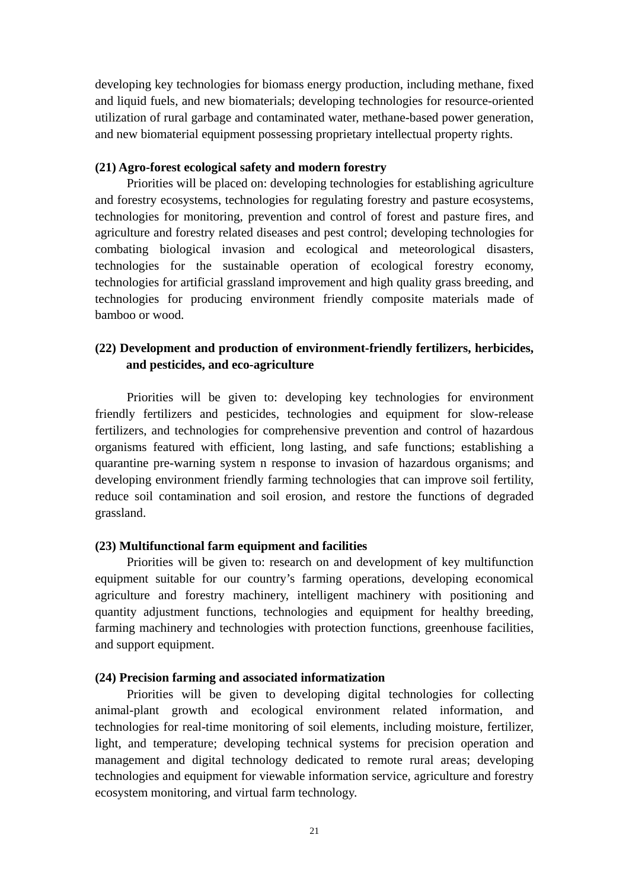developing key technologies for biomass energy production, including methane, fixed and liquid fuels, and new biomaterials; developing technologies for resource-oriented utilization of rural garbage and contaminated water, methane-based power generation, and new biomaterial equipment possessing proprietary intellectual property rights.

**(21) Agro-forest ecological safety and modern forestry**

Priorities will be placed on: developing technologies for establishing agriculture and forestry ecosystems, technologies for regulating forestry and pasture ecosystems, technologies for monitoring, prevention and control of forest and pasture fires, and agriculture and forestry related diseases and pest control; developing technologies for combating biological invasion and ecological and meteorological disasters, technologies for the sustainable operation of ecological forestry economy, technologies for artificial grassland improvement and high quality grass breeding, and technologies for producing environment friendly composite materials made of bamboo or wood.

**(22) Development and production of environment-friendly fertilizers, herbicides, and pesticides, and eco-agriculture**

Priorities will be given to: developing key technologies for environment friendly fertilizers and pesticides, technologies and equipment for slow-release fertilizers, and technologies for comprehensive prevention and control of hazardous organisms featured with efficient, long lasting, and safe functions; establishing a quarantine pre-warning system n response to invasion of hazardous organisms; and developing environment friendly farming technologies that can improve soil fertility, reduce soil contamination and soil erosion, and restore the functions of degraded grassland.

**(23) Multifunctional farm equipment and facilities**

Priorities will be given to: research on and development of key multifunction equipment suitable for our country's farming operations, developing economical agriculture and forestry machinery, intelligent machinery with positioning and quantity adjustment functions, technologies and equipment for healthy breeding, farming machinery and technologies with protection functions, greenhouse facilities, and support equipment.

**(24) Precision farming and associated informatization**

Priorities will be given to developing digital technologies for collecting animal-plant growth and ecological environment related information, and technologies for real-time monitoring of soil elements, including moisture, fertilizer, light, and temperature; developing technical systems for precision operation and management and digital technology dedicated to remote rural areas; developing technologies and equipment for viewable information service, agriculture and forestry ecosystem monitoring, and virtual farm technology.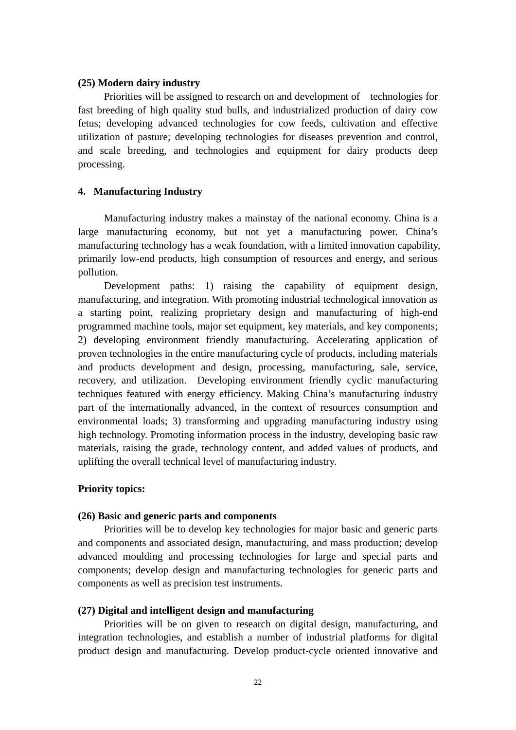**(25) Modern dairy industry**

Priorities will be assigned to research on and development of technologies for fast breeding of high quality stud bulls, and industrialized production of dairy cow fetus; developing advanced technologies for cow feeds, cultivation and effective utilization of pasture; developing technologies for diseases prevention and control, and scale breeding, and technologies and equipment for dairy products deep processing.

**4. Manufacturing Industry**

Manufacturing industry makes a mainstay of the national economy. China is a large manufacturing economy, but not yet a manufacturing power. China's manufacturing technology has a weak foundation, with a limited innovation capability, primarily low-end products, high consumption of resources and energy, and serious pollution.

Development paths: 1) raising the capability of equipment design, manufacturing, and integration. With promoting industrial technological innovation as a starting point, realizing proprietary design and manufacturing of high-end programmed machine tools, major set equipment, key materials, and key components; 2) developing environment friendly manufacturing. Accelerating application of proven technologies in the entire manufacturing cycle of products, including materials and products development and design, processing, manufacturing, sale, service, recovery, and utilization. Developing environment friendly cyclic manufacturing techniques featured with energy efficiency. Making China's manufacturing industry part of the internationally advanced, in the context of resources consumption and environmental loads; 3) transforming and upgrading manufacturing industry using high technology. Promoting information process in the industry, developing basic raw materials, raising the grade, technology content, and added values of products, and uplifting the overall technical level of manufacturing industry.

**Priority topics:**

**(26) Basic and generic parts and components**

Priorities will be to develop key technologies for major basic and generic parts and components and associated design, manufacturing, and mass production; develop advanced moulding and processing technologies for large and special parts and components; develop design and manufacturing technologies for generic parts and components as well as precision test instruments.

**(27) Digital and intelligent design and manufacturing**

Priorities will be on given to research on digital design, manufacturing, and integration technologies, and establish a number of industrial platforms for digital product design and manufacturing. Develop product-cycle oriented innovative and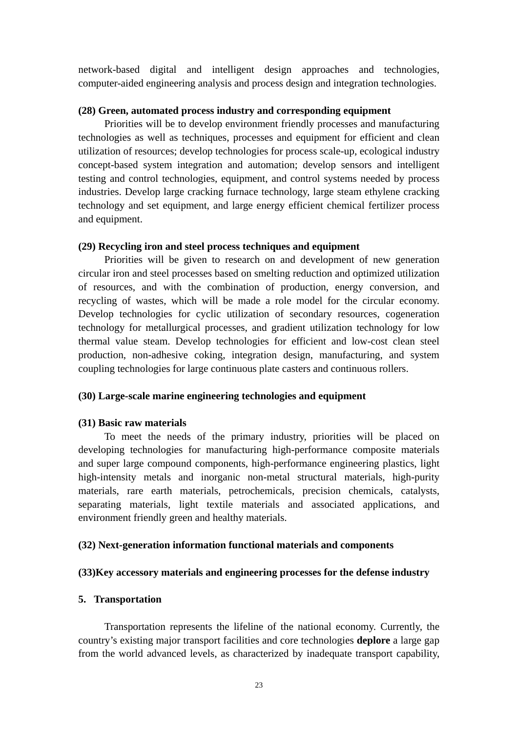network-based digital and intelligent design approaches and technologies, computer-aided engineering analysis and process design and integration technologies.

**(28) Green, automated process industry and corresponding equipment**

Priorities will be to develop environment friendly processes and manufacturing technologies as well as techniques, processes and equipment for efficient and clean utilization of resources; develop technologies for process scale-up, ecological industry concept-based system integration and automation; develop sensors and intelligent testing and control technologies, equipment, and control systems needed by process industries. Develop large cracking furnace technology, large steam ethylene cracking technology and set equipment, and large energy efficient chemical fertilizer process and equipment.

**(29) Recycling iron and steel process techniques and equipment**

Priorities will be given to research on and development of new generation circular iron and steel processes based on smelting reduction and optimized utilization of resources, and with the combination of production, energy conversion, and recycling of wastes, which will be made a role model for the circular economy. Develop technologies for cyclic utilization of secondary resources, cogeneration technology for metallurgical processes, and gradient utilization technology for low thermal value steam. Develop technologies for efficient and low-cost clean steel production, non-adhesive coking, integration design, manufacturing, and system coupling technologies for large continuous plate casters and continuous rollers.

**(30) Large-scale marine engineering technologies and equipment**

**(31) Basic raw materials**

To meet the needs of the primary industry, priorities will be placed on developing technologies for manufacturing high-performance composite materials and super large compound components, high-performance engineering plastics, light high-intensity metals and inorganic non-metal structural materials, high-purity materials, rare earth materials, petrochemicals, precision chemicals, catalysts, separating materials, light textile materials and associated applications, and environment friendly green and healthy materials.

**(32) Next-generation information functional materials and components**

**(33)Key accessory materials and engineering processes for the defense industry**

**5. Transportation**

Transportation represents the lifeline of the national economy. Currently, the country's existing major transport facilities and core technologies **deplore** a large gap from the world advanced levels, as characterized by inadequate transport capability,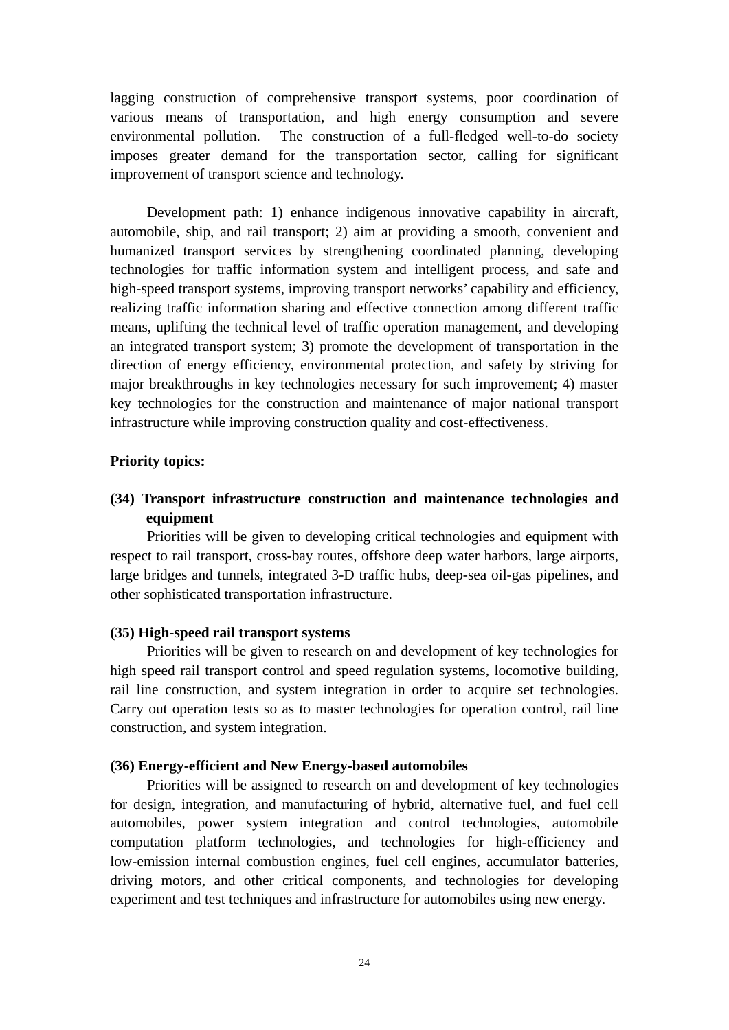lagging construction of comprehensive transport systems, poor coordination of various means of transportation, and high energy consumption and severe environmental pollution. The construction of a full-fledged well-to-do society imposes greater demand for the transportation sector, calling for significant improvement of transport science and technology.

Development path: 1) enhance indigenous innovative capability in aircraft, automobile, ship, and rail transport; 2) aim at providing a smooth, convenient and humanized transport services by strengthening coordinated planning, developing technologies for traffic information system and intelligent process, and safe and high-speed transport systems, improving transport networks' capability and efficiency, realizing traffic information sharing and effective connection among different traffic means, uplifting the technical level of traffic operation management, and developing an integrated transport system; 3) promote the development of transportation in the direction of energy efficiency, environmental protection, and safety by striving for major breakthroughs in key technologies necessary for such improvement; 4) master key technologies for the construction and maintenance of major national transport infrastructure while improving construction quality and cost-effectiveness.

**Priority topics:**

**(34) Transport infrastructure construction and maintenance technologies and equipment**

Priorities will be given to developing critical technologies and equipment with respect to rail transport, cross-bay routes, offshore deep water harbors, large airports, large bridges and tunnels, integrated 3-D traffic hubs, deep-sea oil-gas pipelines, and other sophisticated transportation infrastructure.

**(35) High-speed rail transport systems**

Priorities will be given to research on and development of key technologies for high speed rail transport control and speed regulation systems, locomotive building, rail line construction, and system integration in order to acquire set technologies. Carry out operation tests so as to master technologies for operation control, rail line construction, and system integration.

**(36) Energy-efficient and New Energy-based automobiles**

Priorities will be assigned to research on and development of key technologies for design, integration, and manufacturing of hybrid, alternative fuel, and fuel cell automobiles, power system integration and control technologies, automobile computation platform technologies, and technologies for high-efficiency and low-emission internal combustion engines, fuel cell engines, accumulator batteries, driving motors, and other critical components, and technologies for developing experiment and test techniques and infrastructure for automobiles using new energy.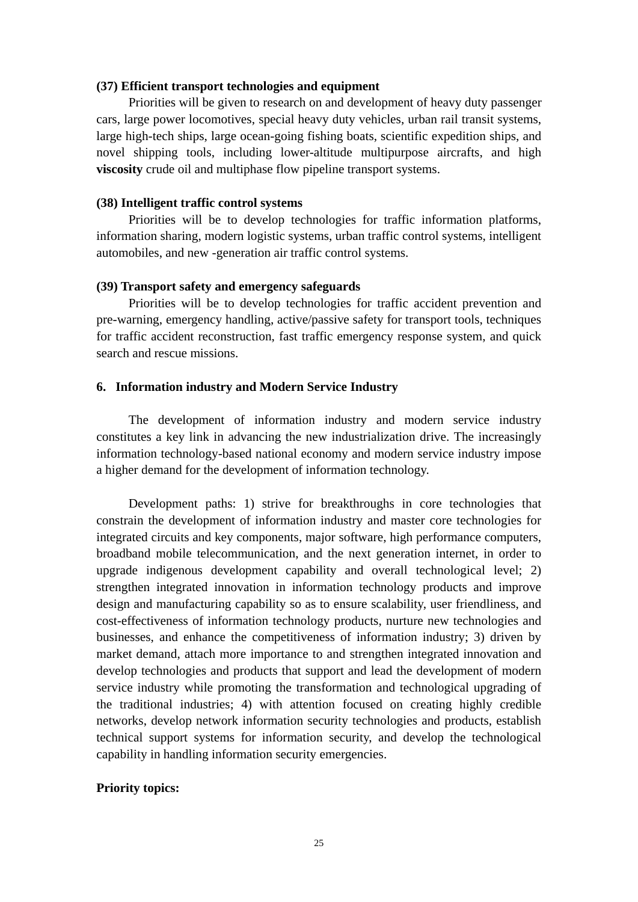**(37) Efficient transport technologies and equipment**

Priorities will be given to research on and development of heavy duty passenger cars, large power locomotives, special heavy duty vehicles, urban rail transit systems, large high-tech ships, large ocean-going fishing boats, scientific expedition ships, and novel shipping tools, including lower-altitude multipurpose aircrafts, and high **viscosity** crude oil and multiphase flow pipeline transport systems.

**(38) Intelligent traffic control systems**

Priorities will be to develop technologies for traffic information platforms, information sharing, modern logistic systems, urban traffic control systems, intelligent automobiles, and new -generation air traffic control systems.

**(39) Transport safety and emergency safeguards**

Priorities will be to develop technologies for traffic accident prevention and pre-warning, emergency handling, active/passive safety for transport tools, techniques for traffic accident reconstruction, fast traffic emergency response system, and quick search and rescue missions.

## 6. Information industry and Modern Service Industry

The development of information industry and modern service industry constitutes a key link in advancing the new industrialization drive. The increasingly information technology-based national economy and modern service industry impose a higher demand for the development of information technology.

Development paths: 1) strive for breakthroughs in core technologies that constrain the development of information industry and master core technologies for integrated circuits and key components, major software, high performance computers, broadband mobile telecommunication, and the next generation internet, in order to upgrade indigenous development capability and overall technological level; 2) strengthen integrated innovation in information technology products and improve design and manufacturing capability so as to ensure scalability, user friendliness, and cost-effectiveness of information technology products, nurture new technologies and businesses, and enhance the competitiveness of information industry; 3) driven by market demand, attach more importance to and strengthen integrated innovation and develop technologies and products that support and lead the development of modern service industry while promoting the transformation and technological upgrading of the traditional industries; 4) with attention focused on creating highly credible networks, develop network information security technologies and products, establish technical support systems for information security, and develop the technological capability in handling information security emergencies.

**Priority topics:**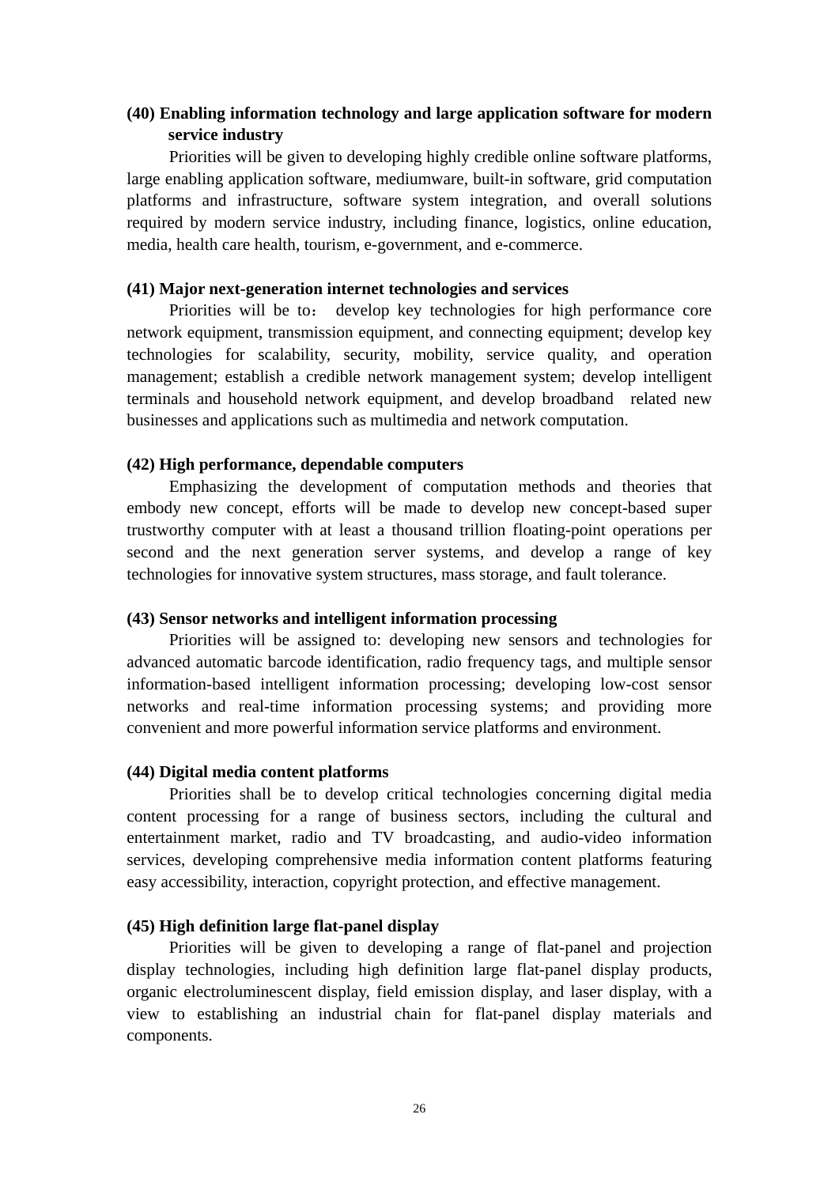**(40) Enabling information technology and large application software for modern service industry**

Priorities will be given to developing highly credible online software platforms, large enabling application software, mediumware, built-in software, grid computation platforms and infrastructure, software system integration, and overall solutions required by modern service industry, including finance, logistics, online education, media, health care health, tourism, e-government, and e-commerce.

**(41) Major next-generation internet technologies and services**

Priorities will be to： develop key technologies for high performance core network equipment, transmission equipment, and connecting equipment; develop key technologies for scalability, security, mobility, service quality, and operation management; establish a credible network management system; develop intelligent terminals and household network equipment, and develop broadband related new businesses and applications such as multimedia and network computation.

**(42) High performance, dependable computers**

Emphasizing the development of computation methods and theories that embody new concept, efforts will be made to develop new concept-based super trustworthy computer with at least a thousand trillion floating-point operations per second and the next generation server systems, and develop a range of key technologies for innovative system structures, mass storage, and fault tolerance.

**(43) Sensor networks and intelligent information processing**

Priorities will be assigned to: developing new sensors and technologies for advanced automatic barcode identification, radio frequency tags, and multiple sensor information-based intelligent information processing; developing low-cost sensor networks and real-time information processing systems; and providing more convenient and more powerful information service platforms and environment.

**(44) Digital media content platforms**

Priorities shall be to develop critical technologies concerning digital media content processing for a range of business sectors, including the cultural and entertainment market, radio and TV broadcasting, and audio-video information services, developing comprehensive media information content platforms featuring easy accessibility, interaction, copyright protection, and effective management.

**(45) High definition large flat-panel display**

Priorities will be given to developing a range of flat-panel and projection display technologies, including high definition large flat-panel display products, organic electroluminescent display, field emission display, and laser display, with a view to establishing an industrial chain for flat-panel display materials and components.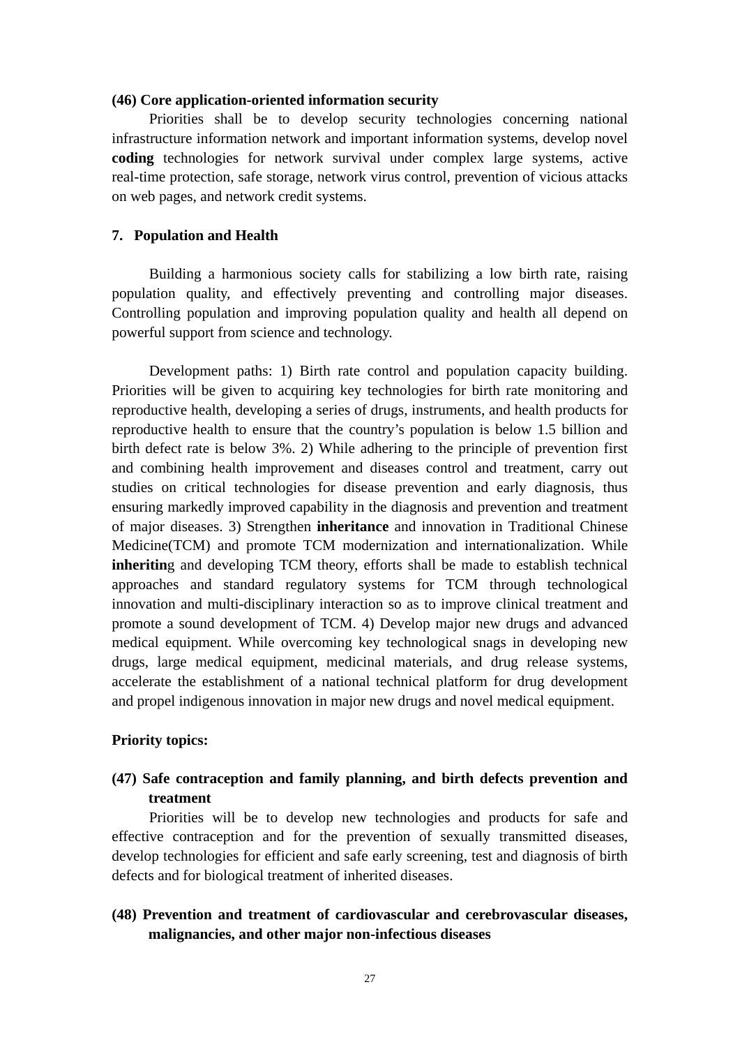**(46) Core application-oriented information security**

Priorities shall be to develop security technologies concerning national infrastructure information network and important information systems, develop novel **coding** technologies for network survival under complex large systems, active real-time protection, safe storage, network virus control, prevention of vicious attacks on web pages, and network credit systems.

## 7. Population and Health

Building a harmonious society calls for stabilizing a low birth rate, raising population quality, and effectively preventing and controlling major diseases. Controlling population and improving population quality and health all depend on powerful support from science and technology.

Development paths: 1) Birth rate control and population capacity building. Priorities will be given to acquiring key technologies for birth rate monitoring and reproductive health, developing a series of drugs, instruments, and health products for reproductive health to ensure that the country's population is below 1.5 billion and birth defect rate is below 3%. 2) While adhering to the principle of prevention first and combining health improvement and diseases control and treatment, carry out studies on critical technologies for disease prevention and early diagnosis, thus ensuring markedly improved capability in the diagnosis and prevention and treatment of major diseases. 3) Strengthen **inheritance** and innovation in Traditional Chinese Medicine(TCM) and promote TCM modernization and internationalization. While **inheritin**g and developing TCM theory, efforts shall be made to establish technical approaches and standard regulatory systems for TCM through technological innovation and multi-disciplinary interaction so as to improve clinical treatment and promote a sound development of TCM. 4) Develop major new drugs and advanced medical equipment. While overcoming key technological snags in developing new drugs, large medical equipment, medicinal materials, and drug release systems, accelerate the establishment of a national technical platform for drug development and propel indigenous innovation in major new drugs and novel medical equipment.

**Priority topics:**

**(47) Safe contraception and family planning, and birth defects prevention and treatment**

Priorities will be to develop new technologies and products for safe and effective contraception and for the prevention of sexually transmitted diseases, develop technologies for efficient and safe early screening, test and diagnosis of birth defects and for biological treatment of inherited diseases.

**(48) Prevention and treatment of cardiovascular and cerebrovascular diseases, malignancies, and other major non-infectious diseases**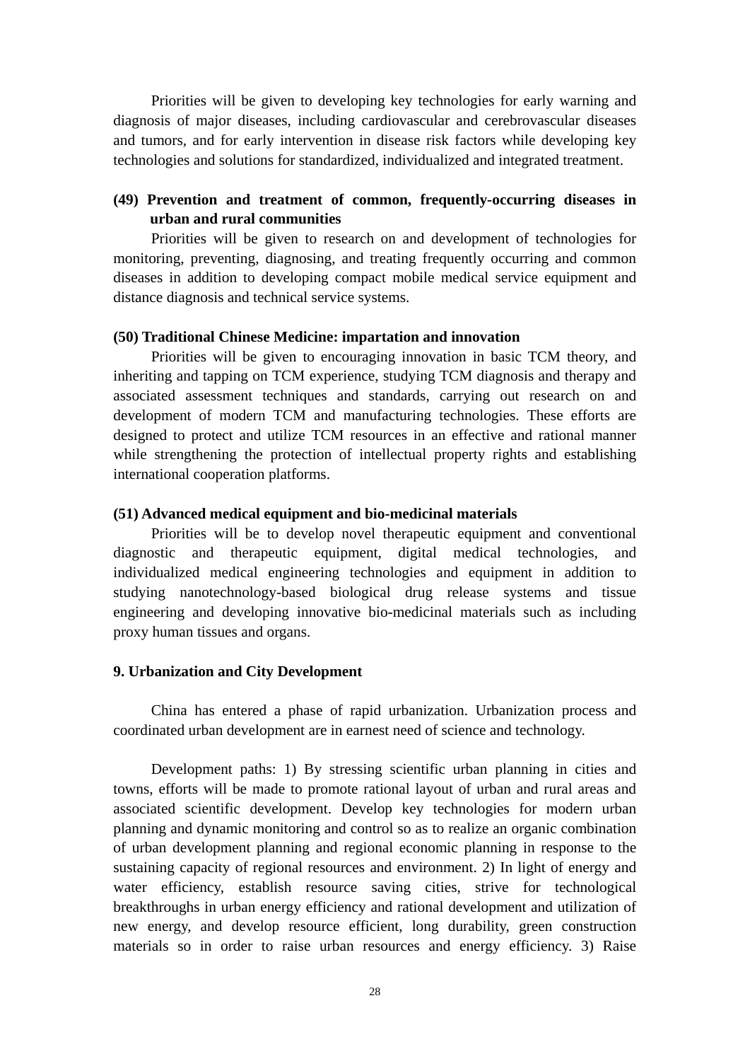Priorities will be given to developing key technologies for early warning and diagnosis of major diseases, including cardiovascular and cerebrovascular diseases and tumors, and for early intervention in disease risk factors while developing key technologies and solutions for standardized, individualized and integrated treatment.

**(49) Prevention and treatment of common, frequently-occurring diseases in urban and rural communities**

Priorities will be given to research on and development of technologies for monitoring, preventing, diagnosing, and treating frequently occurring and common diseases in addition to developing compact mobile medical service equipment and distance diagnosis and technical service systems.

**(50) Traditional Chinese Medicine: impartation and innovation**

Priorities will be given to encouraging innovation in basic TCM theory, and inheriting and tapping on TCM experience, studying TCM diagnosis and therapy and associated assessment techniques and standards, carrying out research on and development of modern TCM and manufacturing technologies. These efforts are designed to protect and utilize TCM resources in an effective and rational manner while strengthening the protection of intellectual property rights and establishing international cooperation platforms.

**(51) Advanced medical equipment and bio-medicinal materials**

Priorities will be to develop novel therapeutic equipment and conventional diagnostic and therapeutic equipment, digital medical technologies, and individualized medical engineering technologies and equipment in addition to studying nanotechnology-based biological drug release systems and tissue engineering and developing innovative bio-medicinal materials such as including proxy human tissues and organs.

**9. Urbanization and City Development**

China has entered a phase of rapid urbanization. Urbanization process and coordinated urban development are in earnest need of science and technology.

Development paths: 1) By stressing scientific urban planning in cities and towns, efforts will be made to promote rational layout of urban and rural areas and associated scientific development. Develop key technologies for modern urban planning and dynamic monitoring and control so as to realize an organic combination of urban development planning and regional economic planning in response to the sustaining capacity of regional resources and environment. 2) In light of energy and water efficiency, establish resource saving cities, strive for technological breakthroughs in urban energy efficiency and rational development and utilization of new energy, and develop resource efficient, long durability, green construction materials so in order to raise urban resources and energy efficiency. 3) Raise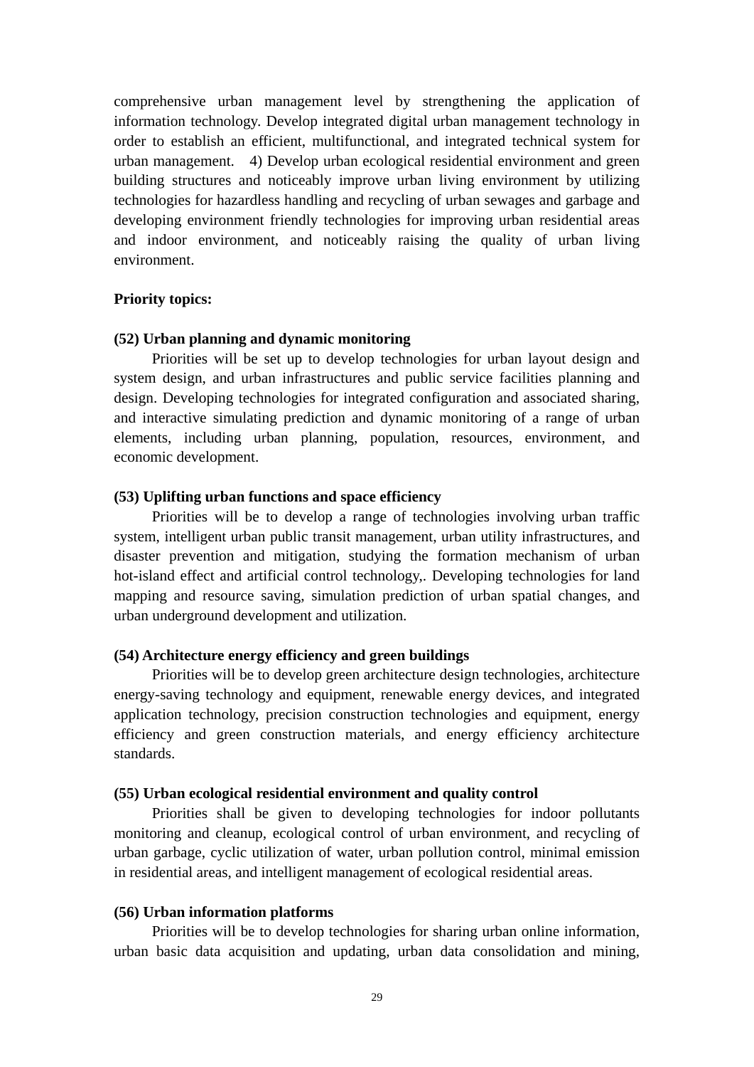comprehensive urban management level by strengthening the application of information technology. Develop integrated digital urban management technology in order to establish an efficient, multifunctional, and integrated technical system for urban management. 4) Develop urban ecological residential environment and green building structures and noticeably improve urban living environment by utilizing technologies for hazardless handling and recycling of urban sewages and garbage and developing environment friendly technologies for improving urban residential areas and indoor environment, and noticeably raising the quality of urban living environment.

**Priority topics:**

**(52) Urban planning and dynamic monitoring**

Priorities will be set up to develop technologies for urban layout design and system design, and urban infrastructures and public service facilities planning and design. Developing technologies for integrated configuration and associated sharing, and interactive simulating prediction and dynamic monitoring of a range of urban elements, including urban planning, population, resources, environment, and economic development.

**(53) Uplifting urban functions and space efficiency**

Priorities will be to develop a range of technologies involving urban traffic system, intelligent urban public transit management, urban utility infrastructures, and disaster prevention and mitigation, studying the formation mechanism of urban hot-island effect and artificial control technology,. Developing technologies for land mapping and resource saving, simulation prediction of urban spatial changes, and urban underground development and utilization.

**(54) Architecture energy efficiency and green buildings**

Priorities will be to develop green architecture design technologies, architecture energy-saving technology and equipment, renewable energy devices, and integrated application technology, precision construction technologies and equipment, energy efficiency and green construction materials, and energy efficiency architecture standards.

**(55) Urban ecological residential environment and quality control**

Priorities shall be given to developing technologies for indoor pollutants monitoring and cleanup, ecological control of urban environment, and recycling of urban garbage, cyclic utilization of water, urban pollution control, minimal emission in residential areas, and intelligent management of ecological residential areas.

**(56) Urban information platforms**

Priorities will be to develop technologies for sharing urban online information, urban basic data acquisition and updating, urban data consolidation and mining,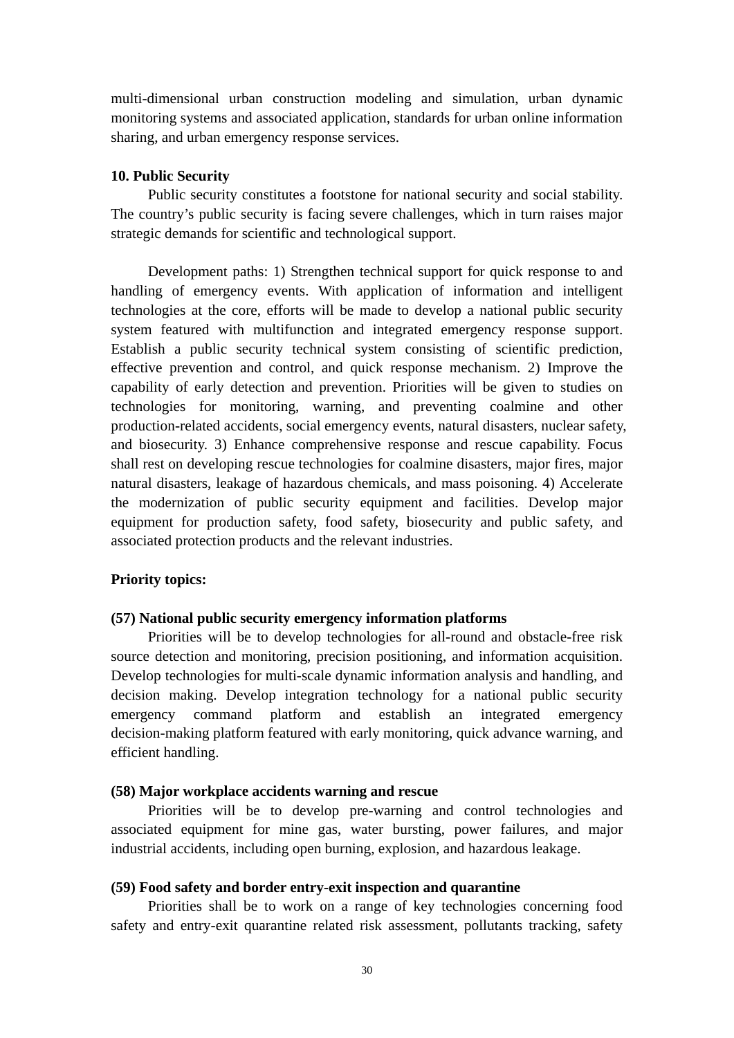multi-dimensional urban construction modeling and simulation, urban dynamic monitoring systems and associated application, standards for urban online information sharing, and urban emergency response services.

**10. Public Security**

Public security constitutes a footstone for national security and social stability. The country's public security is facing severe challenges, which in turn raises major strategic demands for scientific and technological support.

Development paths: 1) Strengthen technical support for quick response to and handling of emergency events. With application of information and intelligent technologies at the core, efforts will be made to develop a national public security system featured with multifunction and integrated emergency response support. Establish a public security technical system consisting of scientific prediction, effective prevention and control, and quick response mechanism. 2) Improve the capability of early detection and prevention. Priorities will be given to studies on technologies for monitoring, warning, and preventing coalmine and other production-related accidents, social emergency events, natural disasters, nuclear safety, and biosecurity. 3) Enhance comprehensive response and rescue capability. Focus shall rest on developing rescue technologies for coalmine disasters, major fires, major natural disasters, leakage of hazardous chemicals, and mass poisoning. 4) Accelerate the modernization of public security equipment and facilities. Develop major equipment for production safety, food safety, biosecurity and public safety, and associated protection products and the relevant industries.

**Priority topics:**

**(57) National public security emergency information platforms**

Priorities will be to develop technologies for all-round and obstacle-free risk source detection and monitoring, precision positioning, and information acquisition. Develop technologies for multi-scale dynamic information analysis and handling, and decision making. Develop integration technology for a national public security emergency command platform and establish an integrated emergency decision-making platform featured with early monitoring, quick advance warning, and efficient handling.

**(58) Major workplace accidents warning and rescue**

Priorities will be to develop pre-warning and control technologies and associated equipment for mine gas, water bursting, power failures, and major industrial accidents, including open burning, explosion, and hazardous leakage.

**(59) Food safety and border entry-exit inspection and quarantine**

Priorities shall be to work on a range of key technologies concerning food safety and entry-exit quarantine related risk assessment, pollutants tracking, safety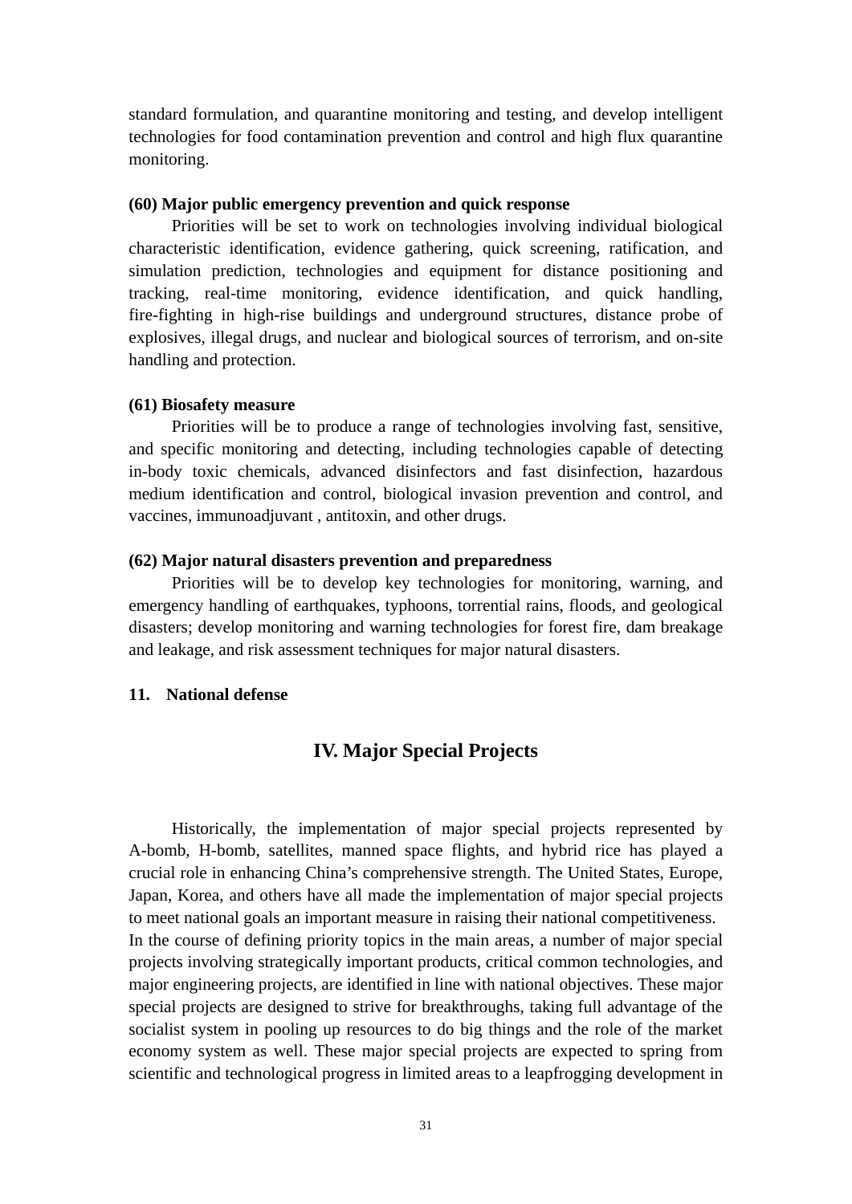standard formulation, and quarantine monitoring and testing, and develop intelligent technologies for food contamination prevention and control and high flux quarantine monitoring.

**(60) Major public emergency prevention and quick response**

Priorities will be set to work on technologies involving individual biological characteristic identification, evidence gathering, quick screening, ratification, and simulation prediction, technologies and equipment for distance positioning and tracking, real-time monitoring, evidence identification, and quick handling, fire-fighting in high-rise buildings and underground structures, distance probe of explosives, illegal drugs, and nuclear and biological sources of terrorism, and on-site handling and protection.

**(61) Biosafety measure**

Priorities will be to produce a range of technologies involving fast, sensitive, and specific monitoring and detecting, including technologies capable of detecting in-body toxic chemicals, advanced disinfectors and fast disinfection, hazardous medium identification and control, biological invasion prevention and control, and vaccines, immunoadjuvant , antitoxin, and other drugs.

**(62) Major natural disasters prevention and preparedness**

Priorities will be to develop key technologies for monitoring, warning, and emergency handling of earthquakes, typhoons, torrential rains, floods, and geological disasters; develop monitoring and warning technologies for forest fire, dam breakage and leakage, and risk assessment techniques for major natural disasters.

**11. National defense**

## IV. Major Special Projects

Historically, the implementation of major special projects represented by A-bomb, H-bomb, satellites, manned space flights, and hybrid rice has played a crucial role in enhancing China's comprehensive strength. The United States, Europe, Japan, Korea, and others have all made the implementation of major special projects to meet national goals an important measure in raising their national competitiveness. In the course of defining priority topics in the main areas, a number of major special projects involving strategically important products, critical common technologies, and major engineering projects, are identified in line with national objectives. These major special projects are designed to strive for breakthroughs, taking full advantage of the socialist system in pooling up resources to do big things and the role of the market economy system as well. These major special projects are expected to spring from scientific and technological progress in limited areas to a leapfrogging development in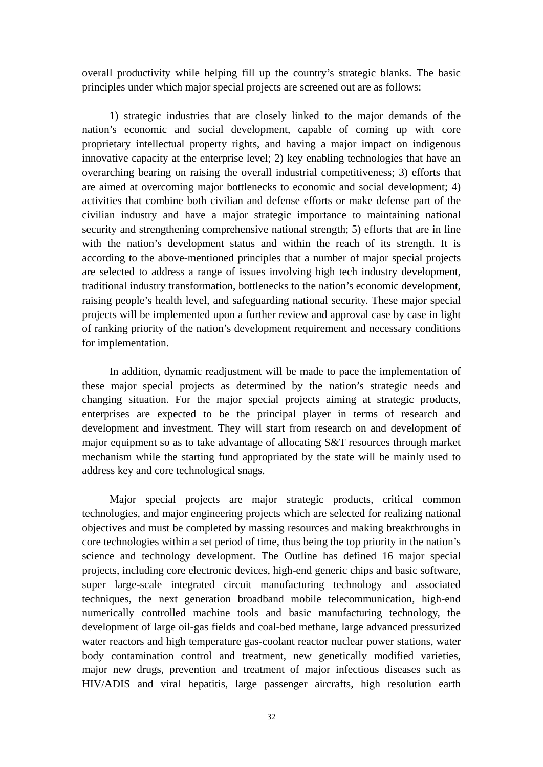overall productivity while helping fill up the country's strategic blanks. The basic principles under which major special projects are screened out are as follows:

1) strategic industries that are closely linked to the major demands of the nation's economic and social development, capable of coming up with core proprietary intellectual property rights, and having a major impact on indigenous innovative capacity at the enterprise level; 2) key enabling technologies that have an overarching bearing on raising the overall industrial competitiveness; 3) efforts that are aimed at overcoming major bottlenecks to economic and social development; 4) activities that combine both civilian and defense efforts or make defense part of the civilian industry and have a major strategic importance to maintaining national security and strengthening comprehensive national strength; 5) efforts that are in line with the nation's development status and within the reach of its strength. It is according to the above-mentioned principles that a number of major special projects are selected to address a range of issues involving high tech industry development, traditional industry transformation, bottlenecks to the nation's economic development, raising people's health level, and safeguarding national security. These major special projects will be implemented upon a further review and approval case by case in light of ranking priority of the nation's development requirement and necessary conditions for implementation.

In addition, dynamic readjustment will be made to pace the implementation of these major special projects as determined by the nation's strategic needs and changing situation. For the major special projects aiming at strategic products, enterprises are expected to be the principal player in terms of research and development and investment. They will start from research on and development of major equipment so as to take advantage of allocating S&T resources through market mechanism while the starting fund appropriated by the state will be mainly used to address key and core technological snags.

Major special projects are major strategic products, critical common technologies, and major engineering projects which are selected for realizing national objectives and must be completed by massing resources and making breakthroughs in core technologies within a set period of time, thus being the top priority in the nation's science and technology development. The Outline has defined 16 major special projects, including core electronic devices, high-end generic chips and basic software, super large-scale integrated circuit manufacturing technology and associated techniques, the next generation broadband mobile telecommunication, high-end numerically controlled machine tools and basic manufacturing technology, the development of large oil-gas fields and coal-bed methane, large advanced pressurized water reactors and high temperature gas-coolant reactor nuclear power stations, water body contamination control and treatment, new genetically modified varieties, major new drugs, prevention and treatment of major infectious diseases such as HIV/ADIS and viral hepatitis, large passenger aircrafts, high resolution earth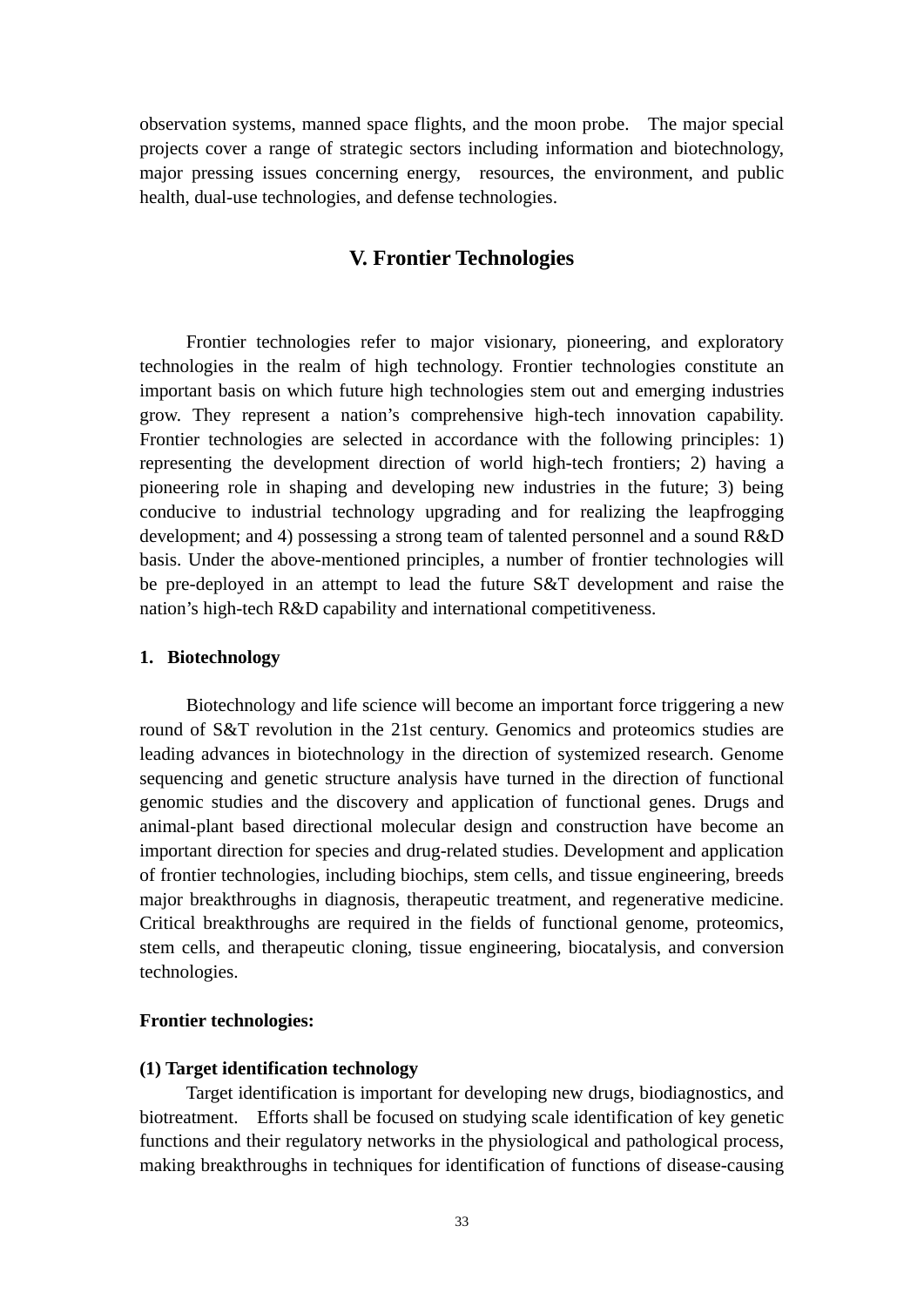observation systems, manned space flights, and the moon probe. The major special projects cover a range of strategic sectors including information and biotechnology, major pressing issues concerning energy, resources, the environment, and public health, dual-use technologies, and defense technologies.

## V. Frontier Technologies

Frontier technologies refer to major visionary, pioneering, and exploratory technologies in the realm of high technology. Frontier technologies constitute an important basis on which future high technologies stem out and emerging industries grow. They represent a nation's comprehensive high-tech innovation capability. Frontier technologies are selected in accordance with the following principles: 1) representing the development direction of world high-tech frontiers; 2) having a pioneering role in shaping and developing new industries in the future; 3) being conducive to industrial technology upgrading and for realizing the leapfrogging development; and 4) possessing a strong team of talented personnel and a sound R&D basis. Under the above-mentioned principles, a number of frontier technologies will be pre-deployed in an attempt to lead the future S&T development and raise the nation's high-tech R&D capability and international competitiveness.

### 1. Biotechnology

Biotechnology and life science will become an important force triggering a new round of S&T revolution in the 21st century. Genomics and proteomics studies are leading advances in biotechnology in the direction of systemized research. Genome sequencing and genetic structure analysis have turned in the direction of functional genomic studies and the discovery and application of functional genes. Drugs and animal-plant based directional molecular design and construction have become an important direction for species and drug-related studies. Development and application of frontier technologies, including biochips, stem cells, and tissue engineering, breeds major breakthroughs in diagnosis, therapeutic treatment, and regenerative medicine. Critical breakthroughs are required in the fields of functional genome, proteomics, stem cells, and therapeutic cloning, tissue engineering, biocatalysis, and conversion technologies.

**Frontier technologies:**

**(1) Target identification technology**

Target identification is important for developing new drugs, biodiagnostics, and biotreatment. Efforts shall be focused on studying scale identification of key genetic functions and their regulatory networks in the physiological and pathological process, making breakthroughs in techniques for identification of functions of disease-causing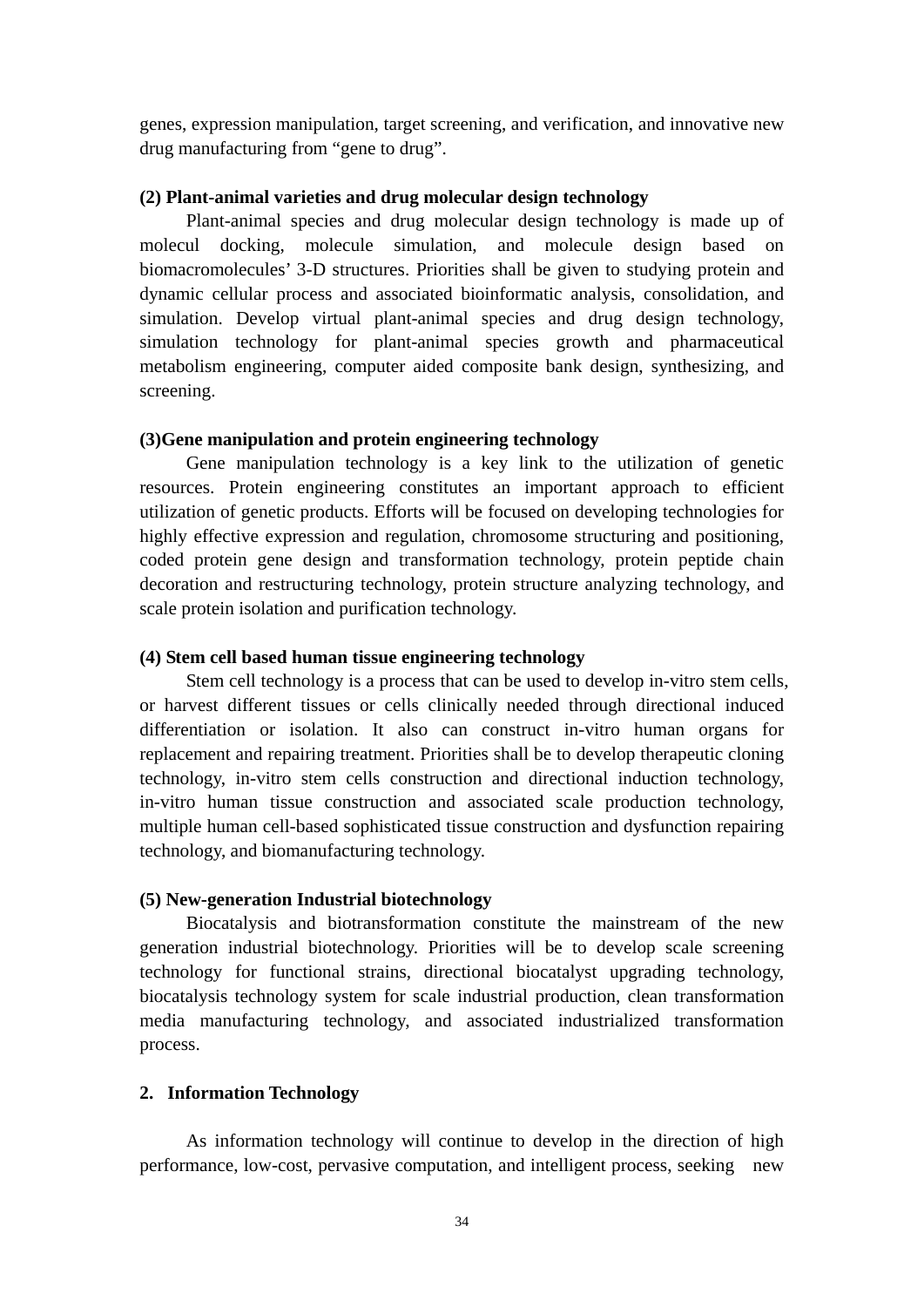genes, expression manipulation, target screening, and verification, and innovative new drug manufacturing from “gene to drug”.

**(2) Plant-animal varieties and drug molecular design technology**

Plant-animal species and drug molecular design technology is made up of molecul docking, molecule simulation, and molecule design based on biomacromolecules’ 3-D structures. Priorities shall be given to studying protein and dynamic cellular process and associated bioinformatic analysis, consolidation, and simulation. Develop virtual plant-animal species and drug design technology, simulation technology for plant-animal species growth and pharmaceutical metabolism engineering, computer aided composite bank design, synthesizing, and screening.

**(3)Gene manipulation and protein engineering technology**

Gene manipulation technology is a key link to the utilization of genetic resources. Protein engineering constitutes an important approach to efficient utilization of genetic products. Efforts will be focused on developing technologies for highly effective expression and regulation, chromosome structuring and positioning, coded protein gene design and transformation technology, protein peptide chain decoration and restructuring technology, protein structure analyzing technology, and scale protein isolation and purification technology.

**(4) Stem cell based human tissue engineering technology**

Stem cell technology is a process that can be used to develop in-vitro stem cells, or harvest different tissues or cells clinically needed through directional induced differentiation or isolation. It also can construct in-vitro human organs for replacement and repairing treatment. Priorities shall be to develop therapeutic cloning technology, in-vitro stem cells construction and directional induction technology, in-vitro human tissue construction and associated scale production technology, multiple human cell-based sophisticated tissue construction and dysfunction repairing technology, and biomanufacturing technology.

**(5) New-generation Industrial biotechnology**

Biocatalysis and biotransformation constitute the mainstream of the new generation industrial biotechnology. Priorities will be to develop scale screening technology for functional strains, directional biocatalyst upgrading technology, biocatalysis technology system for scale industrial production, clean transformation media manufacturing technology, and associated industrialized transformation process.

**2. Information Technology**

As information technology will continue to develop in the direction of high performance, low-cost, pervasive computation, and intelligent process, seeking new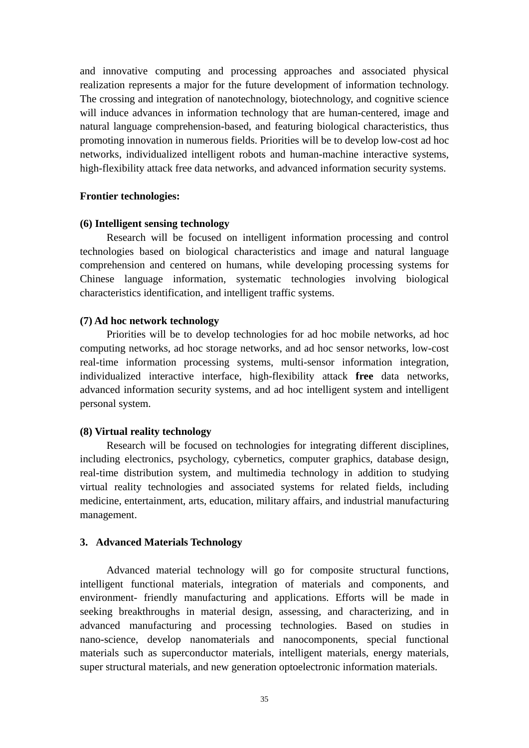and innovative computing and processing approaches and associated physical realization represents a major for the future development of information technology. The crossing and integration of nanotechnology, biotechnology, and cognitive science will induce advances in information technology that are human-centered, image and natural language comprehension-based, and featuring biological characteristics, thus promoting innovation in numerous fields. Priorities will be to develop low-cost ad hoc networks, individualized intelligent robots and human-machine interactive systems, high-flexibility attack free data networks, and advanced information security systems.

**Frontier technologies:**

**(6) Intelligent sensing technology**

Research will be focused on intelligent information processing and control technologies based on biological characteristics and image and natural language comprehension and centered on humans, while developing processing systems for Chinese language information, systematic technologies involving biological characteristics identification, and intelligent traffic systems.

**(7) Ad hoc network technology**

Priorities will be to develop technologies for ad hoc mobile networks, ad hoc computing networks, ad hoc storage networks, and ad hoc sensor networks, low-cost real-time information processing systems, multi-sensor information integration, individualized interactive interface, high-flexibility attack **free** data networks, advanced information security systems, and ad hoc intelligent system and intelligent personal system.

**(8) Virtual reality technology**

Research will be focused on technologies for integrating different disciplines, including electronics, psychology, cybernetics, computer graphics, database design, real-time distribution system, and multimedia technology in addition to studying virtual reality technologies and associated systems for related fields, including medicine, entertainment, arts, education, military affairs, and industrial manufacturing management.

## 3. Advanced Materials Technology

Advanced material technology will go for composite structural functions, intelligent functional materials, integration of materials and components, and environment- friendly manufacturing and applications. Efforts will be made in seeking breakthroughs in material design, assessing, and characterizing, and in advanced manufacturing and processing technologies. Based on studies in nano-science, develop nanomaterials and nanocomponents, special functional materials such as superconductor materials, intelligent materials, energy materials, super structural materials, and new generation optoelectronic information materials.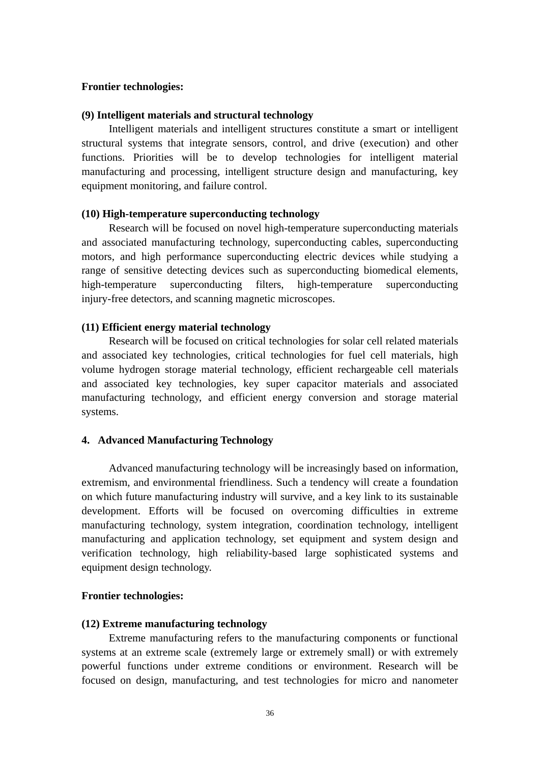**Frontier technologies:**

**(9) Intelligent materials and structural technology**

Intelligent materials and intelligent structures constitute a smart or intelligent structural systems that integrate sensors, control, and drive (execution) and other functions. Priorities will be to develop technologies for intelligent material manufacturing and processing, intelligent structure design and manufacturing, key equipment monitoring, and failure control.

**(10) High-temperature superconducting technology**

Research will be focused on novel high-temperature superconducting materials and associated manufacturing technology, superconducting cables, superconducting motors, and high performance superconducting electric devices while studying a range of sensitive detecting devices such as superconducting biomedical elements, high-temperature superconducting filters, high-temperature superconducting injury-free detectors, and scanning magnetic microscopes.

**(11) Efficient energy material technology**

Research will be focused on critical technologies for solar cell related materials and associated key technologies, critical technologies for fuel cell materials, high volume hydrogen storage material technology, efficient rechargeable cell materials and associated key technologies, key super capacitor materials and associated manufacturing technology, and efficient energy conversion and storage material systems.

## 4. Advanced Manufacturing Technology

Advanced manufacturing technology will be increasingly based on information, extremism, and environmental friendliness. Such a tendency will create a foundation on which future manufacturing industry will survive, and a key link to its sustainable development. Efforts will be focused on overcoming difficulties in extreme manufacturing technology, system integration, coordination technology, intelligent manufacturing and application technology, set equipment and system design and verification technology, high reliability-based large sophisticated systems and equipment design technology.

**Frontier technologies:**

**(12) Extreme manufacturing technology**

Extreme manufacturing refers to the manufacturing components or functional systems at an extreme scale (extremely large or extremely small) or with extremely powerful functions under extreme conditions or environment. Research will be focused on design, manufacturing, and test technologies for micro and nanometer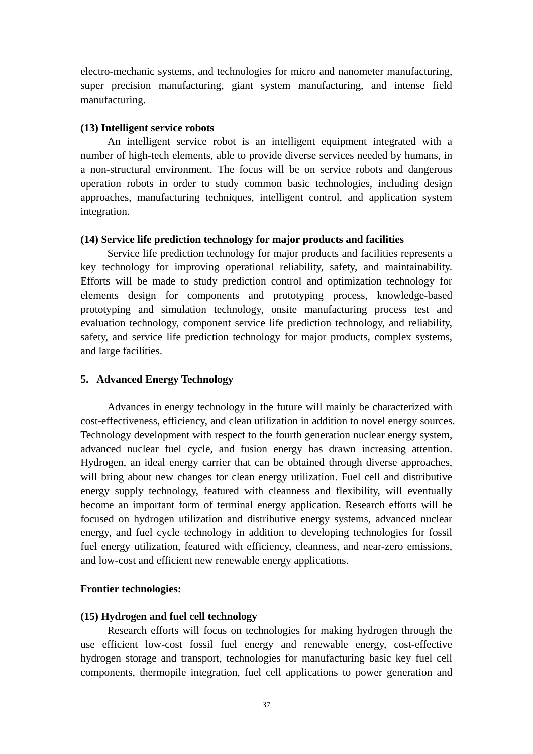electro-mechanic systems, and technologies for micro and nanometer manufacturing, super precision manufacturing, giant system manufacturing, and intense field manufacturing.

**(13) Intelligent service robots**

An intelligent service robot is an intelligent equipment integrated with a number of high-tech elements, able to provide diverse services needed by humans, in a non-structural environment. The focus will be on service robots and dangerous operation robots in order to study common basic technologies, including design approaches, manufacturing techniques, intelligent control, and application system integration.

**(14) Service life prediction technology for major products and facilities**

Service life prediction technology for major products and facilities represents a key technology for improving operational reliability, safety, and maintainability. Efforts will be made to study prediction control and optimization technology for elements design for components and prototyping process, knowledge-based prototyping and simulation technology, onsite manufacturing process test and evaluation technology, component service life prediction technology, and reliability, safety, and service life prediction technology for major products, complex systems, and large facilities.

## 5. Advanced Energy Technology

Advances in energy technology in the future will mainly be characterized with cost-effectiveness, efficiency, and clean utilization in addition to novel energy sources. Technology development with respect to the fourth generation nuclear energy system, advanced nuclear fuel cycle, and fusion energy has drawn increasing attention. Hydrogen, an ideal energy carrier that can be obtained through diverse approaches, will bring about new changes tor clean energy utilization. Fuel cell and distributive energy supply technology, featured with cleanness and flexibility, will eventually become an important form of terminal energy application. Research efforts will be focused on hydrogen utilization and distributive energy systems, advanced nuclear energy, and fuel cycle technology in addition to developing technologies for fossil fuel energy utilization, featured with efficiency, cleanness, and near-zero emissions, and low-cost and efficient new renewable energy applications.

**Frontier technologies:**

**(15) Hydrogen and fuel cell technology**

Research efforts will focus on technologies for making hydrogen through the use efficient low-cost fossil fuel energy and renewable energy, cost-effective hydrogen storage and transport, technologies for manufacturing basic key fuel cell components, thermopile integration, fuel cell applications to power generation and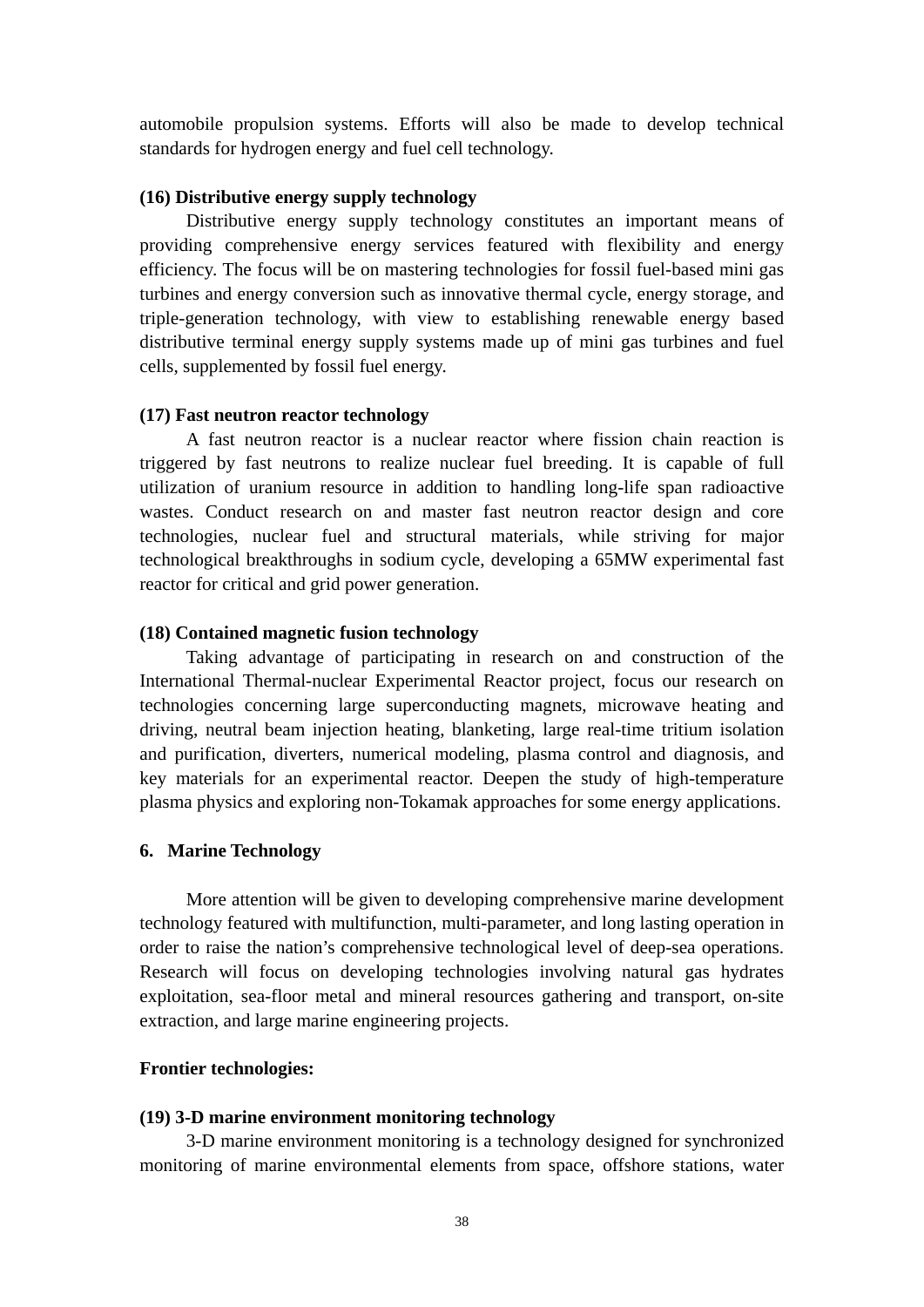automobile propulsion systems. Efforts will also be made to develop technical standards for hydrogen energy and fuel cell technology.

**(16) Distributive energy supply technology**

Distributive energy supply technology constitutes an important means of providing comprehensive energy services featured with flexibility and energy efficiency. The focus will be on mastering technologies for fossil fuel-based mini gas turbines and energy conversion such as innovative thermal cycle, energy storage, and triple-generation technology, with view to establishing renewable energy based distributive terminal energy supply systems made up of mini gas turbines and fuel cells, supplemented by fossil fuel energy.

**(17) Fast neutron reactor technology**

A fast neutron reactor is a nuclear reactor where fission chain reaction is triggered by fast neutrons to realize nuclear fuel breeding. It is capable of full utilization of uranium resource in addition to handling long-life span radioactive wastes. Conduct research on and master fast neutron reactor design and core technologies, nuclear fuel and structural materials, while striving for major technological breakthroughs in sodium cycle, developing a 65MW experimental fast reactor for critical and grid power generation.

**(18) Contained magnetic fusion technology**

Taking advantage of participating in research on and construction of the International Thermal-nuclear Experimental Reactor project, focus our research on technologies concerning large superconducting magnets, microwave heating and driving, neutral beam injection heating, blanketing, large real-time tritium isolation and purification, diverters, numerical modeling, plasma control and diagnosis, and key materials for an experimental reactor. Deepen the study of high-temperature plasma physics and exploring non-Tokamak approaches for some energy applications.

## 6. Marine Technology

More attention will be given to developing comprehensive marine development technology featured with multifunction, multi-parameter, and long lasting operation in order to raise the nation's comprehensive technological level of deep-sea operations. Research will focus on developing technologies involving natural gas hydrates exploitation, sea-floor metal and mineral resources gathering and transport, on-site extraction, and large marine engineering projects.

**Frontier technologies:**

**(19) 3-D marine environment monitoring technology**

3-D marine environment monitoring is a technology designed for synchronized monitoring of marine environmental elements from space, offshore stations, water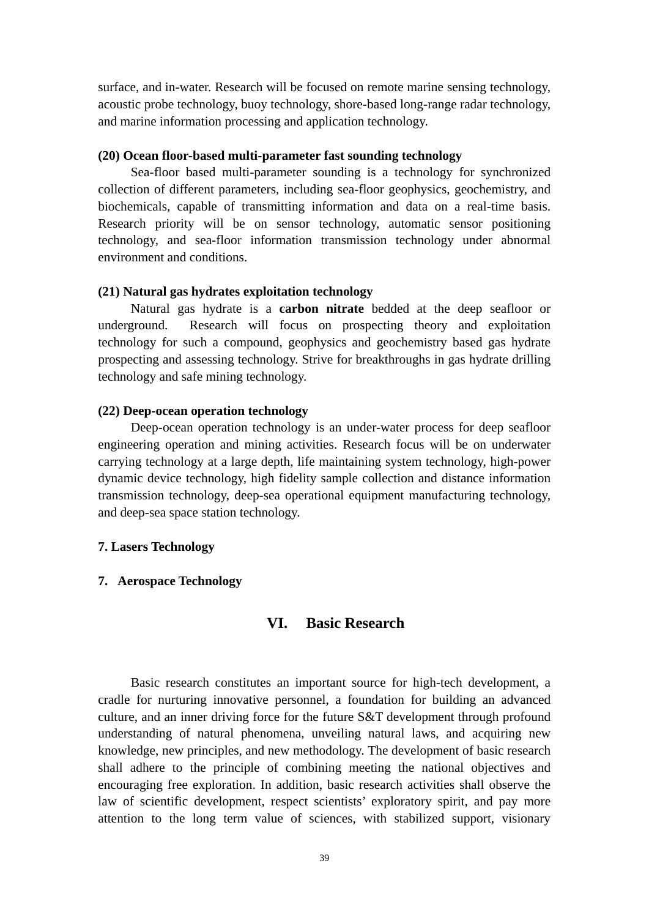surface, and in-water. Research will be focused on remote marine sensing technology, acoustic probe technology, buoy technology, shore-based long-range radar technology, and marine information processing and application technology.

**(20) Ocean floor-based multi-parameter fast sounding technology**

Sea-floor based multi-parameter sounding is a technology for synchronized collection of different parameters, including sea-floor geophysics, geochemistry, and biochemicals, capable of transmitting information and data on a real-time basis. Research priority will be on sensor technology, automatic sensor positioning technology, and sea-floor information transmission technology under abnormal environment and conditions.

**(21) Natural gas hydrates exploitation technology**

Natural gas hydrate is a **carbon nitrate** bedded at the deep seafloor or underground. Research will focus on prospecting theory and exploitation technology for such a compound, geophysics and geochemistry based gas hydrate prospecting and assessing technology. Strive for breakthroughs in gas hydrate drilling technology and safe mining technology.

**(22) Deep-ocean operation technology**

Deep-ocean operation technology is an under-water process for deep seafloor engineering operation and mining activities. Research focus will be on underwater carrying technology at a large depth, life maintaining system technology, high-power dynamic device technology, high fidelity sample collection and distance information transmission technology, deep-sea operational equipment manufacturing technology, and deep-sea space station technology.

**7. Lasers Technology**

**7. Aerospace Technology**

## VI. Basic Research

Basic research constitutes an important source for high-tech development, a cradle for nurturing innovative personnel, a foundation for building an advanced culture, and an inner driving force for the future S&T development through profound understanding of natural phenomena, unveiling natural laws, and acquiring new knowledge, new principles, and new methodology. The development of basic research shall adhere to the principle of combining meeting the national objectives and encouraging free exploration. In addition, basic research activities shall observe the law of scientific development, respect scientists' exploratory spirit, and pay more attention to the long term value of sciences, with stabilized support, visionary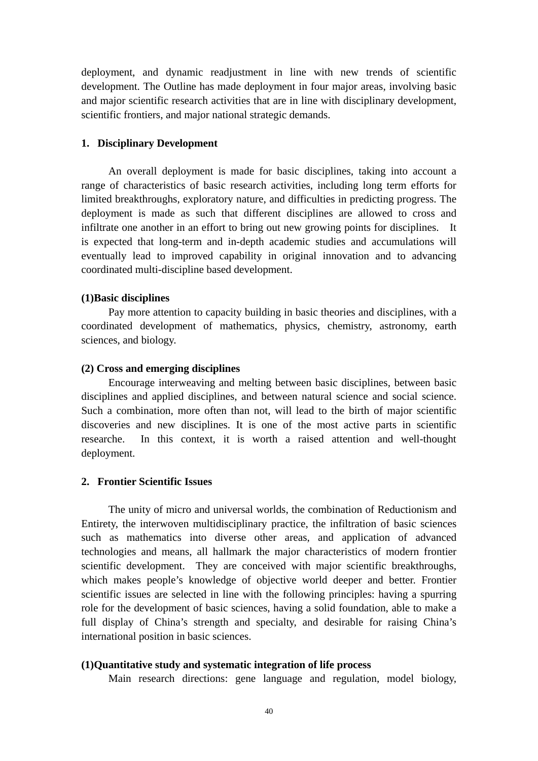deployment, and dynamic readjustment in line with new trends of scientific development. The Outline has made deployment in four major areas, involving basic and major scientific research activities that are in line with disciplinary development, scientific frontiers, and major national strategic demands.

## 1. Disciplinary Development

An overall deployment is made for basic disciplines, taking into account a range of characteristics of basic research activities, including long term efforts for limited breakthroughs, exploratory nature, and difficulties in predicting progress. The deployment is made as such that different disciplines are allowed to cross and infiltrate one another in an effort to bring out new growing points for disciplines. It is expected that long-term and in-depth academic studies and accumulations will eventually lead to improved capability in original innovation and to advancing coordinated multi-discipline based development.

### (1)Basic disciplines

Pay more attention to capacity building in basic theories and disciplines, with a coordinated development of mathematics, physics, chemistry, astronomy, earth sciences, and biology.

### (2) Cross and emerging disciplines

Encourage interweaving and melting between basic disciplines, between basic disciplines and applied disciplines, and between natural science and social science. Such a combination, more often than not, will lead to the birth of major scientific discoveries and new disciplines. It is one of the most active parts in scientific researche. In this context, it is worth a raised attention and well-thought deployment.

## 2. Frontier Scientific Issues

The unity of micro and universal worlds, the combination of Reductionism and Entirety, the interwoven multidisciplinary practice, the infiltration of basic sciences such as mathematics into diverse other areas, and application of advanced technologies and means, all hallmark the major characteristics of modern frontier scientific development. They are conceived with major scientific breakthroughs, which makes people's knowledge of objective world deeper and better. Frontier scientific issues are selected in line with the following principles: having a spurring role for the development of basic sciences, having a solid foundation, able to make a full display of China's strength and specialty, and desirable for raising China's international position in basic sciences.

### (1)Quantitative study and systematic integration of life process

Main research directions: gene language and regulation, model biology,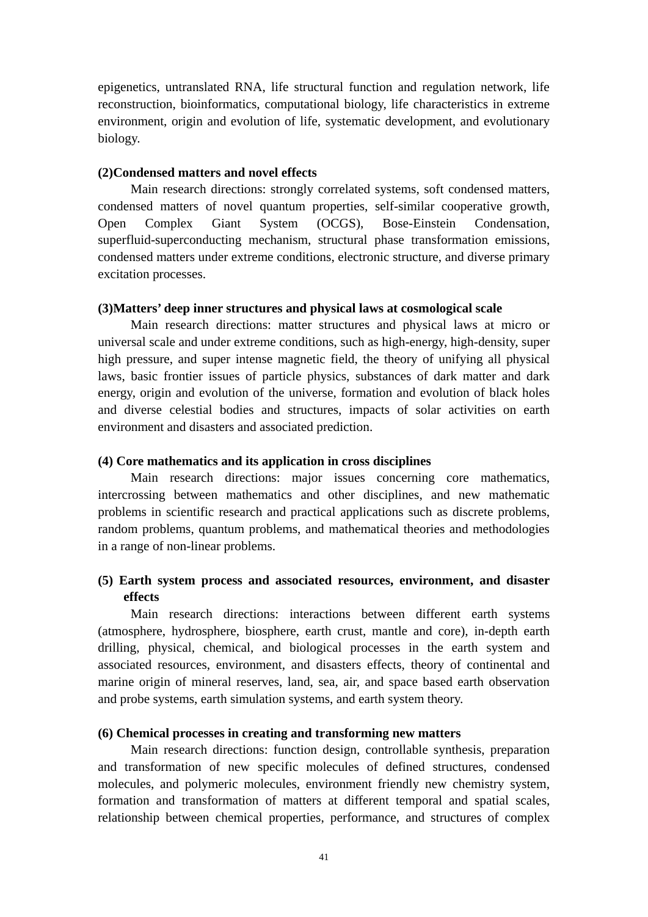epigenetics, untranslated RNA, life structural function and regulation network, life reconstruction, bioinformatics, computational biology, life characteristics in extreme environment, origin and evolution of life, systematic development, and evolutionary biology.

**(2)Condensed matters and novel effects**

Main research directions: strongly correlated systems, soft condensed matters, condensed matters of novel quantum properties, self-similar cooperative growth, Open Complex Giant System (OCGS), Bose-Einstein Condensation, superfluid-superconducting mechanism, structural phase transformation emissions, condensed matters under extreme conditions, electronic structure, and diverse primary excitation processes.

**(3)Matters' deep inner structures and physical laws at cosmological scale**

Main research directions: matter structures and physical laws at micro or universal scale and under extreme conditions, such as high-energy, high-density, super high pressure, and super intense magnetic field, the theory of unifying all physical laws, basic frontier issues of particle physics, substances of dark matter and dark energy, origin and evolution of the universe, formation and evolution of black holes and diverse celestial bodies and structures, impacts of solar activities on earth environment and disasters and associated prediction.

**(4) Core mathematics and its application in cross disciplines**

Main research directions: major issues concerning core mathematics, intercrossing between mathematics and other disciplines, and new mathematic problems in scientific research and practical applications such as discrete problems, random problems, quantum problems, and mathematical theories and methodologies in a range of non-linear problems.

**(5) Earth system process and associated resources, environment, and disaster effects**

Main research directions: interactions between different earth systems (atmosphere, hydrosphere, biosphere, earth crust, mantle and core), in-depth earth drilling, physical, chemical, and biological processes in the earth system and associated resources, environment, and disasters effects, theory of continental and marine origin of mineral reserves, land, sea, air, and space based earth observation and probe systems, earth simulation systems, and earth system theory.

**(6) Chemical processes in creating and transforming new matters**

Main research directions: function design, controllable synthesis, preparation and transformation of new specific molecules of defined structures, condensed molecules, and polymeric molecules, environment friendly new chemistry system, formation and transformation of matters at different temporal and spatial scales, relationship between chemical properties, performance, and structures of complex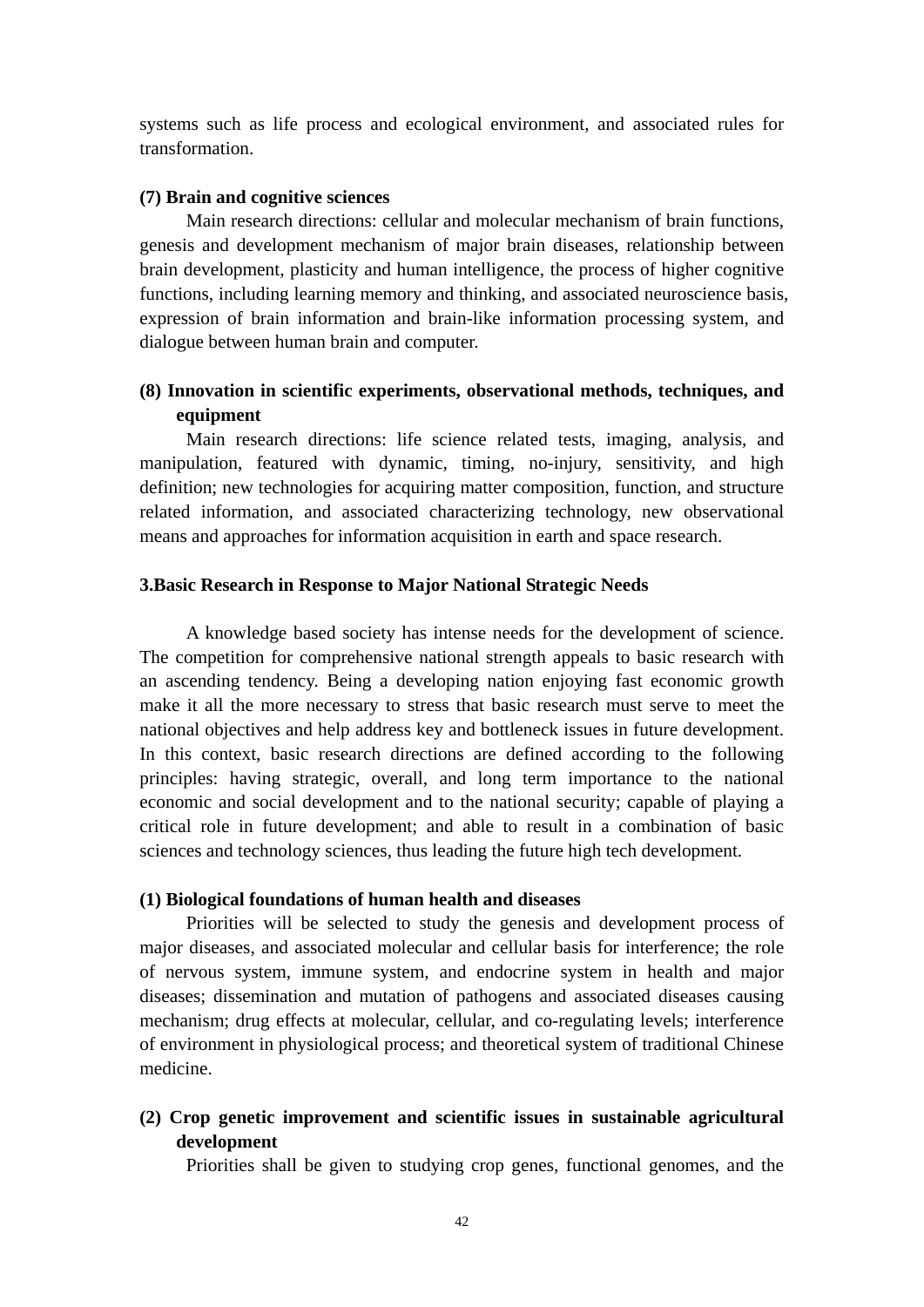systems such as life process and ecological environment, and associated rules for transformation.

**(7) Brain and cognitive sciences**

Main research directions: cellular and molecular mechanism of brain functions, genesis and development mechanism of major brain diseases, relationship between brain development, plasticity and human intelligence, the process of higher cognitive functions, including learning memory and thinking, and associated neuroscience basis, expression of brain information and brain-like information processing system, and dialogue between human brain and computer.

**(8) Innovation in scientific experiments, observational methods, techniques, and equipment**

Main research directions: life science related tests, imaging, analysis, and manipulation, featured with dynamic, timing, no-injury, sensitivity, and high definition; new technologies for acquiring matter composition, function, and structure related information, and associated characterizing technology, new observational means and approaches for information acquisition in earth and space research.

### 3.Basic Research in Response to Major National Strategic Needs

A knowledge based society has intense needs for the development of science. The competition for comprehensive national strength appeals to basic research with an ascending tendency. Being a developing nation enjoying fast economic growth make it all the more necessary to stress that basic research must serve to meet the national objectives and help address key and bottleneck issues in future development. In this context, basic research directions are defined according to the following principles: having strategic, overall, and long term importance to the national economic and social development and to the national security; capable of playing a critical role in future development; and able to result in a combination of basic sciences and technology sciences, thus leading the future high tech development.

**(1) Biological foundations of human health and diseases**

Priorities will be selected to study the genesis and development process of major diseases, and associated molecular and cellular basis for interference; the role of nervous system, immune system, and endocrine system in health and major diseases; dissemination and mutation of pathogens and associated diseases causing mechanism; drug effects at molecular, cellular, and co-regulating levels; interference of environment in physiological process; and theoretical system of traditional Chinese medicine.

**(2) Crop genetic improvement and scientific issues in sustainable agricultural development**

Priorities shall be given to studying crop genes, functional genomes, and the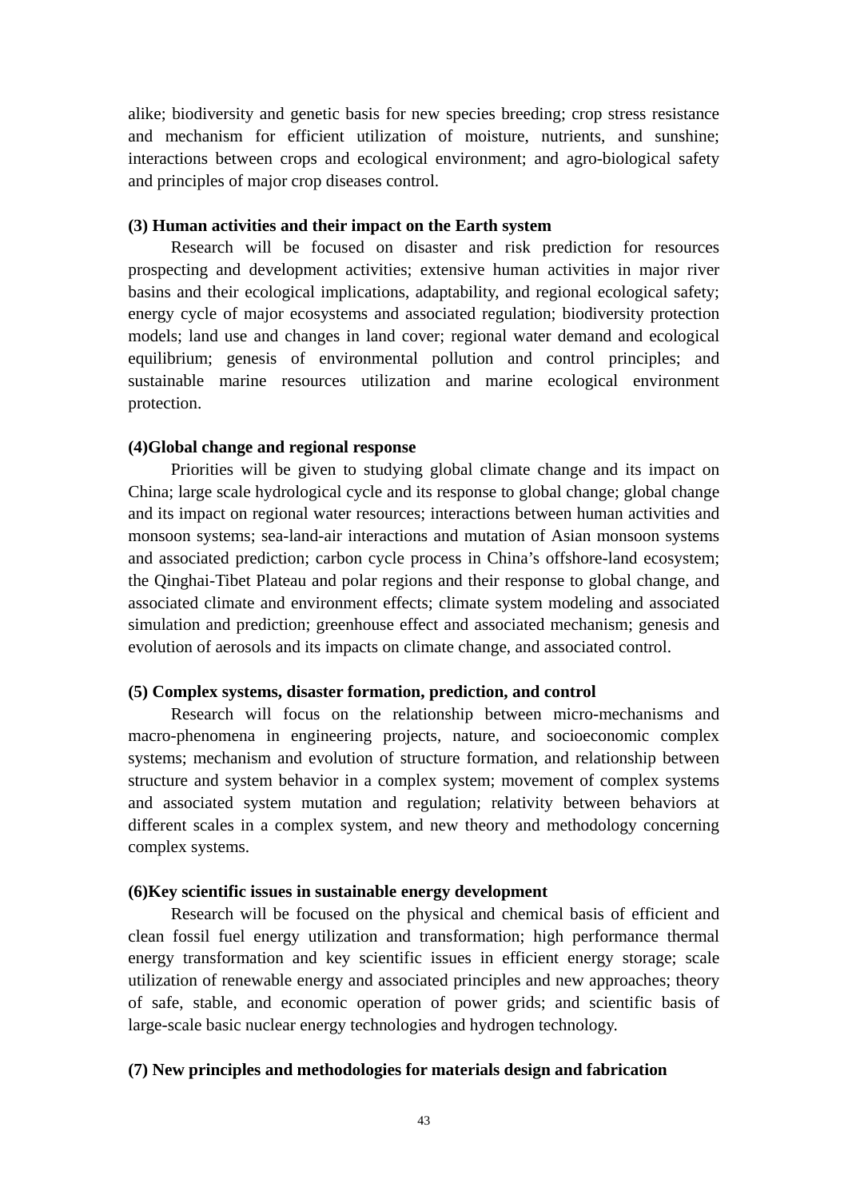alike; biodiversity and genetic basis for new species breeding; crop stress resistance and mechanism for efficient utilization of moisture, nutrients, and sunshine; interactions between crops and ecological environment; and agro-biological safety and principles of major crop diseases control.

**(3) Human activities and their impact on the Earth system**

Research will be focused on disaster and risk prediction for resources prospecting and development activities; extensive human activities in major river basins and their ecological implications, adaptability, and regional ecological safety; energy cycle of major ecosystems and associated regulation; biodiversity protection models; land use and changes in land cover; regional water demand and ecological equilibrium; genesis of environmental pollution and control principles; and sustainable marine resources utilization and marine ecological environment protection.

**(4)Global change and regional response**

Priorities will be given to studying global climate change and its impact on China; large scale hydrological cycle and its response to global change; global change and its impact on regional water resources; interactions between human activities and monsoon systems; sea-land-air interactions and mutation of Asian monsoon systems and associated prediction; carbon cycle process in China's offshore-land ecosystem; the Qinghai-Tibet Plateau and polar regions and their response to global change, and associated climate and environment effects; climate system modeling and associated simulation and prediction; greenhouse effect and associated mechanism; genesis and evolution of aerosols and its impacts on climate change, and associated control.

**(5) Complex systems, disaster formation, prediction, and control**

Research will focus on the relationship between micro-mechanisms and macro-phenomena in engineering projects, nature, and socioeconomic complex systems; mechanism and evolution of structure formation, and relationship between structure and system behavior in a complex system; movement of complex systems and associated system mutation and regulation; relativity between behaviors at different scales in a complex system, and new theory and methodology concerning complex systems.

**(6)Key scientific issues in sustainable energy development**

Research will be focused on the physical and chemical basis of efficient and clean fossil fuel energy utilization and transformation; high performance thermal energy transformation and key scientific issues in efficient energy storage; scale utilization of renewable energy and associated principles and new approaches; theory of safe, stable, and economic operation of power grids; and scientific basis of large-scale basic nuclear energy technologies and hydrogen technology.

**(7) New principles and methodologies for materials design and fabrication**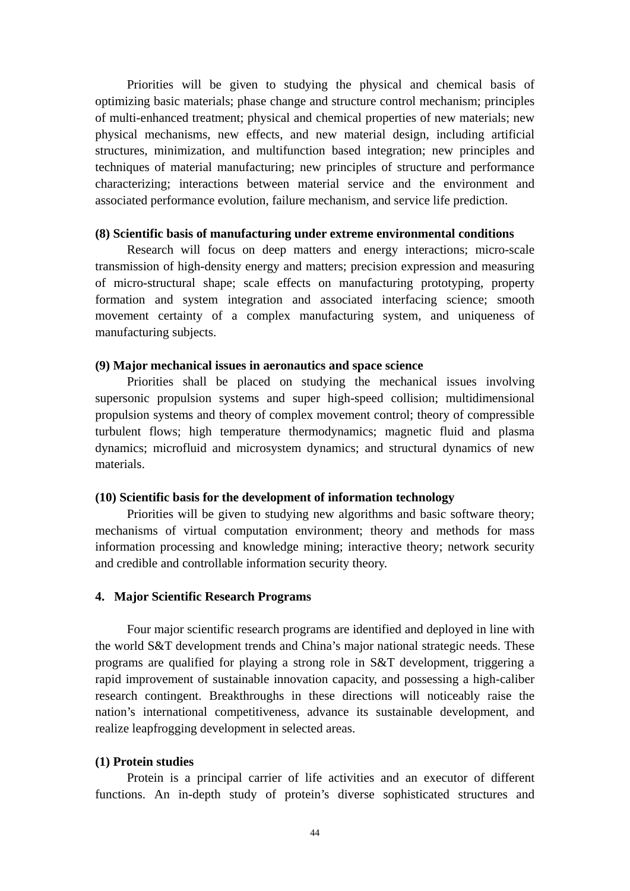Priorities will be given to studying the physical and chemical basis of optimizing basic materials; phase change and structure control mechanism; principles of multi-enhanced treatment; physical and chemical properties of new materials; new physical mechanisms, new effects, and new material design, including artificial structures, minimization, and multifunction based integration; new principles and techniques of material manufacturing; new principles of structure and performance characterizing; interactions between material service and the environment and associated performance evolution, failure mechanism, and service life prediction.

**(8) Scientific basis of manufacturing under extreme environmental conditions**

Research will focus on deep matters and energy interactions; micro-scale transmission of high-density energy and matters; precision expression and measuring of micro-structural shape; scale effects on manufacturing prototyping, property formation and system integration and associated interfacing science; smooth movement certainty of a complex manufacturing system, and uniqueness of manufacturing subjects.

**(9) Major mechanical issues in aeronautics and space science**

Priorities shall be placed on studying the mechanical issues involving supersonic propulsion systems and super high-speed collision; multidimensional propulsion systems and theory of complex movement control; theory of compressible turbulent flows; high temperature thermodynamics; magnetic fluid and plasma dynamics; microfluid and microsystem dynamics; and structural dynamics of new materials.

**(10) Scientific basis for the development of information technology**

Priorities will be given to studying new algorithms and basic software theory; mechanisms of virtual computation environment; theory and methods for mass information processing and knowledge mining; interactive theory; network security and credible and controllable information security theory.

## 4. Major Scientific Research Programs

Four major scientific research programs are identified and deployed in line with the world S&T development trends and China's major national strategic needs. These programs are qualified for playing a strong role in S&T development, triggering a rapid improvement of sustainable innovation capacity, and possessing a high-caliber research contingent. Breakthroughs in these directions will noticeably raise the nation's international competitiveness, advance its sustainable development, and realize leapfrogging development in selected areas.

**(1) Protein studies**

Protein is a principal carrier of life activities and an executor of different functions. An in-depth study of protein's diverse sophisticated structures and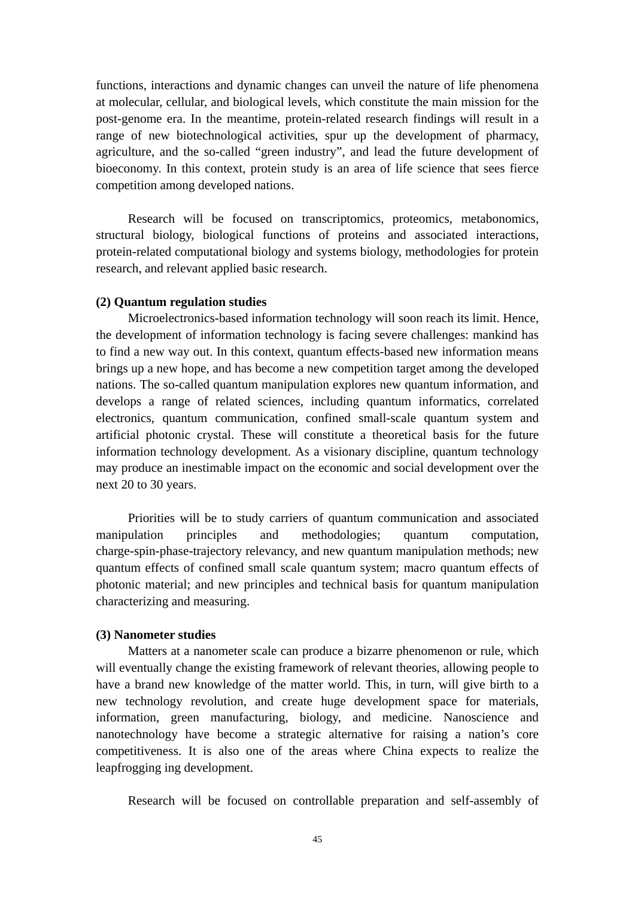functions, interactions and dynamic changes can unveil the nature of life phenomena at molecular, cellular, and biological levels, which constitute the main mission for the post-genome era. In the meantime, protein-related research findings will result in a range of new biotechnological activities, spur up the development of pharmacy, agriculture, and the so-called "green industry", and lead the future development of bioeconomy. In this context, protein study is an area of life science that sees fierce competition among developed nations.

Research will be focused on transcriptomics, proteomics, metabonomics, structural biology, biological functions of proteins and associated interactions, protein-related computational biology and systems biology, methodologies for protein research, and relevant applied basic research.

**(2) Quantum regulation studies**

Microelectronics-based information technology will soon reach its limit. Hence, the development of information technology is facing severe challenges: mankind has to find a new way out. In this context, quantum effects-based new information means brings up a new hope, and has become a new competition target among the developed nations. The so-called quantum manipulation explores new quantum information, and develops a range of related sciences, including quantum informatics, correlated electronics, quantum communication, confined small-scale quantum system and artificial photonic crystal. These will constitute a theoretical basis for the future information technology development. As a visionary discipline, quantum technology may produce an inestimable impact on the economic and social development over the next 20 to 30 years.

Priorities will be to study carriers of quantum communication and associated manipulation principles and methodologies; quantum computation, charge-spin-phase-trajectory relevancy, and new quantum manipulation methods; new quantum effects of confined small scale quantum system; macro quantum effects of photonic material; and new principles and technical basis for quantum manipulation characterizing and measuring.

**(3) Nanometer studies**

Matters at a nanometer scale can produce a bizarre phenomenon or rule, which will eventually change the existing framework of relevant theories, allowing people to have a brand new knowledge of the matter world. This, in turn, will give birth to a new technology revolution, and create huge development space for materials, information, green manufacturing, biology, and medicine. Nanoscience and nanotechnology have become a strategic alternative for raising a nation's core competitiveness. It is also one of the areas where China expects to realize the leapfrogging ing development.

Research will be focused on controllable preparation and self-assembly of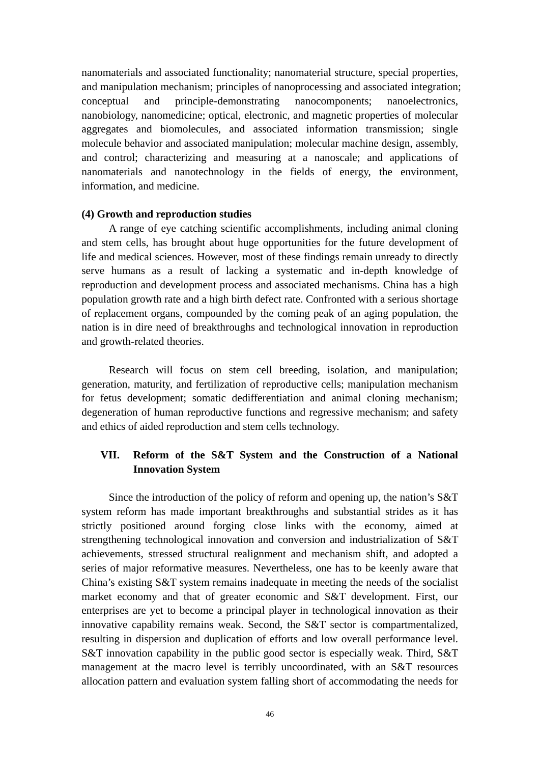nanomaterials and associated functionality; nanomaterial structure, special properties, and manipulation mechanism; principles of nanoprocessing and associated integration; conceptual and principle-demonstrating nanocomponents; nanoelectronics, nanobiology, nanomedicine; optical, electronic, and magnetic properties of molecular aggregates and biomolecules, and associated information transmission; single molecule behavior and associated manipulation; molecular machine design, assembly, and control; characterizing and measuring at a nanoscale; and applications of nanomaterials and nanotechnology in the fields of energy, the environment, information, and medicine.

**(4) Growth and reproduction studies**

A range of eye catching scientific accomplishments, including animal cloning and stem cells, has brought about huge opportunities for the future development of life and medical sciences. However, most of these findings remain unready to directly serve humans as a result of lacking a systematic and in-depth knowledge of reproduction and development process and associated mechanisms. China has a high population growth rate and a high birth defect rate. Confronted with a serious shortage of replacement organs, compounded by the coming peak of an aging population, the nation is in dire need of breakthroughs and technological innovation in reproduction and growth-related theories.

Research will focus on stem cell breeding, isolation, and manipulation; generation, maturity, and fertilization of reproductive cells; manipulation mechanism for fetus development; somatic dedifferentiation and animal cloning mechanism; degeneration of human reproductive functions and regressive mechanism; and safety and ethics of aided reproduction and stem cells technology.

## VII. Reform of the S&T System and the Construction of a National Innovation System

Since the introduction of the policy of reform and opening up, the nation's S&T system reform has made important breakthroughs and substantial strides as it has strictly positioned around forging close links with the economy, aimed at strengthening technological innovation and conversion and industrialization of S&T achievements, stressed structural realignment and mechanism shift, and adopted a series of major reformative measures. Nevertheless, one has to be keenly aware that China's existing S&T system remains inadequate in meeting the needs of the socialist market economy and that of greater economic and S&T development. First, our enterprises are yet to become a principal player in technological innovation as their innovative capability remains weak. Second, the S&T sector is compartmentalized, resulting in dispersion and duplication of efforts and low overall performance level. S&T innovation capability in the public good sector is especially weak. Third, S&T management at the macro level is terribly uncoordinated, with an S&T resources allocation pattern and evaluation system falling short of accommodating the needs for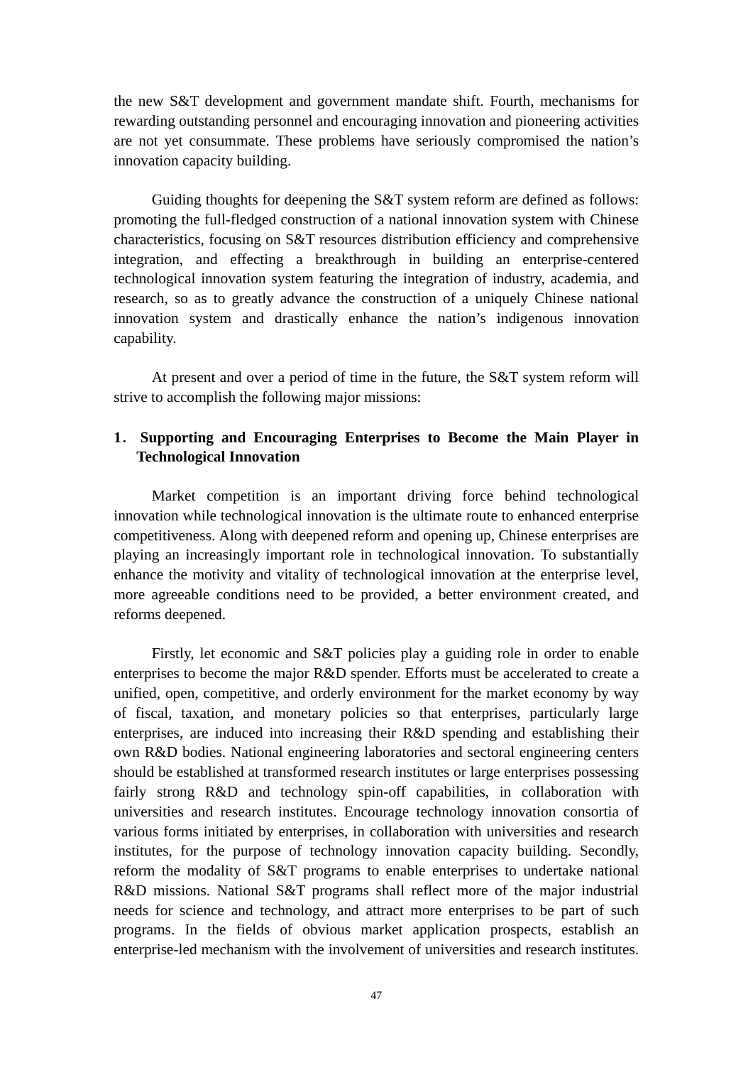the new S&T development and government mandate shift. Fourth, mechanisms for rewarding outstanding personnel and encouraging innovation and pioneering activities are not yet consummate. These problems have seriously compromised the nation's innovation capacity building.

Guiding thoughts for deepening the S&T system reform are defined as follows: promoting the full-fledged construction of a national innovation system with Chinese characteristics, focusing on S&T resources distribution efficiency and comprehensive integration, and effecting a breakthrough in building an enterprise-centered technological innovation system featuring the integration of industry, academia, and research, so as to greatly advance the construction of a uniquely Chinese national innovation system and drastically enhance the nation's indigenous innovation capability.

At present and over a period of time in the future, the S&T system reform will strive to accomplish the following major missions:

### 1. Supporting and Encouraging Enterprises to Become the Main Player in Technological Innovation

Market competition is an important driving force behind technological innovation while technological innovation is the ultimate route to enhanced enterprise competitiveness. Along with deepened reform and opening up, Chinese enterprises are playing an increasingly important role in technological innovation. To substantially enhance the motivity and vitality of technological innovation at the enterprise level, more agreeable conditions need to be provided, a better environment created, and reforms deepened.

Firstly, let economic and S&T policies play a guiding role in order to enable enterprises to become the major R&D spender. Efforts must be accelerated to create a unified, open, competitive, and orderly environment for the market economy by way of fiscal, taxation, and monetary policies so that enterprises, particularly large enterprises, are induced into increasing their R&D spending and establishing their own R&D bodies. National engineering laboratories and sectoral engineering centers should be established at transformed research institutes or large enterprises possessing fairly strong R&D and technology spin-off capabilities, in collaboration with universities and research institutes. Encourage technology innovation consortia of various forms initiated by enterprises, in collaboration with universities and research institutes, for the purpose of technology innovation capacity building. Secondly, reform the modality of S&T programs to enable enterprises to undertake national R&D missions. National S&T programs shall reflect more of the major industrial needs for science and technology, and attract more enterprises to be part of such programs. In the fields of obvious market application prospects, establish an enterprise-led mechanism with the involvement of universities and research institutes.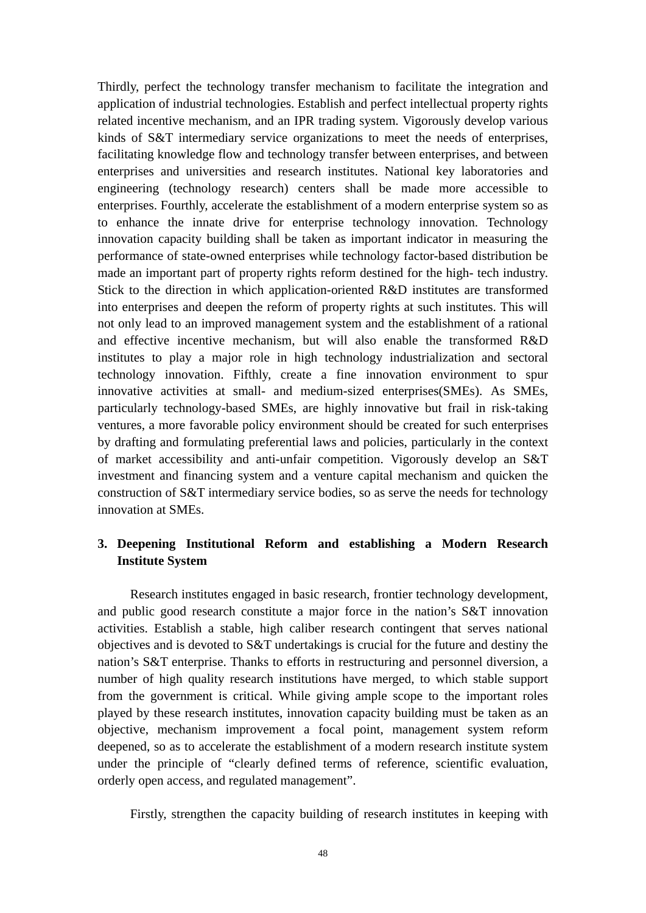Thirdly, perfect the technology transfer mechanism to facilitate the integration and application of industrial technologies. Establish and perfect intellectual property rights related incentive mechanism, and an IPR trading system. Vigorously develop various kinds of S&T intermediary service organizations to meet the needs of enterprises, facilitating knowledge flow and technology transfer between enterprises, and between enterprises and universities and research institutes. National key laboratories and engineering (technology research) centers shall be made more accessible to enterprises. Fourthly, accelerate the establishment of a modern enterprise system so as to enhance the innate drive for enterprise technology innovation. Technology innovation capacity building shall be taken as important indicator in measuring the performance of state-owned enterprises while technology factor-based distribution be made an important part of property rights reform destined for the high- tech industry. Stick to the direction in which application-oriented R&D institutes are transformed into enterprises and deepen the reform of property rights at such institutes. This will not only lead to an improved management system and the establishment of a rational and effective incentive mechanism, but will also enable the transformed R&D institutes to play a major role in high technology industrialization and sectoral technology innovation. Fifthly, create a fine innovation environment to spur innovative activities at small- and medium-sized enterprises(SMEs). As SMEs, particularly technology-based SMEs, are highly innovative but frail in risk-taking ventures, a more favorable policy environment should be created for such enterprises by drafting and formulating preferential laws and policies, particularly in the context of market accessibility and anti-unfair competition. Vigorously develop an S&T investment and financing system and a venture capital mechanism and quicken the construction of S&T intermediary service bodies, so as serve the needs for technology innovation at SMEs.

### 3. Deepening Institutional Reform and establishing a Modern Research Institute System

Research institutes engaged in basic research, frontier technology development, and public good research constitute a major force in the nation's S&T innovation activities. Establish a stable, high caliber research contingent that serves national objectives and is devoted to S&T undertakings is crucial for the future and destiny the nation's S&T enterprise. Thanks to efforts in restructuring and personnel diversion, a number of high quality research institutions have merged, to which stable support from the government is critical. While giving ample scope to the important roles played by these research institutes, innovation capacity building must be taken as an objective, mechanism improvement a focal point, management system reform deepened, so as to accelerate the establishment of a modern research institute system under the principle of "clearly defined terms of reference, scientific evaluation, orderly open access, and regulated management".

Firstly, strengthen the capacity building of research institutes in keeping with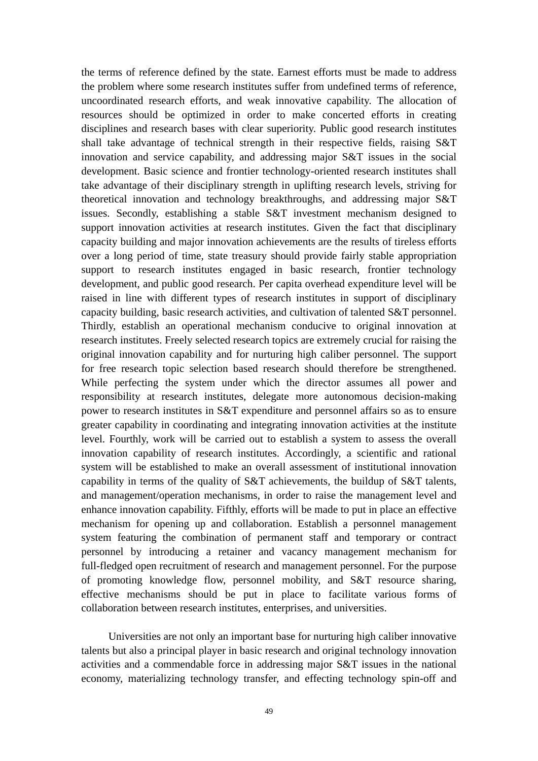the terms of reference defined by the state. Earnest efforts must be made to address the problem where some research institutes suffer from undefined terms of reference, uncoordinated research efforts, and weak innovative capability. The allocation of resources should be optimized in order to make concerted efforts in creating disciplines and research bases with clear superiority. Public good research institutes shall take advantage of technical strength in their respective fields, raising S&T innovation and service capability, and addressing major S&T issues in the social development. Basic science and frontier technology-oriented research institutes shall take advantage of their disciplinary strength in uplifting research levels, striving for theoretical innovation and technology breakthroughs, and addressing major S&T issues. Secondly, establishing a stable S&T investment mechanism designed to support innovation activities at research institutes. Given the fact that disciplinary capacity building and major innovation achievements are the results of tireless efforts over a long period of time, state treasury should provide fairly stable appropriation support to research institutes engaged in basic research, frontier technology development, and public good research. Per capita overhead expenditure level will be raised in line with different types of research institutes in support of disciplinary capacity building, basic research activities, and cultivation of talented S&T personnel. Thirdly, establish an operational mechanism conducive to original innovation at research institutes. Freely selected research topics are extremely crucial for raising the original innovation capability and for nurturing high caliber personnel. The support for free research topic selection based research should therefore be strengthened. While perfecting the system under which the director assumes all power and responsibility at research institutes, delegate more autonomous decision-making power to research institutes in S&T expenditure and personnel affairs so as to ensure greater capability in coordinating and integrating innovation activities at the institute level. Fourthly, work will be carried out to establish a system to assess the overall innovation capability of research institutes. Accordingly, a scientific and rational system will be established to make an overall assessment of institutional innovation capability in terms of the quality of S&T achievements, the buildup of S&T talents, and management/operation mechanisms, in order to raise the management level and enhance innovation capability. Fifthly, efforts will be made to put in place an effective mechanism for opening up and collaboration. Establish a personnel management system featuring the combination of permanent staff and temporary or contract personnel by introducing a retainer and vacancy management mechanism for full-fledged open recruitment of research and management personnel. For the purpose of promoting knowledge flow, personnel mobility, and S&T resource sharing, effective mechanisms should be put in place to facilitate various forms of collaboration between research institutes, enterprises, and universities.

Universities are not only an important base for nurturing high caliber innovative talents but also a principal player in basic research and original technology innovation activities and a commendable force in addressing major S&T issues in the national economy, materializing technology transfer, and effecting technology spin-off and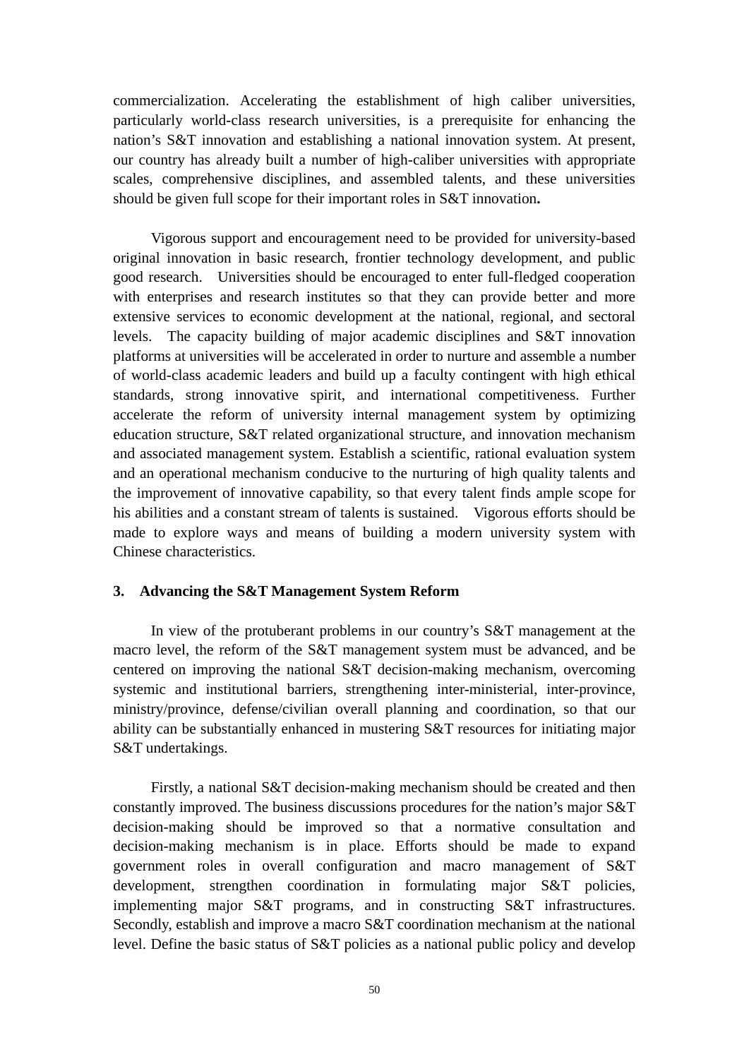commercialization. Accelerating the establishment of high caliber universities, particularly world-class research universities, is a prerequisite for enhancing the nation's S&T innovation and establishing a national innovation system. At present, our country has already built a number of high-caliber universities with appropriate scales, comprehensive disciplines, and assembled talents, and these universities should be given full scope for their important roles in S&T innovation**.**

Vigorous support and encouragement need to be provided for university-based original innovation in basic research, frontier technology development, and public good research. Universities should be encouraged to enter full-fledged cooperation with enterprises and research institutes so that they can provide better and more extensive services to economic development at the national, regional, and sectoral levels. The capacity building of major academic disciplines and S&T innovation platforms at universities will be accelerated in order to nurture and assemble a number of world-class academic leaders and build up a faculty contingent with high ethical standards, strong innovative spirit, and international competitiveness. Further accelerate the reform of university internal management system by optimizing education structure, S&T related organizational structure, and innovation mechanism and associated management system. Establish a scientific, rational evaluation system and an operational mechanism conducive to the nurturing of high quality talents and the improvement of innovative capability, so that every talent finds ample scope for his abilities and a constant stream of talents is sustained. Vigorous efforts should be made to explore ways and means of building a modern university system with Chinese characteristics.

### 3. Advancing the S&T Management System Reform

In view of the protuberant problems in our country's S&T management at the macro level, the reform of the S&T management system must be advanced, and be centered on improving the national S&T decision-making mechanism, overcoming systemic and institutional barriers, strengthening inter-ministerial, inter-province, ministry/province, defense/civilian overall planning and coordination, so that our ability can be substantially enhanced in mustering S&T resources for initiating major S&T undertakings.

Firstly, a national S&T decision-making mechanism should be created and then constantly improved. The business discussions procedures for the nation's major S&T decision-making should be improved so that a normative consultation and decision-making mechanism is in place. Efforts should be made to expand government roles in overall configuration and macro management of S&T development, strengthen coordination in formulating major S&T policies, implementing major S&T programs, and in constructing S&T infrastructures. Secondly, establish and improve a macro S&T coordination mechanism at the national level. Define the basic status of S&T policies as a national public policy and develop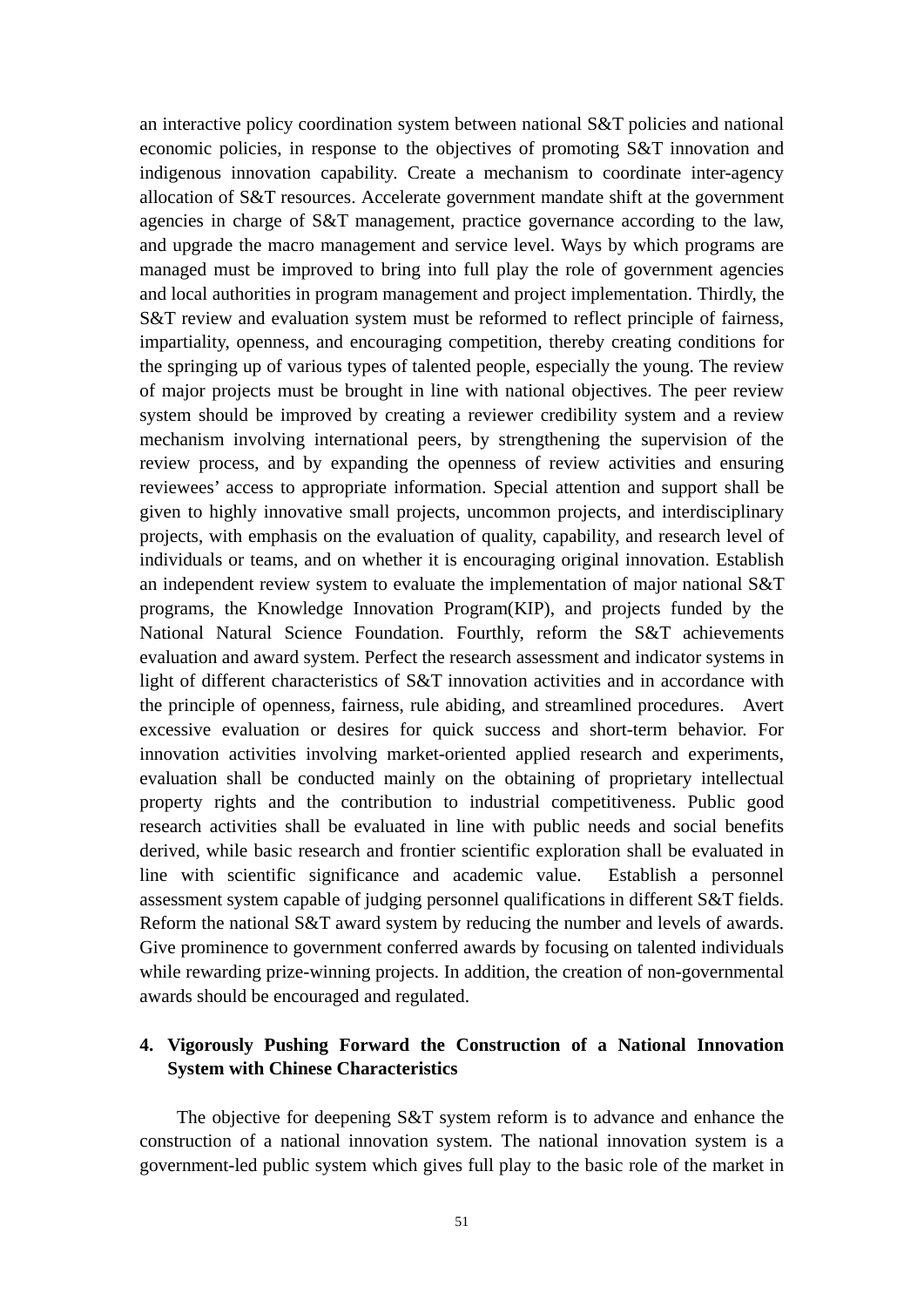an interactive policy coordination system between national S&T policies and national economic policies, in response to the objectives of promoting S&T innovation and indigenous innovation capability. Create a mechanism to coordinate inter-agency allocation of S&T resources. Accelerate government mandate shift at the government agencies in charge of S&T management, practice governance according to the law, and upgrade the macro management and service level. Ways by which programs are managed must be improved to bring into full play the role of government agencies and local authorities in program management and project implementation. Thirdly, the S&T review and evaluation system must be reformed to reflect principle of fairness, impartiality, openness, and encouraging competition, thereby creating conditions for the springing up of various types of talented people, especially the young. The review of major projects must be brought in line with national objectives. The peer review system should be improved by creating a reviewer credibility system and a review mechanism involving international peers, by strengthening the supervision of the review process, and by expanding the openness of review activities and ensuring reviewees' access to appropriate information. Special attention and support shall be given to highly innovative small projects, uncommon projects, and interdisciplinary projects, with emphasis on the evaluation of quality, capability, and research level of individuals or teams, and on whether it is encouraging original innovation. Establish an independent review system to evaluate the implementation of major national S&T programs, the Knowledge Innovation Program(KIP), and projects funded by the National Natural Science Foundation. Fourthly, reform the S&T achievements evaluation and award system. Perfect the research assessment and indicator systems in light of different characteristics of S&T innovation activities and in accordance with the principle of openness, fairness, rule abiding, and streamlined procedures. Avert excessive evaluation or desires for quick success and short-term behavior. For innovation activities involving market-oriented applied research and experiments, evaluation shall be conducted mainly on the obtaining of proprietary intellectual property rights and the contribution to industrial competitiveness. Public good research activities shall be evaluated in line with public needs and social benefits derived, while basic research and frontier scientific exploration shall be evaluated in line with scientific significance and academic value. Establish a personnel assessment system capable of judging personnel qualifications in different S&T fields. Reform the national S&T award system by reducing the number and levels of awards. Give prominence to government conferred awards by focusing on talented individuals while rewarding prize-winning projects. In addition, the creation of non-governmental awards should be encouraged and regulated.

### 4. Vigorously Pushing Forward the Construction of a National Innovation System with Chinese Characteristics

The objective for deepening S&T system reform is to advance and enhance the construction of a national innovation system. The national innovation system is a government-led public system which gives full play to the basic role of the market in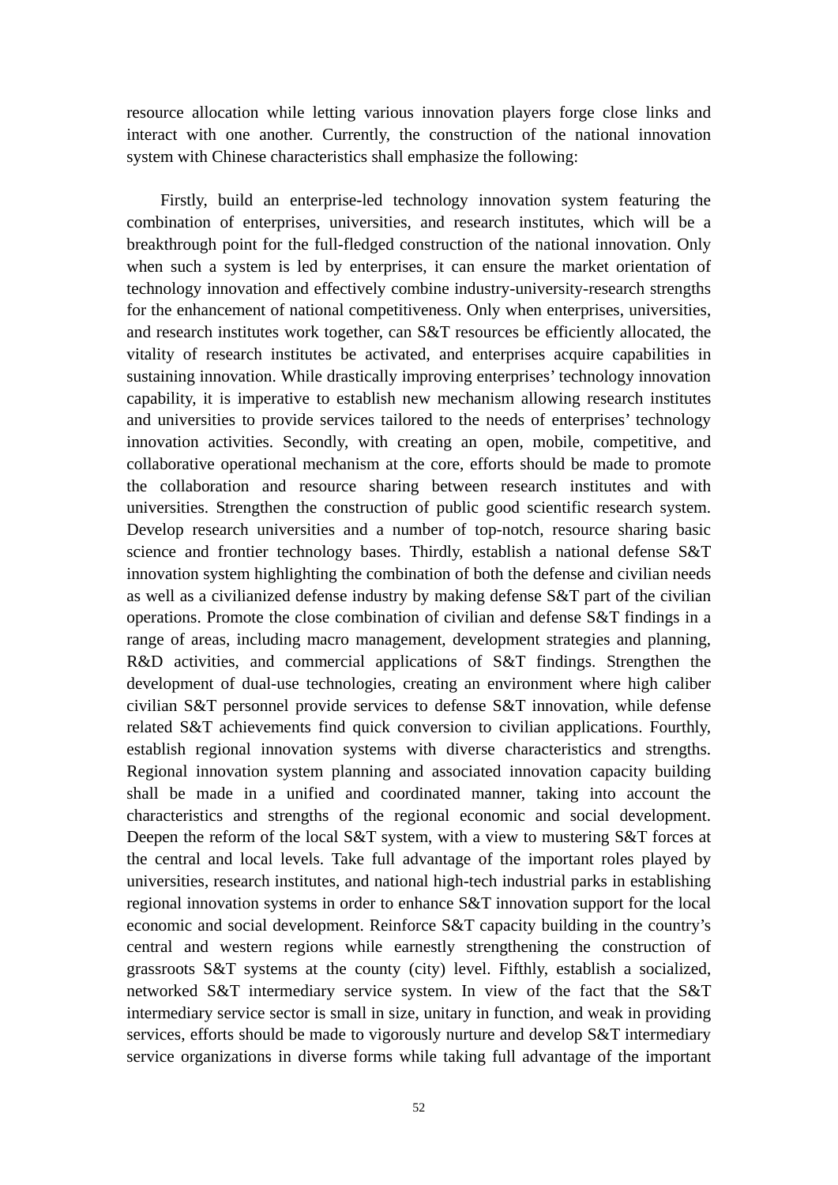resource allocation while letting various innovation players forge close links and interact with one another. Currently, the construction of the national innovation system with Chinese characteristics shall emphasize the following:

Firstly, build an enterprise-led technology innovation system featuring the combination of enterprises, universities, and research institutes, which will be a breakthrough point for the full-fledged construction of the national innovation. Only when such a system is led by enterprises, it can ensure the market orientation of technology innovation and effectively combine industry-university-research strengths for the enhancement of national competitiveness. Only when enterprises, universities, and research institutes work together, can S&T resources be efficiently allocated, the vitality of research institutes be activated, and enterprises acquire capabilities in sustaining innovation. While drastically improving enterprises' technology innovation capability, it is imperative to establish new mechanism allowing research institutes and universities to provide services tailored to the needs of enterprises' technology innovation activities. Secondly, with creating an open, mobile, competitive, and collaborative operational mechanism at the core, efforts should be made to promote the collaboration and resource sharing between research institutes and with universities. Strengthen the construction of public good scientific research system. Develop research universities and a number of top-notch, resource sharing basic science and frontier technology bases. Thirdly, establish a national defense S&T innovation system highlighting the combination of both the defense and civilian needs as well as a civilianized defense industry by making defense S&T part of the civilian operations. Promote the close combination of civilian and defense S&T findings in a range of areas, including macro management, development strategies and planning, R&D activities, and commercial applications of S&T findings. Strengthen the development of dual-use technologies, creating an environment where high caliber civilian S&T personnel provide services to defense S&T innovation, while defense related S&T achievements find quick conversion to civilian applications. Fourthly, establish regional innovation systems with diverse characteristics and strengths. Regional innovation system planning and associated innovation capacity building shall be made in a unified and coordinated manner, taking into account the characteristics and strengths of the regional economic and social development. Deepen the reform of the local S&T system, with a view to mustering S&T forces at the central and local levels. Take full advantage of the important roles played by universities, research institutes, and national high-tech industrial parks in establishing regional innovation systems in order to enhance S&T innovation support for the local economic and social development. Reinforce S&T capacity building in the country's central and western regions while earnestly strengthening the construction of grassroots S&T systems at the county (city) level. Fifthly, establish a socialized, networked S&T intermediary service system. In view of the fact that the S&T intermediary service sector is small in size, unitary in function, and weak in providing services, efforts should be made to vigorously nurture and develop S&T intermediary service organizations in diverse forms while taking full advantage of the important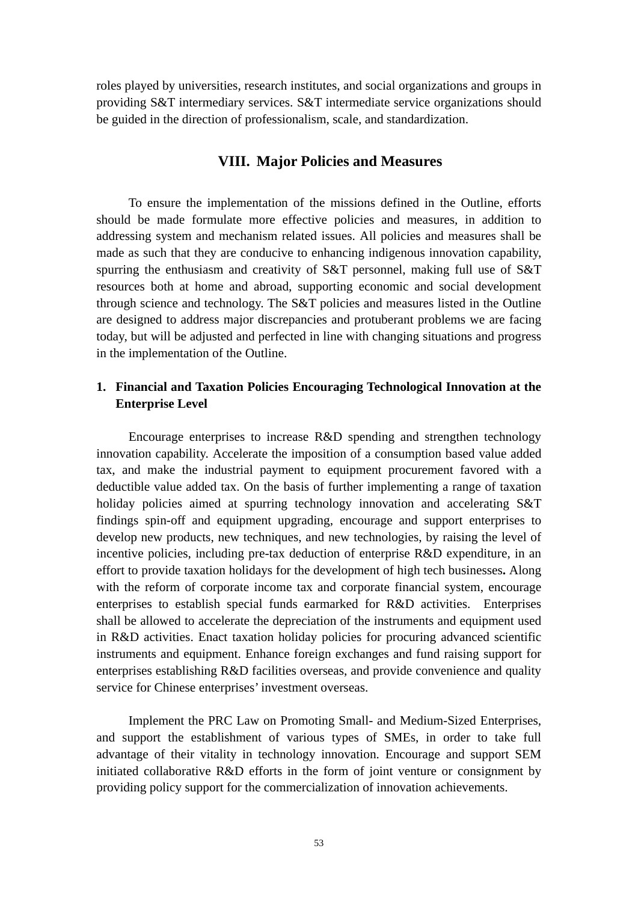roles played by universities, research institutes, and social organizations and groups in providing S&T intermediary services. S&T intermediate service organizations should be guided in the direction of professionalism, scale, and standardization.

## VIII. Major Policies and Measures

To ensure the implementation of the missions defined in the Outline, efforts should be made formulate more effective policies and measures, in addition to addressing system and mechanism related issues. All policies and measures shall be made as such that they are conducive to enhancing indigenous innovation capability, spurring the enthusiasm and creativity of S&T personnel, making full use of S&T resources both at home and abroad, supporting economic and social development through science and technology. The S&T policies and measures listed in the Outline are designed to address major discrepancies and protuberant problems we are facing today, but will be adjusted and perfected in line with changing situations and progress in the implementation of the Outline.

### 1. Financial and Taxation Policies Encouraging Technological Innovation at the Enterprise Level

Encourage enterprises to increase R&D spending and strengthen technology innovation capability. Accelerate the imposition of a consumption based value added tax, and make the industrial payment to equipment procurement favored with a deductible value added tax. On the basis of further implementing a range of taxation holiday policies aimed at spurring technology innovation and accelerating S&T findings spin-off and equipment upgrading, encourage and support enterprises to develop new products, new techniques, and new technologies, by raising the level of incentive policies, including pre-tax deduction of enterprise R&D expenditure, in an effort to provide taxation holidays for the development of high tech businesses**.** Along with the reform of corporate income tax and corporate financial system, encourage enterprises to establish special funds earmarked for R&D activities. Enterprises shall be allowed to accelerate the depreciation of the instruments and equipment used in R&D activities. Enact taxation holiday policies for procuring advanced scientific instruments and equipment. Enhance foreign exchanges and fund raising support for enterprises establishing R&D facilities overseas, and provide convenience and quality service for Chinese enterprises' investment overseas.

Implement the PRC Law on Promoting Small- and Medium-Sized Enterprises, and support the establishment of various types of SMEs, in order to take full advantage of their vitality in technology innovation. Encourage and support SEM initiated collaborative R&D efforts in the form of joint venture or consignment by providing policy support for the commercialization of innovation achievements.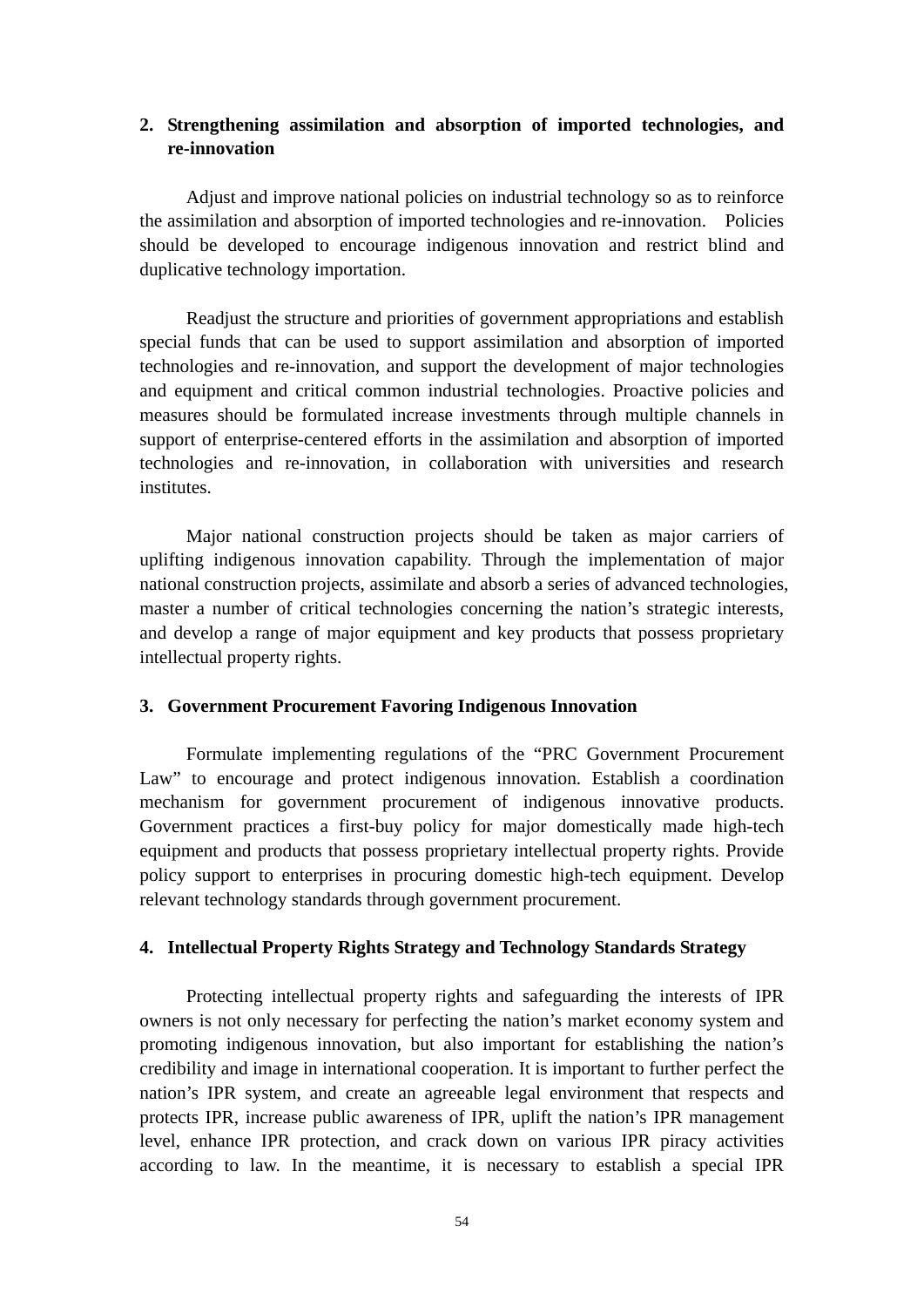## 2. Strengthening assimilation and absorption of imported technologies, and re-innovation

Adjust and improve national policies on industrial technology so as to reinforce the assimilation and absorption of imported technologies and re-innovation.   Policies should be developed to encourage indigenous innovation and restrict blind and duplicative technology importation.

Readjust the structure and priorities of government appropriations and establish special funds that can be used to support assimilation and absorption of imported technologies and re-innovation, and support the development of major technologies and equipment and critical common industrial technologies. Proactive policies and measures should be formulated increase investments through multiple channels in support of enterprise-centered efforts in the assimilation and absorption of imported technologies and re-innovation, in collaboration with universities and research institutes.

Major national construction projects should be taken as major carriers of uplifting indigenous innovation capability. Through the implementation of major national construction projects, assimilate and absorb a series of advanced technologies, master a number of critical technologies concerning the nation's strategic interests, and develop a range of major equipment and key products that possess proprietary intellectual property rights.

## 3. Government Procurement Favoring Indigenous Innovation

Formulate implementing regulations of the "PRC Government Procurement Law" to encourage and protect indigenous innovation. Establish a coordination mechanism for government procurement of indigenous innovative products. Government practices a first-buy policy for major domestically made high-tech equipment and products that possess proprietary intellectual property rights. Provide policy support to enterprises in procuring domestic high-tech equipment. Develop relevant technology standards through government procurement.

## 4. Intellectual Property Rights Strategy and Technology Standards Strategy

Protecting intellectual property rights and safeguarding the interests of IPR owners is not only necessary for perfecting the nation's market economy system and promoting indigenous innovation, but also important for establishing the nation's credibility and image in international cooperation. It is important to further perfect the nation's IPR system, and create an agreeable legal environment that respects and protects IPR, increase public awareness of IPR, uplift the nation's IPR management level, enhance IPR protection, and crack down on various IPR piracy activities according to law. In the meantime, it is necessary to establish a special IPR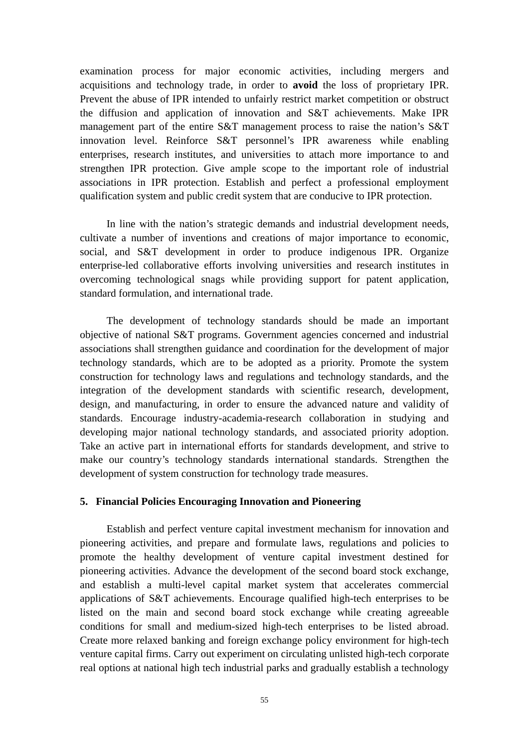examination process for major economic activities, including mergers and acquisitions and technology trade, in order to **avoid** the loss of proprietary IPR. Prevent the abuse of IPR intended to unfairly restrict market competition or obstruct the diffusion and application of innovation and S&T achievements. Make IPR management part of the entire S&T management process to raise the nation's S&T innovation level. Reinforce S&T personnel's IPR awareness while enabling enterprises, research institutes, and universities to attach more importance to and strengthen IPR protection. Give ample scope to the important role of industrial associations in IPR protection. Establish and perfect a professional employment qualification system and public credit system that are conducive to IPR protection.

In line with the nation's strategic demands and industrial development needs, cultivate a number of inventions and creations of major importance to economic, social, and S&T development in order to produce indigenous IPR. Organize enterprise-led collaborative efforts involving universities and research institutes in overcoming technological snags while providing support for patent application, standard formulation, and international trade.

The development of technology standards should be made an important objective of national S&T programs. Government agencies concerned and industrial associations shall strengthen guidance and coordination for the development of major technology standards, which are to be adopted as a priority. Promote the system construction for technology laws and regulations and technology standards, and the integration of the development standards with scientific research, development, design, and manufacturing, in order to ensure the advanced nature and validity of standards. Encourage industry-academia-research collaboration in studying and developing major national technology standards, and associated priority adoption. Take an active part in international efforts for standards development, and strive to make our country's technology standards international standards. Strengthen the development of system construction for technology trade measures.

### 5. Financial Policies Encouraging Innovation and Pioneering

Establish and perfect venture capital investment mechanism for innovation and pioneering activities, and prepare and formulate laws, regulations and policies to promote the healthy development of venture capital investment destined for pioneering activities. Advance the development of the second board stock exchange, and establish a multi-level capital market system that accelerates commercial applications of S&T achievements. Encourage qualified high-tech enterprises to be listed on the main and second board stock exchange while creating agreeable conditions for small and medium-sized high-tech enterprises to be listed abroad. Create more relaxed banking and foreign exchange policy environment for high-tech venture capital firms. Carry out experiment on circulating unlisted high-tech corporate real options at national high tech industrial parks and gradually establish a technology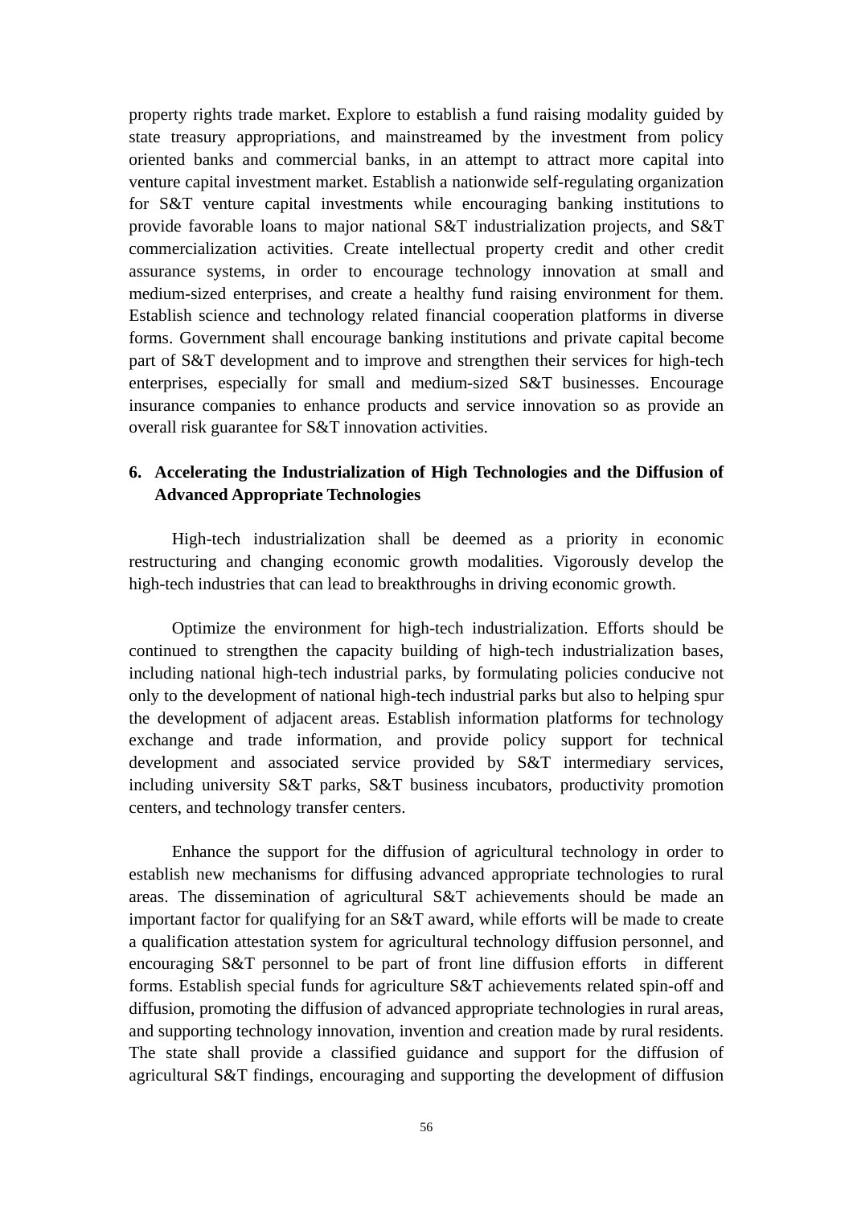property rights trade market. Explore to establish a fund raising modality guided by state treasury appropriations, and mainstreamed by the investment from policy oriented banks and commercial banks, in an attempt to attract more capital into venture capital investment market. Establish a nationwide self-regulating organization for S&T venture capital investments while encouraging banking institutions to provide favorable loans to major national S&T industrialization projects, and S&T commercialization activities. Create intellectual property credit and other credit assurance systems, in order to encourage technology innovation at small and medium-sized enterprises, and create a healthy fund raising environment for them. Establish science and technology related financial cooperation platforms in diverse forms. Government shall encourage banking institutions and private capital become part of S&T development and to improve and strengthen their services for high-tech enterprises, especially for small and medium-sized S&T businesses. Encourage insurance companies to enhance products and service innovation so as provide an overall risk guarantee for S&T innovation activities.

**6. Accelerating the Industrialization of High Technologies and the Diffusion of Advanced Appropriate Technologies**

High-tech industrialization shall be deemed as a priority in economic restructuring and changing economic growth modalities. Vigorously develop the high-tech industries that can lead to breakthroughs in driving economic growth.

Optimize the environment for high-tech industrialization. Efforts should be continued to strengthen the capacity building of high-tech industrialization bases, including national high-tech industrial parks, by formulating policies conducive not only to the development of national high-tech industrial parks but also to helping spur the development of adjacent areas. Establish information platforms for technology exchange and trade information, and provide policy support for technical development and associated service provided by S&T intermediary services, including university S&T parks, S&T business incubators, productivity promotion centers, and technology transfer centers.

Enhance the support for the diffusion of agricultural technology in order to establish new mechanisms for diffusing advanced appropriate technologies to rural areas. The dissemination of agricultural S&T achievements should be made an important factor for qualifying for an S&T award, while efforts will be made to create a qualification attestation system for agricultural technology diffusion personnel, and encouraging S&T personnel to be part of front line diffusion efforts in different forms. Establish special funds for agriculture S&T achievements related spin-off and diffusion, promoting the diffusion of advanced appropriate technologies in rural areas, and supporting technology innovation, invention and creation made by rural residents. The state shall provide a classified guidance and support for the diffusion of agricultural S&T findings, encouraging and supporting the development of diffusion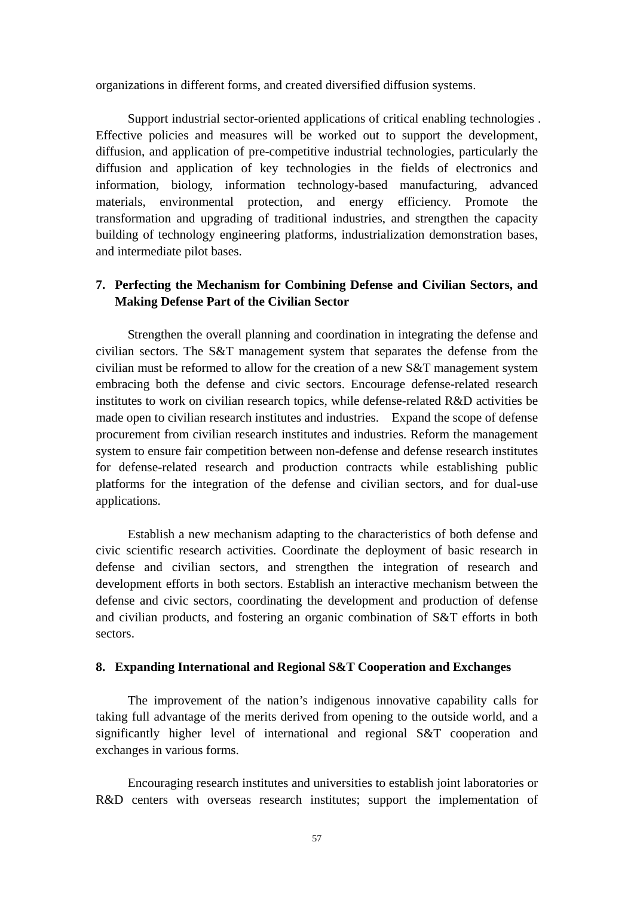organizations in different forms, and created diversified diffusion systems.

Support industrial sector-oriented applications of critical enabling technologies . Effective policies and measures will be worked out to support the development, diffusion, and application of pre-competitive industrial technologies, particularly the diffusion and application of key technologies in the fields of electronics and information, biology, information technology-based manufacturing, advanced materials, environmental protection, and energy efficiency. Promote the transformation and upgrading of traditional industries, and strengthen the capacity building of technology engineering platforms, industrialization demonstration bases, and intermediate pilot bases.

### 7. Perfecting the Mechanism for Combining Defense and Civilian Sectors, and Making Defense Part of the Civilian Sector

Strengthen the overall planning and coordination in integrating the defense and civilian sectors. The S&T management system that separates the defense from the civilian must be reformed to allow for the creation of a new S&T management system embracing both the defense and civic sectors. Encourage defense-related research institutes to work on civilian research topics, while defense-related R&D activities be made open to civilian research institutes and industries. Expand the scope of defense procurement from civilian research institutes and industries. Reform the management system to ensure fair competition between non-defense and defense research institutes for defense-related research and production contracts while establishing public platforms for the integration of the defense and civilian sectors, and for dual-use applications.

Establish a new mechanism adapting to the characteristics of both defense and civic scientific research activities. Coordinate the deployment of basic research in defense and civilian sectors, and strengthen the integration of research and development efforts in both sectors. Establish an interactive mechanism between the defense and civic sectors, coordinating the development and production of defense and civilian products, and fostering an organic combination of S&T efforts in both sectors.

### 8. Expanding International and Regional S&T Cooperation and Exchanges

The improvement of the nation's indigenous innovative capability calls for taking full advantage of the merits derived from opening to the outside world, and a significantly higher level of international and regional S&T cooperation and exchanges in various forms.

Encouraging research institutes and universities to establish joint laboratories or R&D centers with overseas research institutes; support the implementation of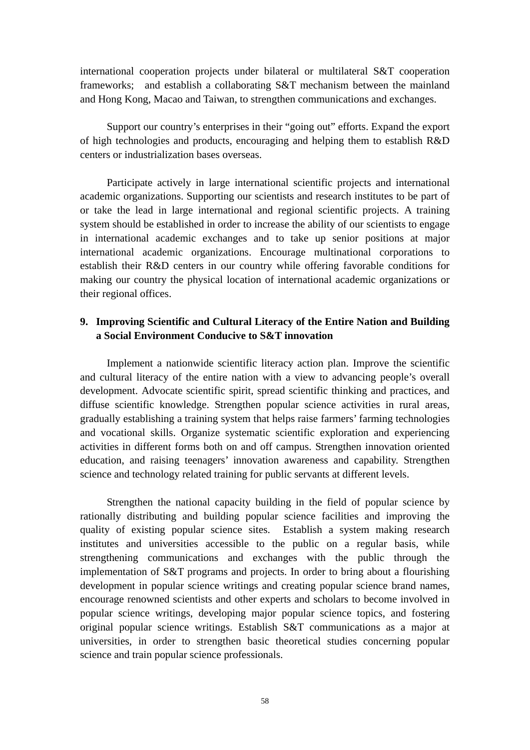international cooperation projects under bilateral or multilateral S&T cooperation frameworks; and establish a collaborating S&T mechanism between the mainland and Hong Kong, Macao and Taiwan, to strengthen communications and exchanges.

Support our country's enterprises in their "going out" efforts. Expand the export of high technologies and products, encouraging and helping them to establish R&D centers or industrialization bases overseas.

Participate actively in large international scientific projects and international academic organizations. Supporting our scientists and research institutes to be part of or take the lead in large international and regional scientific projects. A training system should be established in order to increase the ability of our scientists to engage in international academic exchanges and to take up senior positions at major international academic organizations. Encourage multinational corporations to establish their R&D centers in our country while offering favorable conditions for making our country the physical location of international academic organizations or their regional offices.

### 9. Improving Scientific and Cultural Literacy of the Entire Nation and Building a Social Environment Conducive to S&T innovation

Implement a nationwide scientific literacy action plan. Improve the scientific and cultural literacy of the entire nation with a view to advancing people's overall development. Advocate scientific spirit, spread scientific thinking and practices, and diffuse scientific knowledge. Strengthen popular science activities in rural areas, gradually establishing a training system that helps raise farmers' farming technologies and vocational skills. Organize systematic scientific exploration and experiencing activities in different forms both on and off campus. Strengthen innovation oriented education, and raising teenagers' innovation awareness and capability. Strengthen science and technology related training for public servants at different levels.

Strengthen the national capacity building in the field of popular science by rationally distributing and building popular science facilities and improving the quality of existing popular science sites. Establish a system making research institutes and universities accessible to the public on a regular basis, while strengthening communications and exchanges with the public through the implementation of S&T programs and projects. In order to bring about a flourishing development in popular science writings and creating popular science brand names, encourage renowned scientists and other experts and scholars to become involved in popular science writings, developing major popular science topics, and fostering original popular science writings. Establish S&T communications as a major at universities, in order to strengthen basic theoretical studies concerning popular science and train popular science professionals.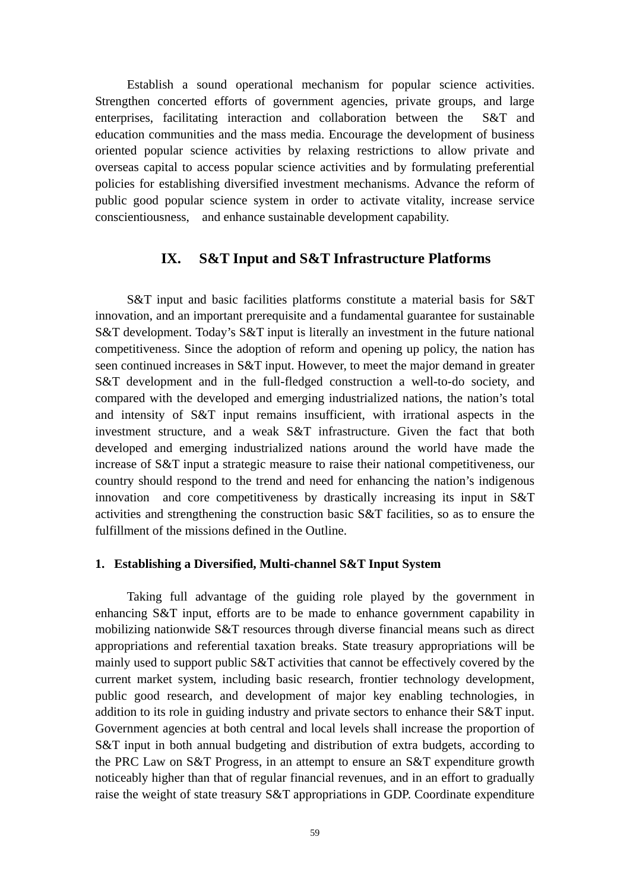Establish a sound operational mechanism for popular science activities. Strengthen concerted efforts of government agencies, private groups, and large enterprises, facilitating interaction and collaboration between the S&T and education communities and the mass media. Encourage the development of business oriented popular science activities by relaxing restrictions to allow private and overseas capital to access popular science activities and by formulating preferential policies for establishing diversified investment mechanisms. Advance the reform of public good popular science system in order to activate vitality, increase service conscientiousness, and enhance sustainable development capability.

## IX. S&T Input and S&T Infrastructure Platforms

S&T input and basic facilities platforms constitute a material basis for S&T innovation, and an important prerequisite and a fundamental guarantee for sustainable S&T development. Today's S&T input is literally an investment in the future national competitiveness. Since the adoption of reform and opening up policy, the nation has seen continued increases in S&T input. However, to meet the major demand in greater S&T development and in the full-fledged construction a well-to-do society, and compared with the developed and emerging industrialized nations, the nation's total and intensity of S&T input remains insufficient, with irrational aspects in the investment structure, and a weak S&T infrastructure. Given the fact that both developed and emerging industrialized nations around the world have made the increase of S&T input a strategic measure to raise their national competitiveness, our country should respond to the trend and need for enhancing the nation's indigenous innovation and core competitiveness by drastically increasing its input in S&T activities and strengthening the construction basic S&T facilities, so as to ensure the fulfillment of the missions defined in the Outline.

### 1. Establishing a Diversified, Multi-channel S&T Input System

Taking full advantage of the guiding role played by the government in enhancing S&T input, efforts are to be made to enhance government capability in mobilizing nationwide S&T resources through diverse financial means such as direct appropriations and referential taxation breaks. State treasury appropriations will be mainly used to support public S&T activities that cannot be effectively covered by the current market system, including basic research, frontier technology development, public good research, and development of major key enabling technologies, in addition to its role in guiding industry and private sectors to enhance their S&T input. Government agencies at both central and local levels shall increase the proportion of S&T input in both annual budgeting and distribution of extra budgets, according to the PRC Law on S&T Progress, in an attempt to ensure an S&T expenditure growth noticeably higher than that of regular financial revenues, and in an effort to gradually raise the weight of state treasury S&T appropriations in GDP. Coordinate expenditure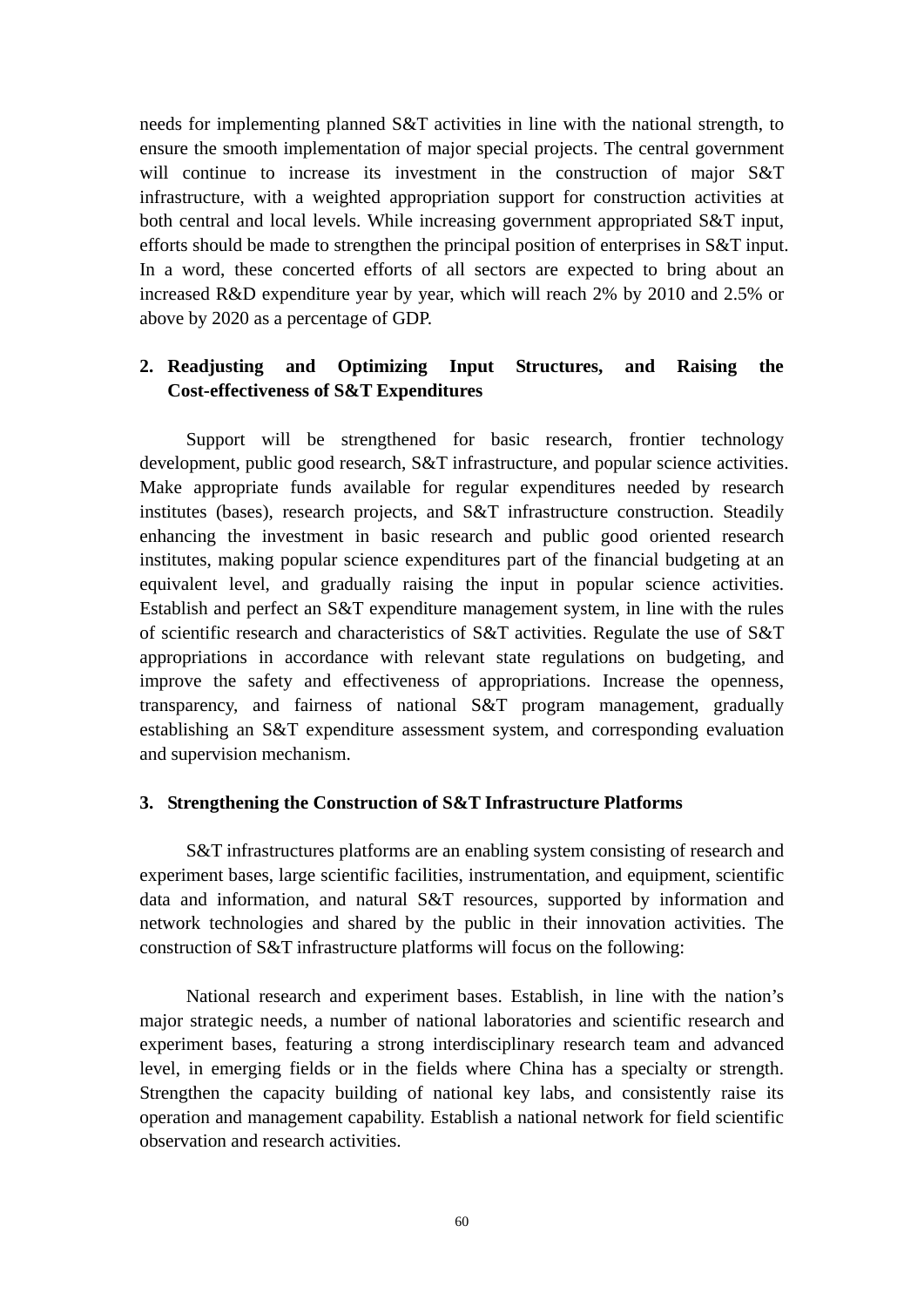needs for implementing planned S&T activities in line with the national strength, to ensure the smooth implementation of major special projects. The central government will continue to increase its investment in the construction of major S&T infrastructure, with a weighted appropriation support for construction activities at both central and local levels. While increasing government appropriated S&T input, efforts should be made to strengthen the principal position of enterprises in S&T input. In a word, these concerted efforts of all sectors are expected to bring about an increased R&D expenditure year by year, which will reach 2% by 2010 and 2.5% or above by 2020 as a percentage of GDP.

### 2. Readjusting and Optimizing Input Structures, and Raising the Cost-effectiveness of S&T Expenditures

Support will be strengthened for basic research, frontier technology development, public good research, S&T infrastructure, and popular science activities. Make appropriate funds available for regular expenditures needed by research institutes (bases), research projects, and S&T infrastructure construction. Steadily enhancing the investment in basic research and public good oriented research institutes, making popular science expenditures part of the financial budgeting at an equivalent level, and gradually raising the input in popular science activities. Establish and perfect an S&T expenditure management system, in line with the rules of scientific research and characteristics of S&T activities. Regulate the use of S&T appropriations in accordance with relevant state regulations on budgeting, and improve the safety and effectiveness of appropriations. Increase the openness, transparency, and fairness of national S&T program management, gradually establishing an S&T expenditure assessment system, and corresponding evaluation and supervision mechanism.

### 3. Strengthening the Construction of S&T Infrastructure Platforms

S&T infrastructures platforms are an enabling system consisting of research and experiment bases, large scientific facilities, instrumentation, and equipment, scientific data and information, and natural S&T resources, supported by information and network technologies and shared by the public in their innovation activities. The construction of S&T infrastructure platforms will focus on the following:

National research and experiment bases. Establish, in line with the nation's major strategic needs, a number of national laboratories and scientific research and experiment bases, featuring a strong interdisciplinary research team and advanced level, in emerging fields or in the fields where China has a specialty or strength. Strengthen the capacity building of national key labs, and consistently raise its operation and management capability. Establish a national network for field scientific observation and research activities.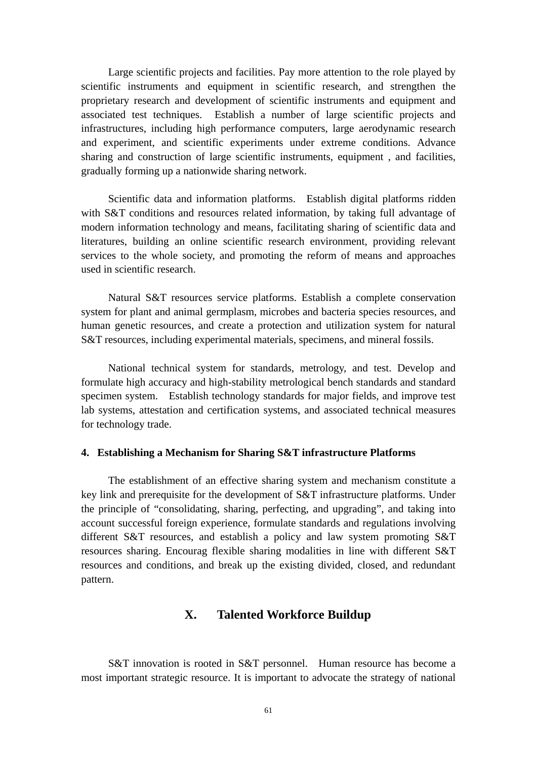Large scientific projects and facilities. Pay more attention to the role played by scientific instruments and equipment in scientific research, and strengthen the proprietary research and development of scientific instruments and equipment and associated test techniques. Establish a number of large scientific projects and infrastructures, including high performance computers, large aerodynamic research and experiment, and scientific experiments under extreme conditions. Advance sharing and construction of large scientific instruments, equipment , and facilities, gradually forming up a nationwide sharing network.

Scientific data and information platforms. Establish digital platforms ridden with S&T conditions and resources related information, by taking full advantage of modern information technology and means, facilitating sharing of scientific data and literatures, building an online scientific research environment, providing relevant services to the whole society, and promoting the reform of means and approaches used in scientific research.

Natural S&T resources service platforms. Establish a complete conservation system for plant and animal germplasm, microbes and bacteria species resources, and human genetic resources, and create a protection and utilization system for natural S&T resources, including experimental materials, specimens, and mineral fossils.

National technical system for standards, metrology, and test. Develop and formulate high accuracy and high-stability metrological bench standards and standard specimen system. Establish technology standards for major fields, and improve test lab systems, attestation and certification systems, and associated technical measures for technology trade.

#### 4. Establishing a Mechanism for Sharing S&T infrastructure Platforms

The establishment of an effective sharing system and mechanism constitute a key link and prerequisite for the development of S&T infrastructure platforms. Under the principle of "consolidating, sharing, perfecting, and upgrading", and taking into account successful foreign experience, formulate standards and regulations involving different S&T resources, and establish a policy and law system promoting S&T resources sharing. Encourag flexible sharing modalities in line with different S&T resources and conditions, and break up the existing divided, closed, and redundant pattern.

## X. Talented Workforce Buildup

S&T innovation is rooted in S&T personnel. Human resource has become a most important strategic resource. It is important to advocate the strategy of national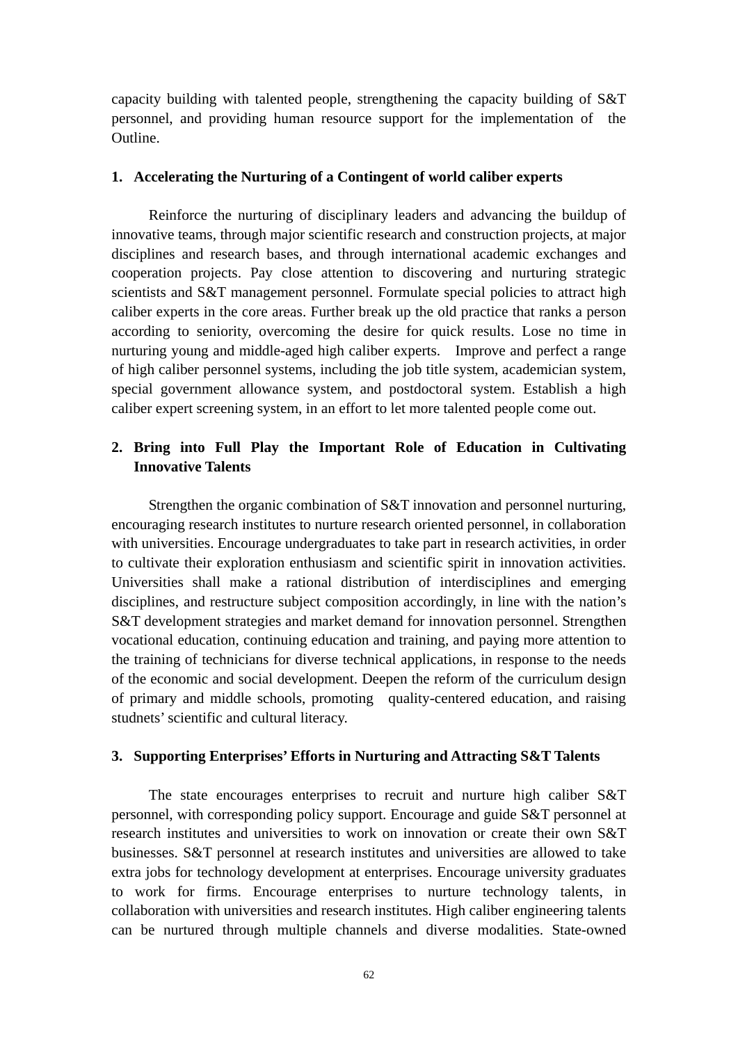capacity building with talented people, strengthening the capacity building of S&T personnel, and providing human resource support for the implementation of the Outline.

### 1. Accelerating the Nurturing of a Contingent of world caliber experts

Reinforce the nurturing of disciplinary leaders and advancing the buildup of innovative teams, through major scientific research and construction projects, at major disciplines and research bases, and through international academic exchanges and cooperation projects. Pay close attention to discovering and nurturing strategic scientists and S&T management personnel. Formulate special policies to attract high caliber experts in the core areas. Further break up the old practice that ranks a person according to seniority, overcoming the desire for quick results. Lose no time in nurturing young and middle-aged high caliber experts. Improve and perfect a range of high caliber personnel systems, including the job title system, academician system, special government allowance system, and postdoctoral system. Establish a high caliber expert screening system, in an effort to let more talented people come out.

### 2. Bring into Full Play the Important Role of Education in Cultivating Innovative Talents

Strengthen the organic combination of S&T innovation and personnel nurturing, encouraging research institutes to nurture research oriented personnel, in collaboration with universities. Encourage undergraduates to take part in research activities, in order to cultivate their exploration enthusiasm and scientific spirit in innovation activities. Universities shall make a rational distribution of interdisciplines and emerging disciplines, and restructure subject composition accordingly, in line with the nation's S&T development strategies and market demand for innovation personnel. Strengthen vocational education, continuing education and training, and paying more attention to the training of technicians for diverse technical applications, in response to the needs of the economic and social development. Deepen the reform of the curriculum design of primary and middle schools, promoting quality-centered education, and raising studnets' scientific and cultural literacy.

### 3. Supporting Enterprises' Efforts in Nurturing and Attracting S&T Talents

The state encourages enterprises to recruit and nurture high caliber S&T personnel, with corresponding policy support. Encourage and guide S&T personnel at research institutes and universities to work on innovation or create their own S&T businesses. S&T personnel at research institutes and universities are allowed to take extra jobs for technology development at enterprises. Encourage university graduates to work for firms. Encourage enterprises to nurture technology talents, in collaboration with universities and research institutes. High caliber engineering talents can be nurtured through multiple channels and diverse modalities. State-owned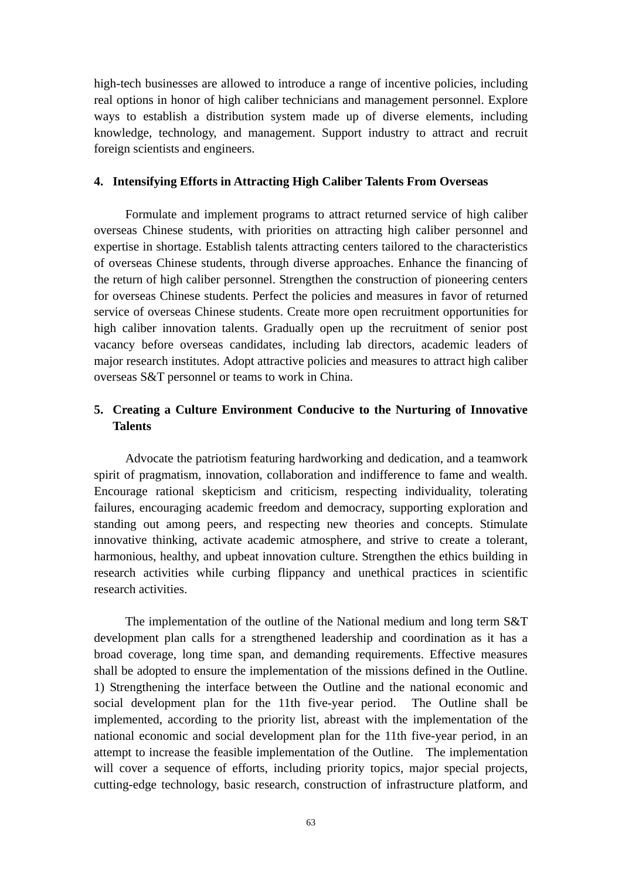high-tech businesses are allowed to introduce a range of incentive policies, including real options in honor of high caliber technicians and management personnel. Explore ways to establish a distribution system made up of diverse elements, including knowledge, technology, and management. Support industry to attract and recruit foreign scientists and engineers.

### 4. Intensifying Efforts in Attracting High Caliber Talents From Overseas

Formulate and implement programs to attract returned service of high caliber overseas Chinese students, with priorities on attracting high caliber personnel and expertise in shortage. Establish talents attracting centers tailored to the characteristics of overseas Chinese students, through diverse approaches. Enhance the financing of the return of high caliber personnel. Strengthen the construction of pioneering centers for overseas Chinese students. Perfect the policies and measures in favor of returned service of overseas Chinese students. Create more open recruitment opportunities for high caliber innovation talents. Gradually open up the recruitment of senior post vacancy before overseas candidates, including lab directors, academic leaders of major research institutes. Adopt attractive policies and measures to attract high caliber overseas S&T personnel or teams to work in China.

### 5. Creating a Culture Environment Conducive to the Nurturing of Innovative Talents

Advocate the patriotism featuring hardworking and dedication, and a teamwork spirit of pragmatism, innovation, collaboration and indifference to fame and wealth. Encourage rational skepticism and criticism, respecting individuality, tolerating failures, encouraging academic freedom and democracy, supporting exploration and standing out among peers, and respecting new theories and concepts. Stimulate innovative thinking, activate academic atmosphere, and strive to create a tolerant, harmonious, healthy, and upbeat innovation culture. Strengthen the ethics building in research activities while curbing flippancy and unethical practices in scientific research activities.

The implementation of the outline of the National medium and long term S&T development plan calls for a strengthened leadership and coordination as it has a broad coverage, long time span, and demanding requirements. Effective measures shall be adopted to ensure the implementation of the missions defined in the Outline. 1) Strengthening the interface between the Outline and the national economic and social development plan for the 11th five-year period. The Outline shall be implemented, according to the priority list, abreast with the implementation of the national economic and social development plan for the 11th five-year period, in an attempt to increase the feasible implementation of the Outline. The implementation will cover a sequence of efforts, including priority topics, major special projects, cutting-edge technology, basic research, construction of infrastructure platform, and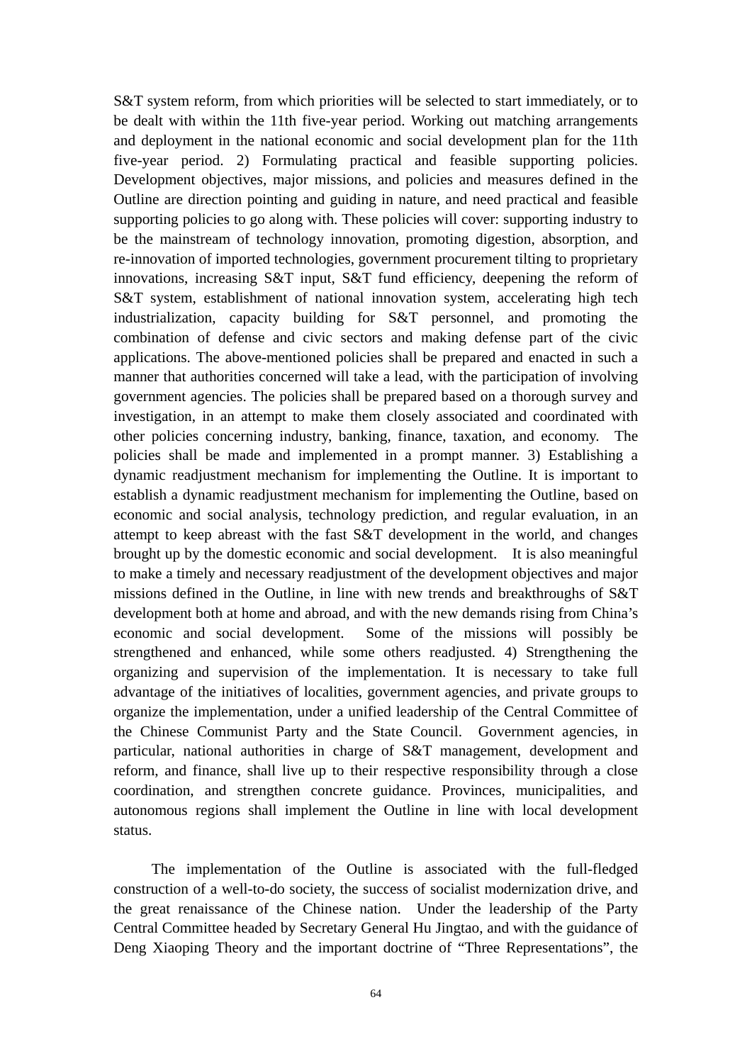S&T system reform, from which priorities will be selected to start immediately, or to be dealt with within the 11th five-year period. Working out matching arrangements and deployment in the national economic and social development plan for the 11th five-year period. 2) Formulating practical and feasible supporting policies. Development objectives, major missions, and policies and measures defined in the Outline are direction pointing and guiding in nature, and need practical and feasible supporting policies to go along with. These policies will cover: supporting industry to be the mainstream of technology innovation, promoting digestion, absorption, and re-innovation of imported technologies, government procurement tilting to proprietary innovations, increasing S&T input, S&T fund efficiency, deepening the reform of S&T system, establishment of national innovation system, accelerating high tech industrialization, capacity building for S&T personnel, and promoting the combination of defense and civic sectors and making defense part of the civic applications. The above-mentioned policies shall be prepared and enacted in such a manner that authorities concerned will take a lead, with the participation of involving government agencies. The policies shall be prepared based on a thorough survey and investigation, in an attempt to make them closely associated and coordinated with other policies concerning industry, banking, finance, taxation, and economy. The policies shall be made and implemented in a prompt manner. 3) Establishing a dynamic readjustment mechanism for implementing the Outline. It is important to establish a dynamic readjustment mechanism for implementing the Outline, based on economic and social analysis, technology prediction, and regular evaluation, in an attempt to keep abreast with the fast S&T development in the world, and changes brought up by the domestic economic and social development. It is also meaningful to make a timely and necessary readjustment of the development objectives and major missions defined in the Outline, in line with new trends and breakthroughs of S&T development both at home and abroad, and with the new demands rising from China's economic and social development. Some of the missions will possibly be strengthened and enhanced, while some others readjusted. 4) Strengthening the organizing and supervision of the implementation. It is necessary to take full advantage of the initiatives of localities, government agencies, and private groups to organize the implementation, under a unified leadership of the Central Committee of the Chinese Communist Party and the State Council. Government agencies, in particular, national authorities in charge of S&T management, development and reform, and finance, shall live up to their respective responsibility through a close coordination, and strengthen concrete guidance. Provinces, municipalities, and autonomous regions shall implement the Outline in line with local development status.

The implementation of the Outline is associated with the full-fledged construction of a well-to-do society, the success of socialist modernization drive, and the great renaissance of the Chinese nation. Under the leadership of the Party Central Committee headed by Secretary General Hu Jingtao, and with the guidance of Deng Xiaoping Theory and the important doctrine of "Three Representations", the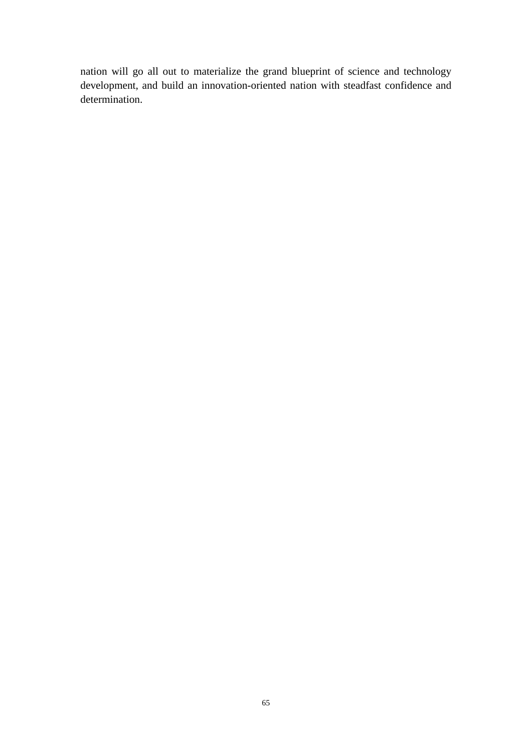nation will go all out to materialize the grand blueprint of science and technology development, and build an innovation-oriented nation with steadfast confidence and determination.